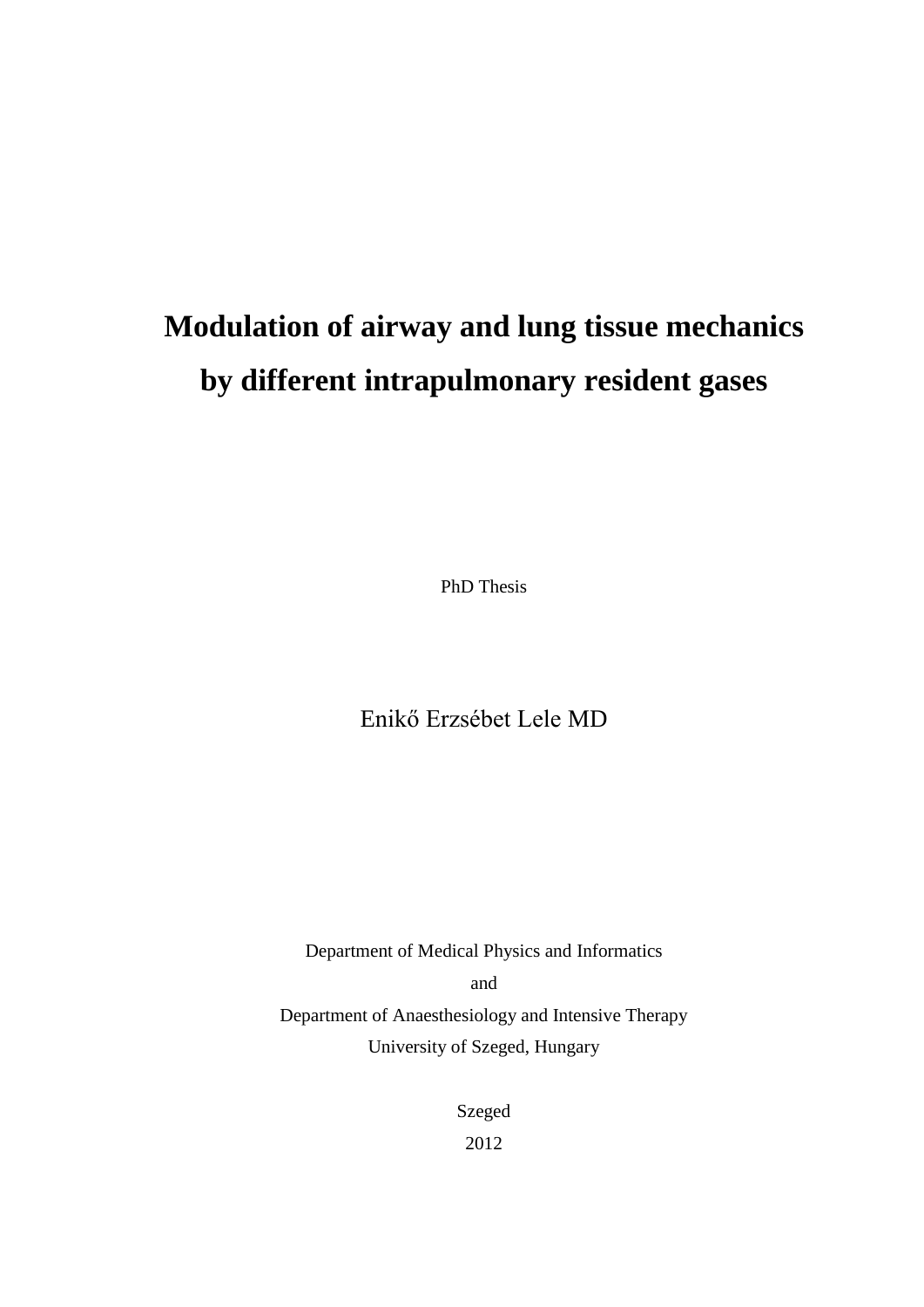# Modulation of airway and lung tissue mechanics by different intrapulmonary resident gases

PhD Thesis

Enikő Erzsébet Lele MD

Department of Medical Physics and Informatics

and

Department of Anaesthesiology and Intensive Therapy

University of Szeged, Hungary

Szeged

2012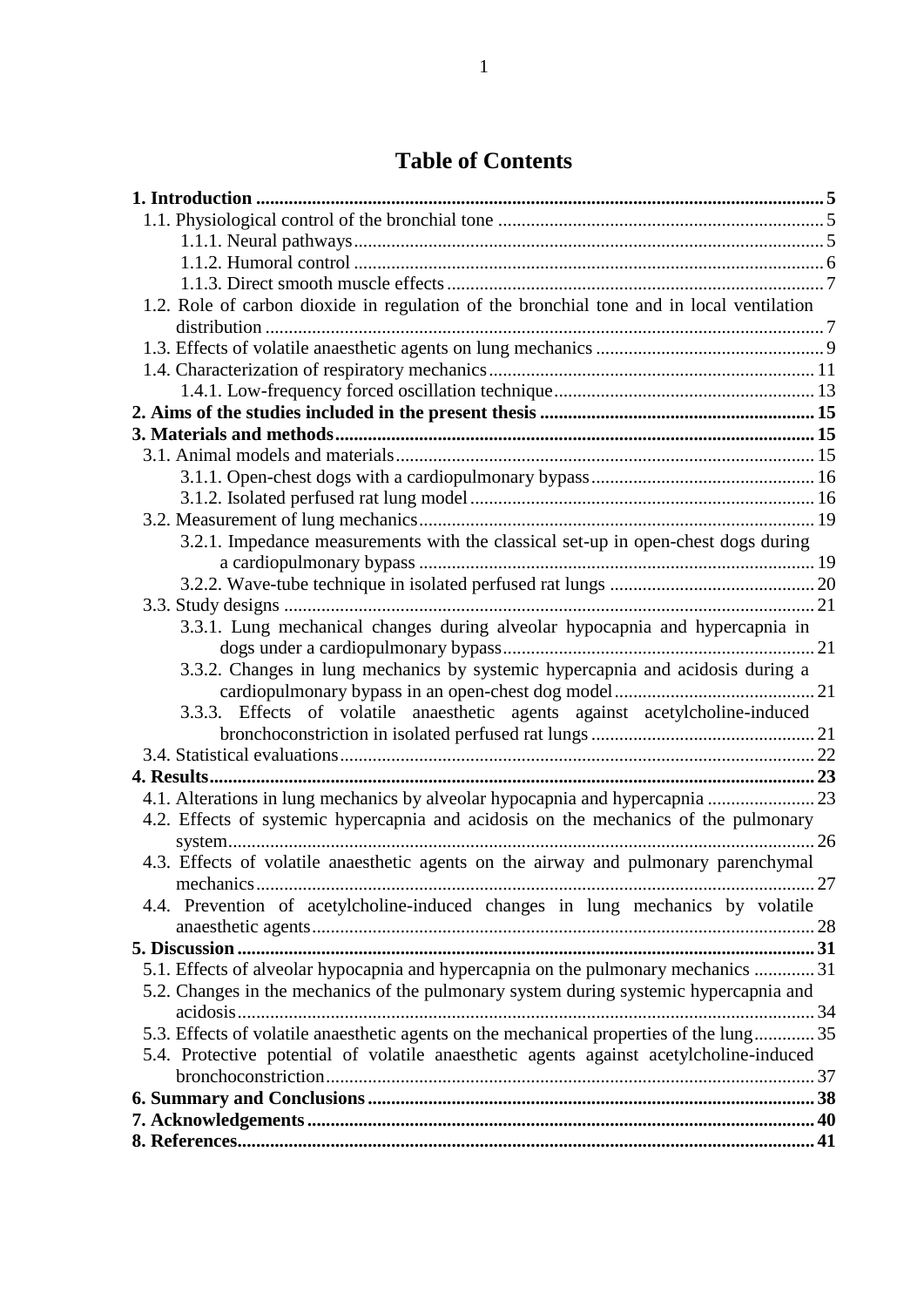# Table of Contents

**1. Introduction** ... **5**
- 1.1. Physiological control of the bronchial tone ... 5
  - 1.1.1. Neural pathways ... 5
  - 1.1.2. Humoral control ... 6
  - 1.1.3. Direct smooth muscle effects ... 7
- 1.2. Role of carbon dioxide in regulation of the bronchial tone and in local ventilation distribution ... 7
- 1.3. Effects of volatile anaesthetic agents on lung mechanics ... 9
- 1.4. Characterization of respiratory mechanics ... 11
  - 1.4.1. Low-frequency forced oscillation technique ... 13

**2. Aims of the studies included in the present thesis** ... **15**

**3. Materials and methods** ... **15**
- 3.1. Animal models and materials ... 15
  - 3.1.1. Open-chest dogs with a cardiopulmonary bypass ... 16
  - 3.1.2. Isolated perfused rat lung model ... 16
- 3.2. Measurement of lung mechanics ... 19
  - 3.2.1. Impedance measurements with the classical set-up in open-chest dogs during a cardiopulmonary bypass ... 19
  - 3.2.2. Wave-tube technique in isolated perfused rat lungs ... 20
- 3.3. Study designs ... 21
  - 3.3.1. Lung mechanical changes during alveolar hypocapnia and hypercapnia in dogs under a cardiopulmonary bypass ... 21
  - 3.3.2. Changes in lung mechanics by systemic hypercapnia and acidosis during a cardiopulmonary bypass in an open-chest dog model ... 21
  - 3.3.3. Effects of volatile anaesthetic agents against acetylcholine-induced bronchoconstriction in isolated perfused rat lungs ... 21
- 3.4. Statistical evaluations ... 22

**4. Results** ... **23**
- 4.1. Alterations in lung mechanics by alveolar hypocapnia and hypercapnia ... 23
- 4.2. Effects of systemic hypercapnia and acidosis on the mechanics of the pulmonary system ... 26
- 4.3. Effects of volatile anaesthetic agents on the airway and pulmonary parenchymal mechanics ... 27
- 4.4. Prevention of acetylcholine-induced changes in lung mechanics by volatile anaesthetic agents ... 28

**5. Discussion** ... **31**
- 5.1. Effects of alveolar hypocapnia and hypercapnia on the pulmonary mechanics ... 31
- 5.2. Changes in the mechanics of the pulmonary system during systemic hypercapnia and acidosis ... 34
- 5.3. Effects of volatile anaesthetic agents on the mechanical properties of the lung ... 35
- 5.4. Protective potential of volatile anaesthetic agents against acetylcholine-induced bronchoconstriction ... 37

**6. Summary and Conclusions** ... **38**

**7. Acknowledgements** ... **40**

**8. References** ... **41**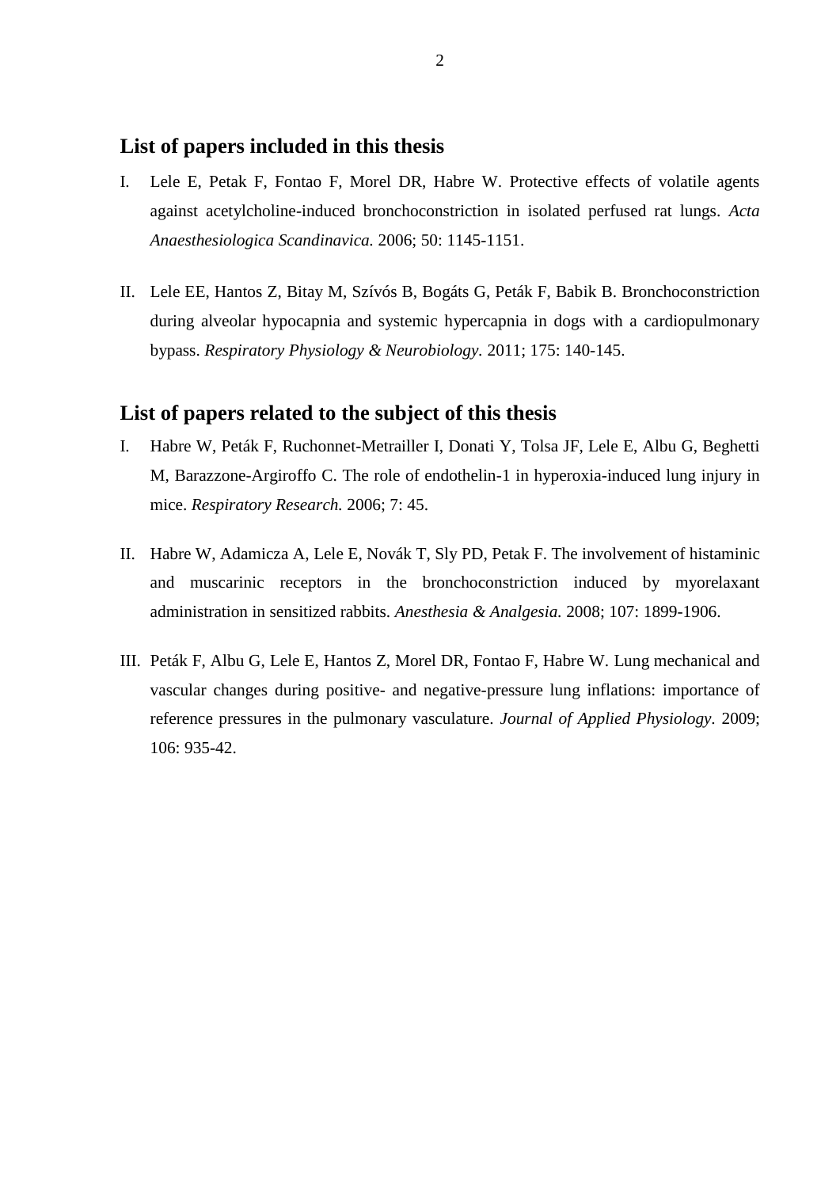## List of papers included in this thesis

I. Lele E, Petak F, Fontao F, Morel DR, Habre W. Protective effects of volatile agents against acetylcholine-induced bronchoconstriction in isolated perfused rat lungs. *Acta Anaesthesiologica Scandinavica.* 2006; 50: 1145-1151.

II. Lele EE, Hantos Z, Bitay M, Szívós B, Bogáts G, Peták F, Babik B. Bronchoconstriction during alveolar hypocapnia and systemic hypercapnia in dogs with a cardiopulmonary bypass. *Respiratory Physiology & Neurobiology.* 2011; 175: 140-145.

## List of papers related to the subject of this thesis

I. Habre W, Peták F, Ruchonnet-Metrailler I, Donati Y, Tolsa JF, Lele E, Albu G, Beghetti M, Barazzone-Argiroffo C. The role of endothelin-1 in hyperoxia-induced lung injury in mice. *Respiratory Research.* 2006; 7: 45.

II. Habre W, Adamicza A, Lele E, Novák T, Sly PD, Petak F. The involvement of histaminic and muscarinic receptors in the bronchoconstriction induced by myorelaxant administration in sensitized rabbits. *Anesthesia & Analgesia.* 2008; 107: 1899-1906.

III. Peták F, Albu G, Lele E, Hantos Z, Morel DR, Fontao F, Habre W. Lung mechanical and vascular changes during positive- and negative-pressure lung inflations: importance of reference pressures in the pulmonary vasculature. *Journal of Applied Physiology*. 2009; 106: 935-42.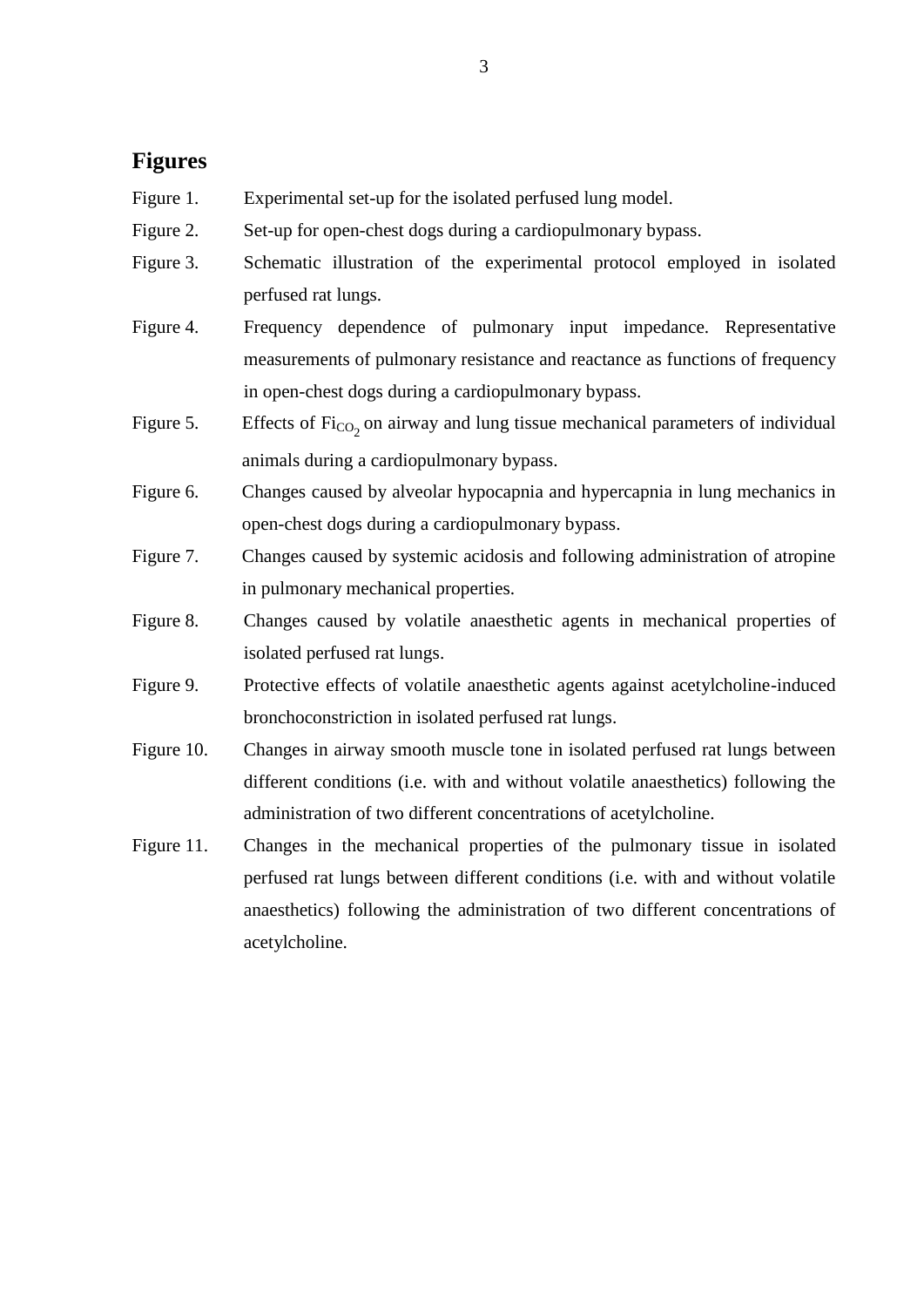## Figures

Figure 1. Experimental set-up for the isolated perfused lung model.

Figure 2. Set-up for open-chest dogs during a cardiopulmonary bypass.

Figure 3. Schematic illustration of the experimental protocol employed in isolated perfused rat lungs.

Figure 4. Frequency dependence of pulmonary input impedance. Representative measurements of pulmonary resistance and reactance as functions of frequency in open-chest dogs during a cardiopulmonary bypass.

Figure 5. Effects of $Fi_{CO_2}$ on airway and lung tissue mechanical parameters of individual animals during a cardiopulmonary bypass.

Figure 6. Changes caused by alveolar hypocapnia and hypercapnia in lung mechanics in open-chest dogs during a cardiopulmonary bypass.

Figure 7. Changes caused by systemic acidosis and following administration of atropine in pulmonary mechanical properties.

Figure 8. Changes caused by volatile anaesthetic agents in mechanical properties of isolated perfused rat lungs.

Figure 9. Protective effects of volatile anaesthetic agents against acetylcholine-induced bronchoconstriction in isolated perfused rat lungs.

Figure 10. Changes in airway smooth muscle tone in isolated perfused rat lungs between different conditions (i.e. with and without volatile anaesthetics) following the administration of two different concentrations of acetylcholine.

Figure 11. Changes in the mechanical properties of the pulmonary tissue in isolated perfused rat lungs between different conditions (i.e. with and without volatile anaesthetics) following the administration of two different concentrations of acetylcholine.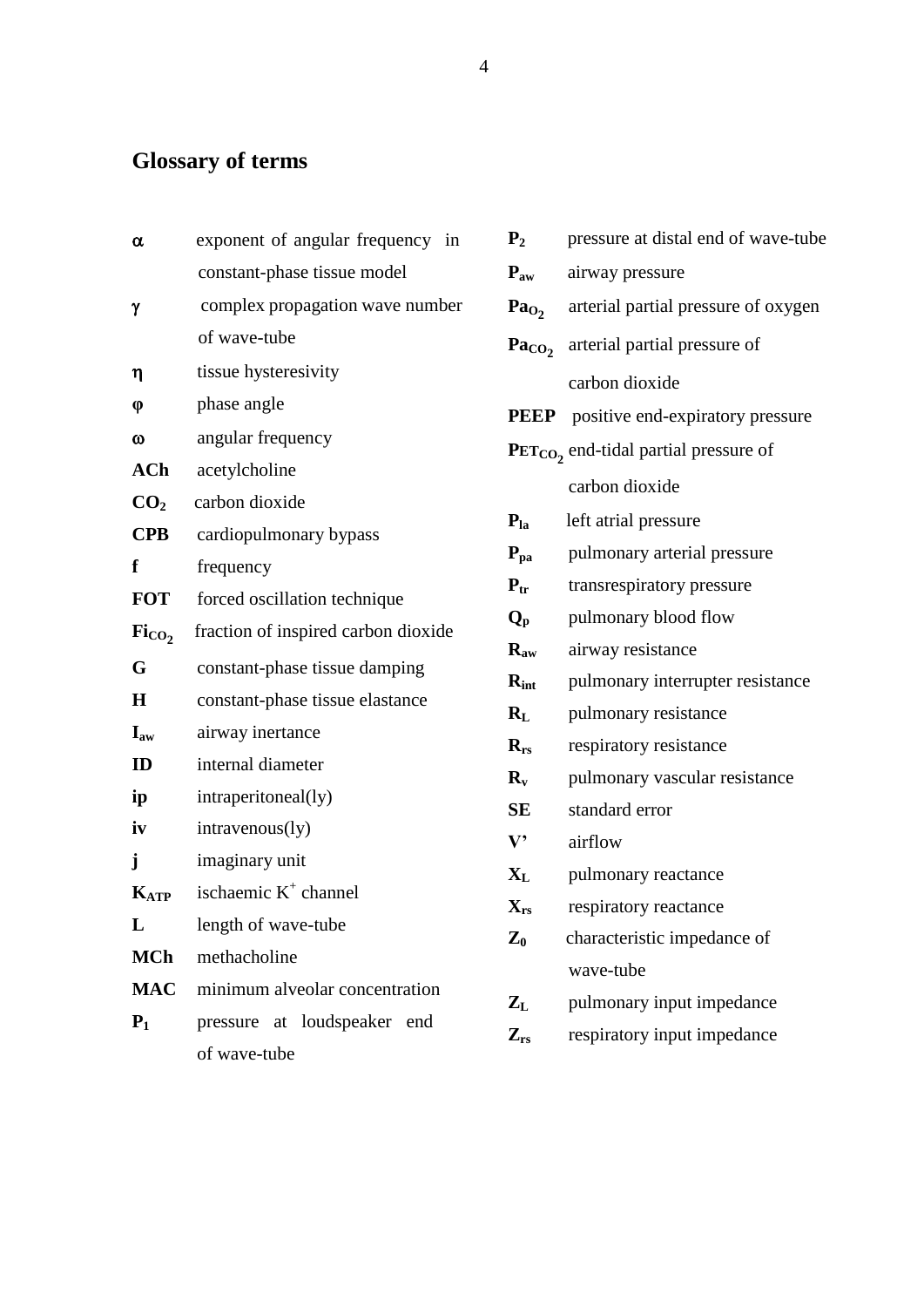## Glossary of terms

$\alpha$ exponent of angular frequency in constant-phase tissue model

$\gamma$ complex propagation wave number of wave-tube

$\eta$ tissue hysteresivity

$\varphi$ phase angle

$\omega$ angular frequency

**ACh** acetylcholine

**$CO_2$** carbon dioxide

**CPB** cardiopulmonary bypass

**f** frequency

**FOT** forced oscillation technique

**$Fi_{CO_2}$** fraction of inspired carbon dioxide

**G** constant-phase tissue damping

**H** constant-phase tissue elastance

**$I_{aw}$** airway inertance

**ID** internal diameter

**ip** intraperitoneal(ly)

**iv** intravenous(ly)

**j** imaginary unit

**$K_{ATP}$** ischaemic $K^+$ channel

**L** length of wave-tube

**MCh** methacholine

**MAC** minimum alveolar concentration

**$P_1$** pressure at loudspeaker end of wave-tube

**$P_2$** pressure at distal end of wave-tube

**$P_{aw}$** airway pressure

**$Pa_{O_2}$** arterial partial pressure of oxygen

**$Pa_{CO_2}$** arterial partial pressure of carbon dioxide

**PEEP** positive end-expiratory pressure

**$PET_{CO_2}$** end-tidal partial pressure of carbon dioxide

**$P_{la}$** left atrial pressure

**$P_{pa}$** pulmonary arterial pressure

**$P_{tr}$** transrespiratory pressure

**$Q_p$** pulmonary blood flow

**$R_{aw}$** airway resistance

**$R_{int}$** pulmonary interrupter resistance

**$R_L$** pulmonary resistance

**$R_{rs}$** respiratory resistance

**$R_v$** pulmonary vascular resistance

**SE** standard error

**V’** airflow

**$X_L$** pulmonary reactance

**$X_{rs}$** respiratory reactance

**$Z_0$** characteristic impedance of wave-tube

**$Z_L$** pulmonary input impedance

**$Z_{rs}$** respiratory input impedance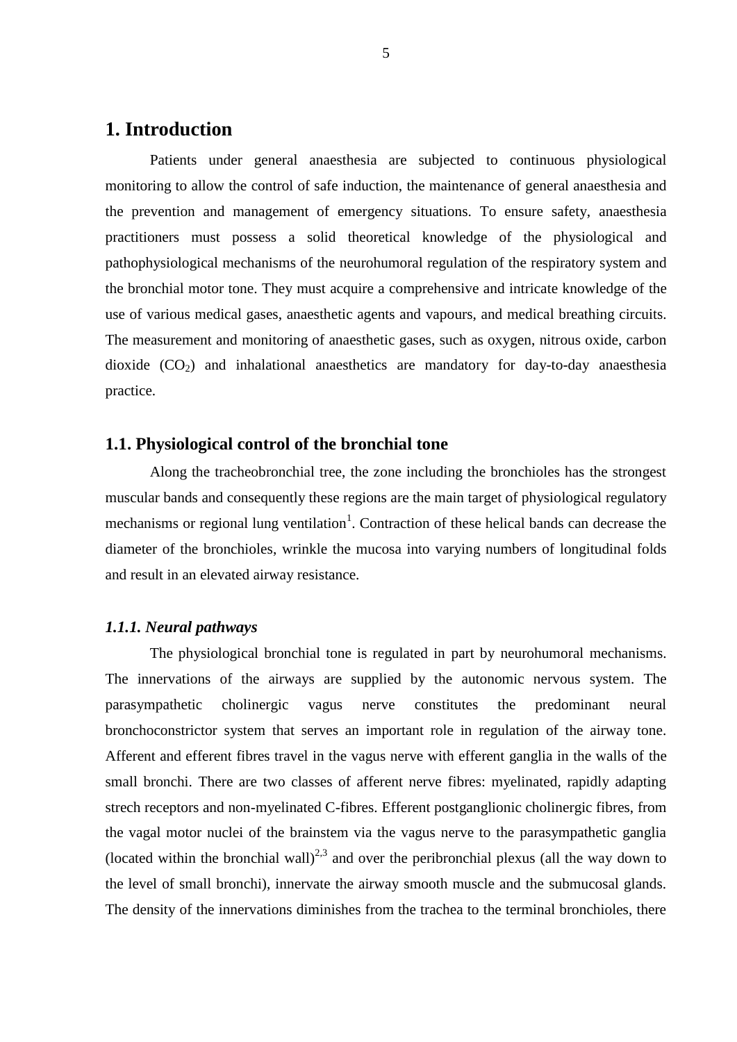# 1. Introduction

Patients under general anaesthesia are subjected to continuous physiological monitoring to allow the control of safe induction, the maintenance of general anaesthesia and the prevention and management of emergency situations. To ensure safety, anaesthesia practitioners must possess a solid theoretical knowledge of the physiological and pathophysiological mechanisms of the neurohumoral regulation of the respiratory system and the bronchial motor tone. They must acquire a comprehensive and intricate knowledge of the use of various medical gases, anaesthetic agents and vapours, and medical breathing circuits. The measurement and monitoring of anaesthetic gases, such as oxygen, nitrous oxide, carbon dioxide ($CO_2$) and inhalational anaesthetics are mandatory for day-to-day anaesthesia practice.

## 1.1. Physiological control of the bronchial tone

Along the tracheobronchial tree, the zone including the bronchioles has the strongest muscular bands and consequently these regions are the main target of physiological regulatory mechanisms or regional lung ventilation[1]. Contraction of these helical bands can decrease the diameter of the bronchioles, wrinkle the mucosa into varying numbers of longitudinal folds and result in an elevated airway resistance.

### *1.1.1. Neural pathways*

The physiological bronchial tone is regulated in part by neurohumoral mechanisms. The innervations of the airways are supplied by the autonomic nervous system. The parasympathetic cholinergic vagus nerve constitutes the predominant neural bronchoconstrictor system that serves an important role in regulation of the airway tone. Afferent and efferent fibres travel in the vagus nerve with efferent ganglia in the walls of the small bronchi. There are two classes of afferent nerve fibres: myelinated, rapidly adapting strech receptors and non-myelinated C-fibres. Efferent postganglionic cholinergic fibres, from the vagal motor nuclei of the brainstem via the vagus nerve to the parasympathetic ganglia (located within the bronchial wall)[2,3] and over the peribronchial plexus (all the way down to the level of small bronchi), innervate the airway smooth muscle and the submucosal glands. The density of the innervations diminishes from the trachea to the terminal bronchioles, there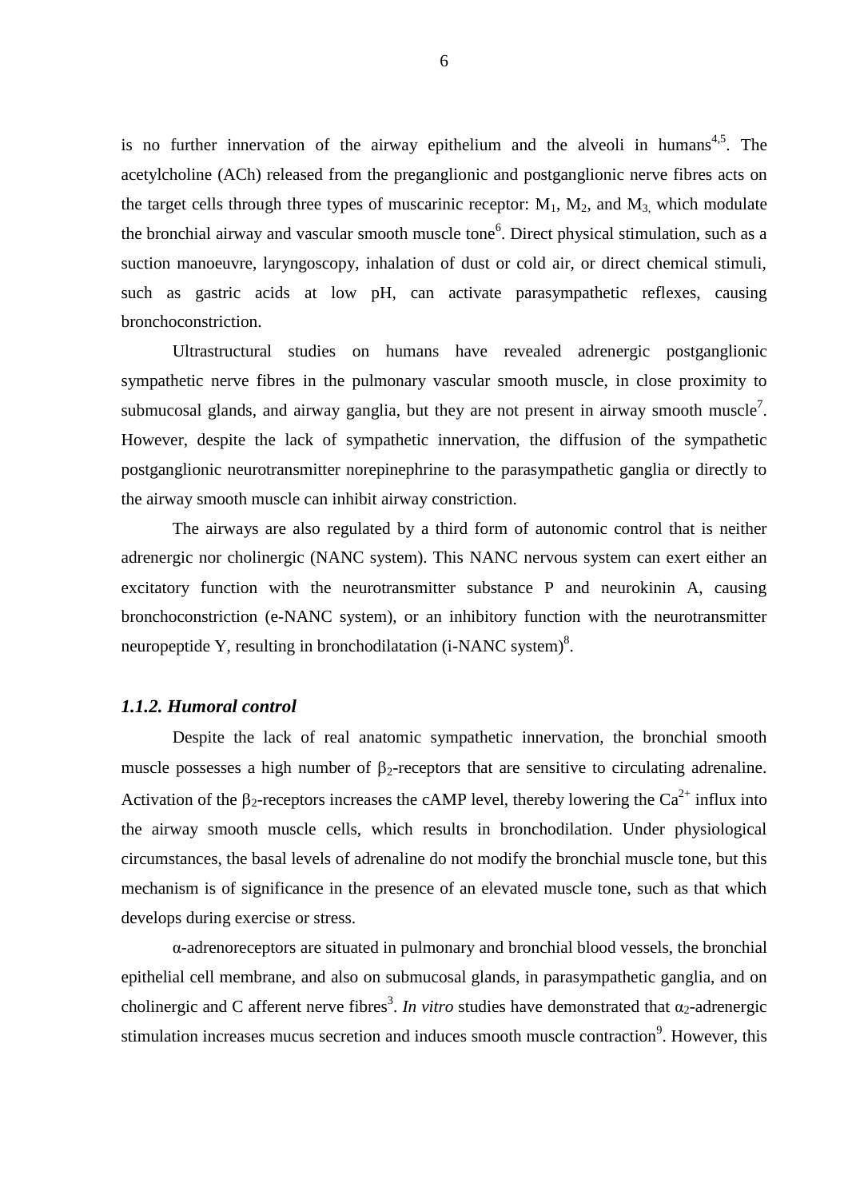is no further innervation of the airway epithelium and the alveoli in humans[4,5]. The acetylcholine (ACh) released from the preganglionic and postganglionic nerve fibres acts on the target cells through three types of muscarinic receptor: $M_1$, $M_2$, and $M_3$, which modulate the bronchial airway and vascular smooth muscle tone[6]. Direct physical stimulation, such as a suction manoeuvre, laryngoscopy, inhalation of dust or cold air, or direct chemical stimuli, such as gastric acids at low pH, can activate parasympathetic reflexes, causing bronchoconstriction.

Ultrastructural studies on humans have revealed adrenergic postganglionic sympathetic nerve fibres in the pulmonary vascular smooth muscle, in close proximity to submucosal glands, and airway ganglia, but they are not present in airway smooth muscle[7]. However, despite the lack of sympathetic innervation, the diffusion of the sympathetic postganglionic neurotransmitter norepinephrine to the parasympathetic ganglia or directly to the airway smooth muscle can inhibit airway constriction.

The airways are also regulated by a third form of autonomic control that is neither adrenergic nor cholinergic (NANC system). This NANC nervous system can exert either an excitatory function with the neurotransmitter substance P and neurokinin A, causing bronchoconstriction (e-NANC system), or an inhibitory function with the neurotransmitter neuropeptide Y, resulting in bronchodilatation (i-NANC system)[8].

### *1.1.2. Humoral control*

Despite the lack of real anatomic sympathetic innervation, the bronchial smooth muscle possesses a high number of $\beta_2$-receptors that are sensitive to circulating adrenaline. Activation of the $\beta_2$-receptors increases the cAMP level, thereby lowering the $Ca^{2+}$ influx into the airway smooth muscle cells, which results in bronchodilation. Under physiological circumstances, the basal levels of adrenaline do not modify the bronchial muscle tone, but this mechanism is of significance in the presence of an elevated muscle tone, such as that which develops during exercise or stress.

$\alpha$-adrenoreceptors are situated in pulmonary and bronchial blood vessels, the bronchial epithelial cell membrane, and also on submucosal glands, in parasympathetic ganglia, and on cholinergic and C afferent nerve fibres[3]. *In vitro* studies have demonstrated that $\alpha_2$-adrenergic stimulation increases mucus secretion and induces smooth muscle contraction[9]. However, this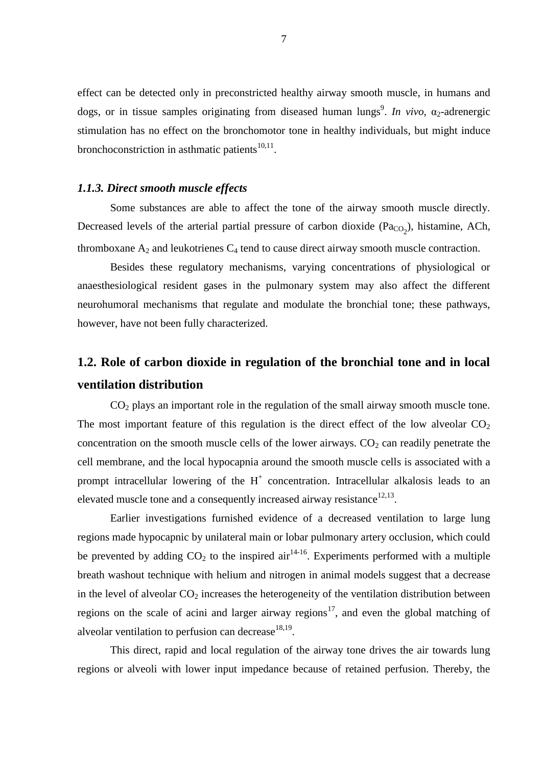effect can be detected only in preconstricted healthy airway smooth muscle, in humans and dogs, or in tissue samples originating from diseased human lungs[9]. *In vivo*, $\alpha_2$-adrenergic stimulation has no effect on the bronchomotor tone in healthy individuals, but might induce bronchoconstriction in asthmatic patients[10,11].

### *1.1.3. Direct smooth muscle effects*

Some substances are able to affect the tone of the airway smooth muscle directly. Decreased levels of the arterial partial pressure of carbon dioxide ($Pa_{CO_2}$), histamine, ACh, thromboxane $A_2$ and leukotrienes $C_4$ tend to cause direct airway smooth muscle contraction.

Besides these regulatory mechanisms, varying concentrations of physiological or anaesthesiological resident gases in the pulmonary system may also affect the different neurohumoral mechanisms that regulate and modulate the bronchial tone; these pathways, however, have not been fully characterized.

## 1.2. Role of carbon dioxide in regulation of the bronchial tone and in local ventilation distribution

$CO_2$ plays an important role in the regulation of the small airway smooth muscle tone. The most important feature of this regulation is the direct effect of the low alveolar $CO_2$ concentration on the smooth muscle cells of the lower airways. $CO_2$ can readily penetrate the cell membrane, and the local hypocapnia around the smooth muscle cells is associated with a prompt intracellular lowering of the $H^+$ concentration. Intracellular alkalosis leads to an elevated muscle tone and a consequently increased airway resistance[12,13].

Earlier investigations furnished evidence of a decreased ventilation to large lung regions made hypocapnic by unilateral main or lobar pulmonary artery occlusion, which could be prevented by adding $CO_2$ to the inspired air[14-16]. Experiments performed with a multiple breath washout technique with helium and nitrogen in animal models suggest that a decrease in the level of alveolar $CO_2$ increases the heterogeneity of the ventilation distribution between regions on the scale of acini and larger airway regions[17], and even the global matching of alveolar ventilation to perfusion can decrease[18,19].

This direct, rapid and local regulation of the airway tone drives the air towards lung regions or alveoli with lower input impedance because of retained perfusion. Thereby, the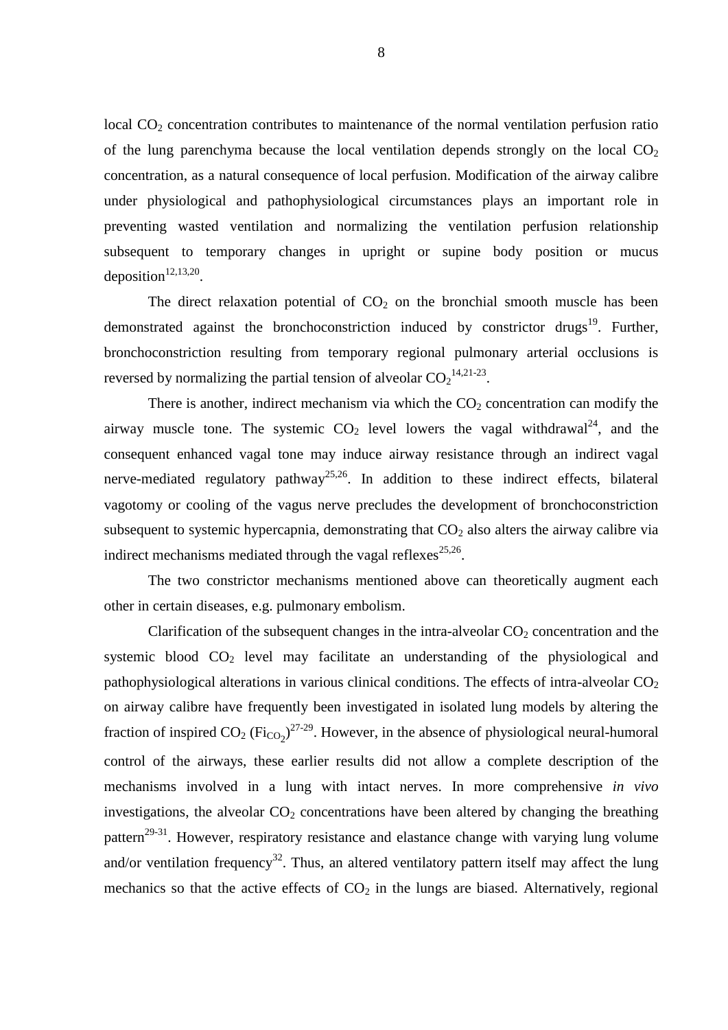local $CO_2$ concentration contributes to maintenance of the normal ventilation perfusion ratio of the lung parenchyma because the local ventilation depends strongly on the local $CO_2$ concentration, as a natural consequence of local perfusion. Modification of the airway calibre under physiological and pathophysiological circumstances plays an important role in preventing wasted ventilation and normalizing the ventilation perfusion relationship subsequent to temporary changes in upright or supine body position or mucus deposition[12,13,20].

The direct relaxation potential of $CO_2$ on the bronchial smooth muscle has been demonstrated against the bronchoconstriction induced by constrictor drugs[19]. Further, bronchoconstriction resulting from temporary regional pulmonary arterial occlusions is reversed by normalizing the partial tension of alveolar $CO_2$[14,21-23].

There is another, indirect mechanism via which the $CO_2$ concentration can modify the airway muscle tone. The systemic $CO_2$ level lowers the vagal withdrawal[24], and the consequent enhanced vagal tone may induce airway resistance through an indirect vagal nerve-mediated regulatory pathway[25,26]. In addition to these indirect effects, bilateral vagotomy or cooling of the vagus nerve precludes the development of bronchoconstriction subsequent to systemic hypercapnia, demonstrating that $CO_2$ also alters the airway calibre via indirect mechanisms mediated through the vagal reflexes[25,26].

The two constrictor mechanisms mentioned above can theoretically augment each other in certain diseases, e.g. pulmonary embolism.

Clarification of the subsequent changes in the intra-alveolar $CO_2$ concentration and the systemic blood $CO_2$ level may facilitate an understanding of the physiological and pathophysiological alterations in various clinical conditions. The effects of intra-alveolar $CO_2$ on airway calibre have frequently been investigated in isolated lung models by altering the fraction of inspired $CO_2$ ($Fi_{CO_2}$)[27-29]. However, in the absence of physiological neural-humoral control of the airways, these earlier results did not allow a complete description of the mechanisms involved in a lung with intact nerves. In more comprehensive *in vivo* investigations, the alveolar $CO_2$ concentrations have been altered by changing the breathing pattern[29-31]. However, respiratory resistance and elastance change with varying lung volume and/or ventilation frequency[32]. Thus, an altered ventilatory pattern itself may affect the lung mechanics so that the active effects of $CO_2$ in the lungs are biased. Alternatively, regional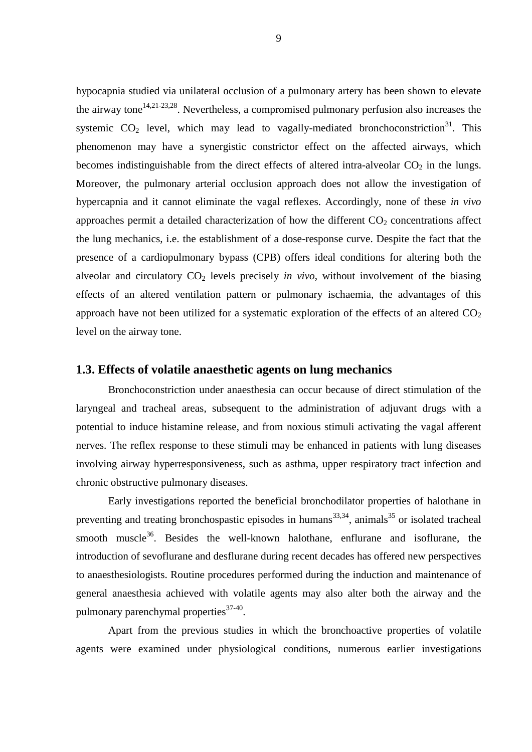hypocapnia studied via unilateral occlusion of a pulmonary artery has been shown to elevate the airway tone[14,21-23,28]. Nevertheless, a compromised pulmonary perfusion also increases the systemic $CO_2$ level, which may lead to vagally-mediated bronchoconstriction[31]. This phenomenon may have a synergistic constrictor effect on the affected airways, which becomes indistinguishable from the direct effects of altered intra-alveolar $CO_2$ in the lungs. Moreover, the pulmonary arterial occlusion approach does not allow the investigation of hypercapnia and it cannot eliminate the vagal reflexes. Accordingly, none of these *in vivo* approaches permit a detailed characterization of how the different $CO_2$ concentrations affect the lung mechanics, i.e. the establishment of a dose-response curve. Despite the fact that the presence of a cardiopulmonary bypass (CPB) offers ideal conditions for altering both the alveolar and circulatory $CO_2$ levels precisely *in vivo*, without involvement of the biasing effects of an altered ventilation pattern or pulmonary ischaemia, the advantages of this approach have not been utilized for a systematic exploration of the effects of an altered $CO_2$ level on the airway tone.

## 1.3. Effects of volatile anaesthetic agents on lung mechanics

Bronchoconstriction under anaesthesia can occur because of direct stimulation of the laryngeal and tracheal areas, subsequent to the administration of adjuvant drugs with a potential to induce histamine release, and from noxious stimuli activating the vagal afferent nerves. The reflex response to these stimuli may be enhanced in patients with lung diseases involving airway hyperresponsiveness, such as asthma, upper respiratory tract infection and chronic obstructive pulmonary diseases.

Early investigations reported the beneficial bronchodilator properties of halothane in preventing and treating bronchospastic episodes in humans[33,34], animals[35] or isolated tracheal smooth muscle[36]. Besides the well-known halothane, enflurane and isoflurane, the introduction of sevoflurane and desflurane during recent decades has offered new perspectives to anaesthesiologists. Routine procedures performed during the induction and maintenance of general anaesthesia achieved with volatile agents may also alter both the airway and the pulmonary parenchymal properties[37-40].

Apart from the previous studies in which the bronchoactive properties of volatile agents were examined under physiological conditions, numerous earlier investigations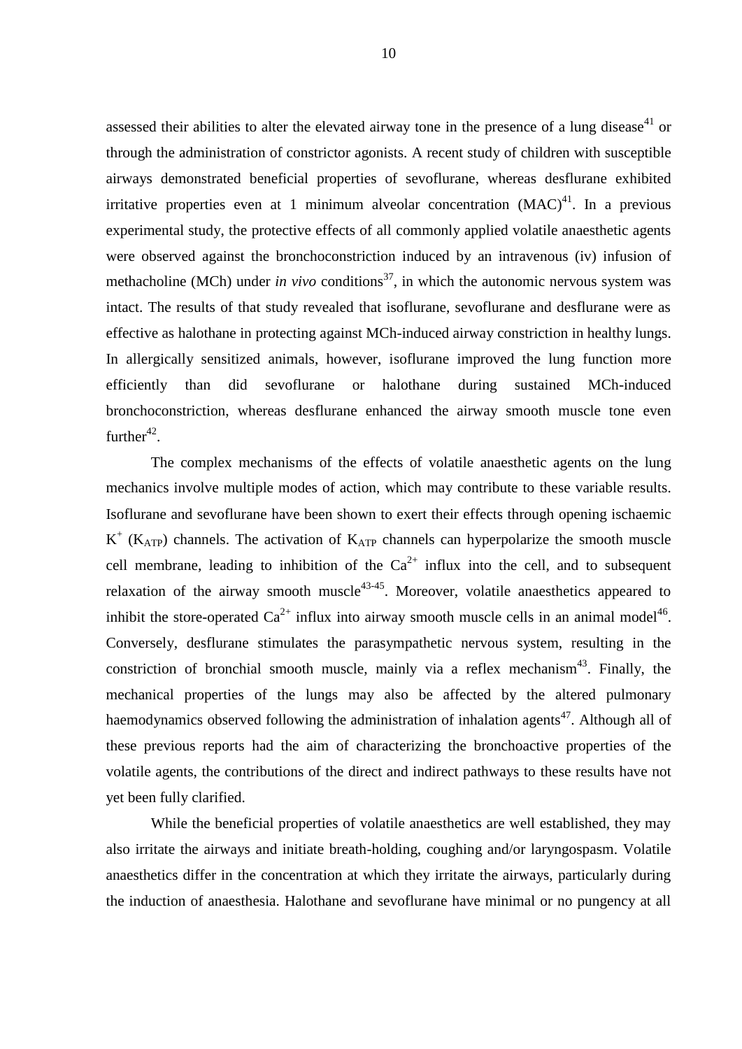assessed their abilities to alter the elevated airway tone in the presence of a lung disease[41] or through the administration of constrictor agonists. A recent study of children with susceptible airways demonstrated beneficial properties of sevoflurane, whereas desflurane exhibited irritative properties even at 1 minimum alveolar concentration (MAC)[41]. In a previous experimental study, the protective effects of all commonly applied volatile anaesthetic agents were observed against the bronchoconstriction induced by an intravenous (iv) infusion of methacholine (MCh) under *in vivo* conditions[37], in which the autonomic nervous system was intact. The results of that study revealed that isoflurane, sevoflurane and desflurane were as effective as halothane in protecting against MCh-induced airway constriction in healthy lungs. In allergically sensitized animals, however, isoflurane improved the lung function more efficiently than did sevoflurane or halothane during sustained MCh-induced bronchoconstriction, whereas desflurane enhanced the airway smooth muscle tone even further[42].

The complex mechanisms of the effects of volatile anaesthetic agents on the lung mechanics involve multiple modes of action, which may contribute to these variable results. Isoflurane and sevoflurane have been shown to exert their effects through opening ischaemic $K^+$ ($K_{ATP}$) channels. The activation of $K_{ATP}$ channels can hyperpolarize the smooth muscle cell membrane, leading to inhibition of the $Ca^{2+}$ influx into the cell, and to subsequent relaxation of the airway smooth muscle[43-45]. Moreover, volatile anaesthetics appeared to inhibit the store-operated $Ca^{2+}$ influx into airway smooth muscle cells in an animal model[46]. Conversely, desflurane stimulates the parasympathetic nervous system, resulting in the constriction of bronchial smooth muscle, mainly via a reflex mechanism[43]. Finally, the mechanical properties of the lungs may also be affected by the altered pulmonary haemodynamics observed following the administration of inhalation agents[47]. Although all of these previous reports had the aim of characterizing the bronchoactive properties of the volatile agents, the contributions of the direct and indirect pathways to these results have not yet been fully clarified.

While the beneficial properties of volatile anaesthetics are well established, they may also irritate the airways and initiate breath-holding, coughing and/or laryngospasm. Volatile anaesthetics differ in the concentration at which they irritate the airways, particularly during the induction of anaesthesia. Halothane and sevoflurane have minimal or no pungency at all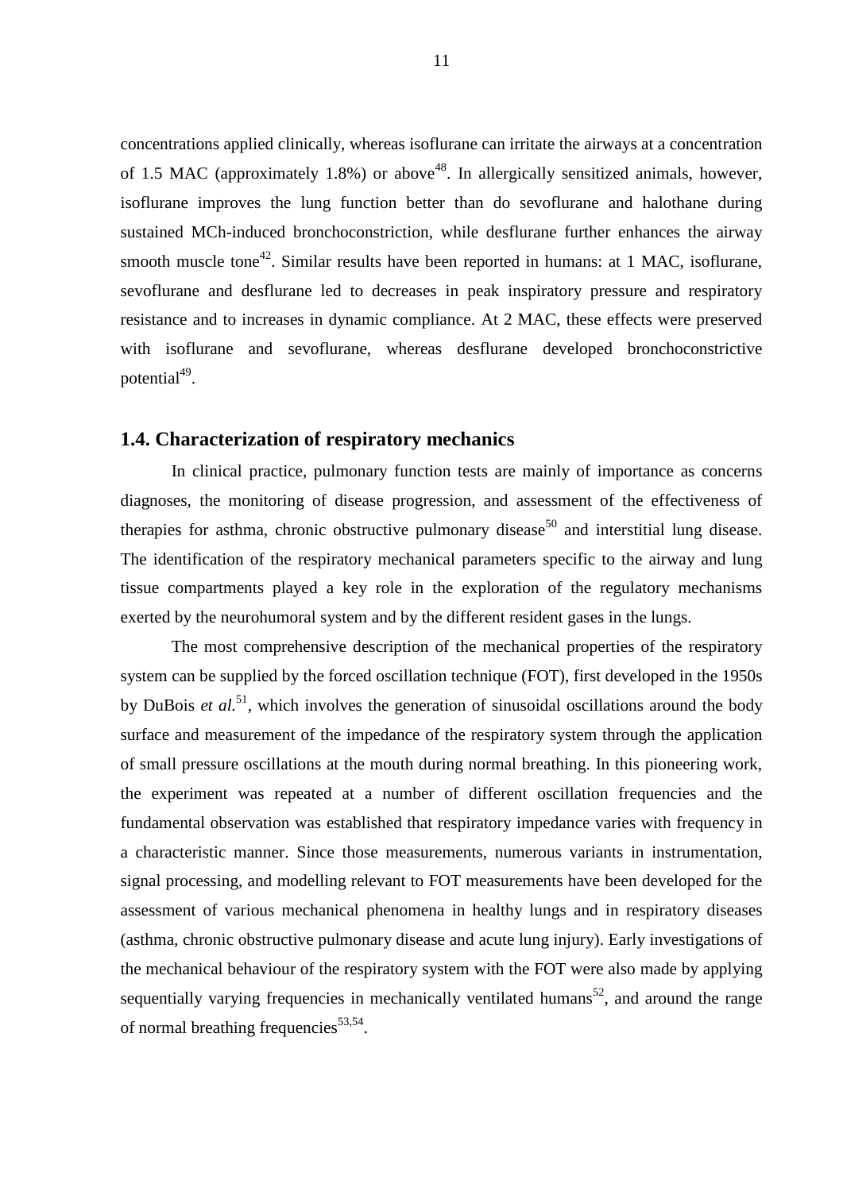concentrations applied clinically, whereas isoflurane can irritate the airways at a concentration of 1.5 MAC (approximately 1.8%) or above[48]. In allergically sensitized animals, however, isoflurane improves the lung function better than do sevoflurane and halothane during sustained MCh-induced bronchoconstriction, while desflurane further enhances the airway smooth muscle tone[42]. Similar results have been reported in humans: at 1 MAC, isoflurane, sevoflurane and desflurane led to decreases in peak inspiratory pressure and respiratory resistance and to increases in dynamic compliance. At 2 MAC, these effects were preserved with isoflurane and sevoflurane, whereas desflurane developed bronchoconstrictive potential[49].

## 1.4. Characterization of respiratory mechanics

In clinical practice, pulmonary function tests are mainly of importance as concerns diagnoses, the monitoring of disease progression, and assessment of the effectiveness of therapies for asthma, chronic obstructive pulmonary disease[50] and interstitial lung disease. The identification of the respiratory mechanical parameters specific to the airway and lung tissue compartments played a key role in the exploration of the regulatory mechanisms exerted by the neurohumoral system and by the different resident gases in the lungs.

The most comprehensive description of the mechanical properties of the respiratory system can be supplied by the forced oscillation technique (FOT), first developed in the 1950s by DuBois *et al.*[51], which involves the generation of sinusoidal oscillations around the body surface and measurement of the impedance of the respiratory system through the application of small pressure oscillations at the mouth during normal breathing. In this pioneering work, the experiment was repeated at a number of different oscillation frequencies and the fundamental observation was established that respiratory impedance varies with frequency in a characteristic manner. Since those measurements, numerous variants in instrumentation, signal processing, and modelling relevant to FOT measurements have been developed for the assessment of various mechanical phenomena in healthy lungs and in respiratory diseases (asthma, chronic obstructive pulmonary disease and acute lung injury). Early investigations of the mechanical behaviour of the respiratory system with the FOT were also made by applying sequentially varying frequencies in mechanically ventilated humans[52], and around the range of normal breathing frequencies[53,54].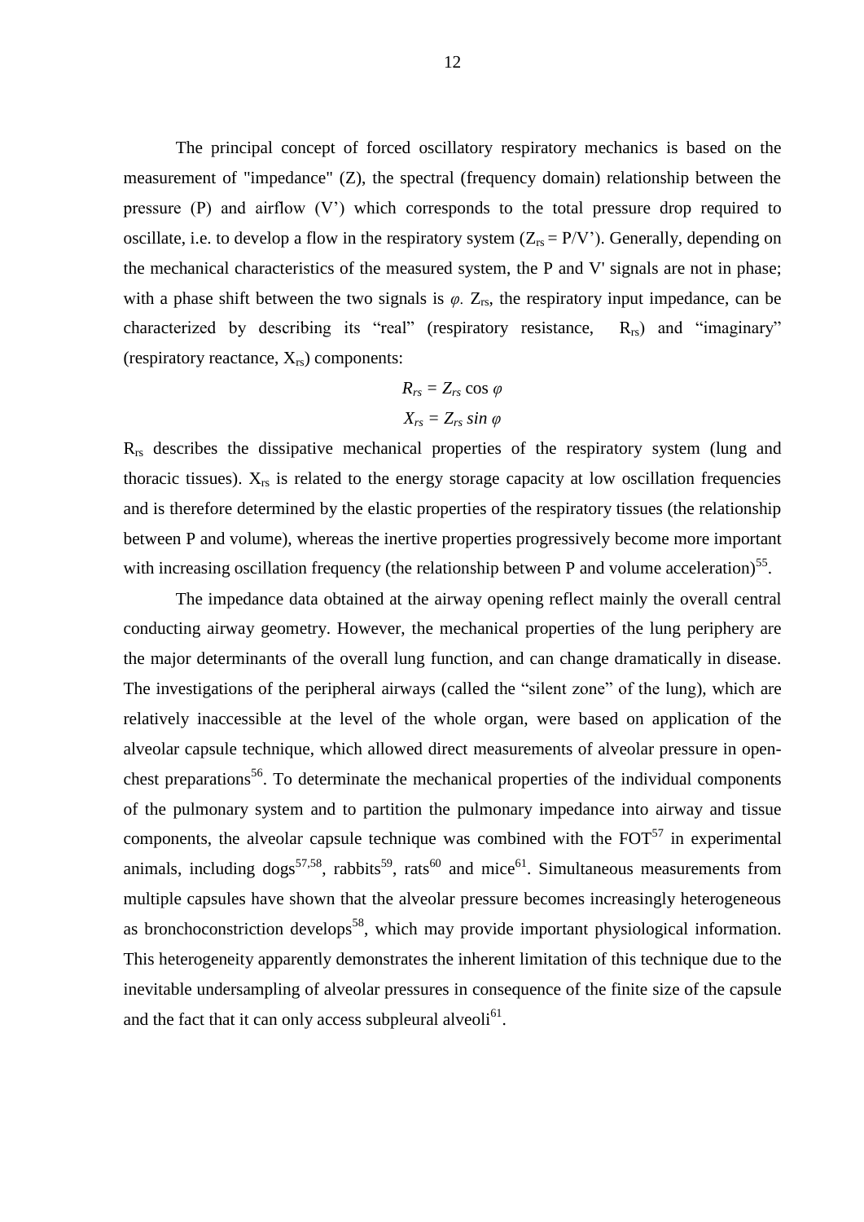The principal concept of forced oscillatory respiratory mechanics is based on the measurement of "impedance" (Z), the spectral (frequency domain) relationship between the pressure (P) and airflow (V') which corresponds to the total pressure drop required to oscillate, i.e. to develop a flow in the respiratory system ($Z_{rs} = P/V'$). Generally, depending on the mechanical characteristics of the measured system, the P and V' signals are not in phase; with a phase shift between the two signals is $\varphi$. $Z_{rs}$, the respiratory input impedance, can be characterized by describing its "real" (respiratory resistance, $R_{rs}$) and "imaginary" (respiratory reactance, $X_{rs}$) components:

$$R_{rs} = Z_{rs} \cos \varphi$$

$$X_{rs} = Z_{rs} \sin \varphi$$

$R_{rs}$ describes the dissipative mechanical properties of the respiratory system (lung and thoracic tissues). $X_{rs}$ is related to the energy storage capacity at low oscillation frequencies and is therefore determined by the elastic properties of the respiratory tissues (the relationship between P and volume), whereas the inertive properties progressively become more important with increasing oscillation frequency (the relationship between P and volume acceleration)[55].

The impedance data obtained at the airway opening reflect mainly the overall central conducting airway geometry. However, the mechanical properties of the lung periphery are the major determinants of the overall lung function, and can change dramatically in disease. The investigations of the peripheral airways (called the "silent zone" of the lung), which are relatively inaccessible at the level of the whole organ, were based on application of the alveolar capsule technique, which allowed direct measurements of alveolar pressure in open-chest preparations[56]. To determinate the mechanical properties of the individual components of the pulmonary system and to partition the pulmonary impedance into airway and tissue components, the alveolar capsule technique was combined with the FOT[57] in experimental animals, including dogs[57,58], rabbits[59], rats[60] and mice[61]. Simultaneous measurements from multiple capsules have shown that the alveolar pressure becomes increasingly heterogeneous as bronchoconstriction develops[58], which may provide important physiological information. This heterogeneity apparently demonstrates the inherent limitation of this technique due to the inevitable undersampling of alveolar pressures in consequence of the finite size of the capsule and the fact that it can only access subpleural alveoli[61].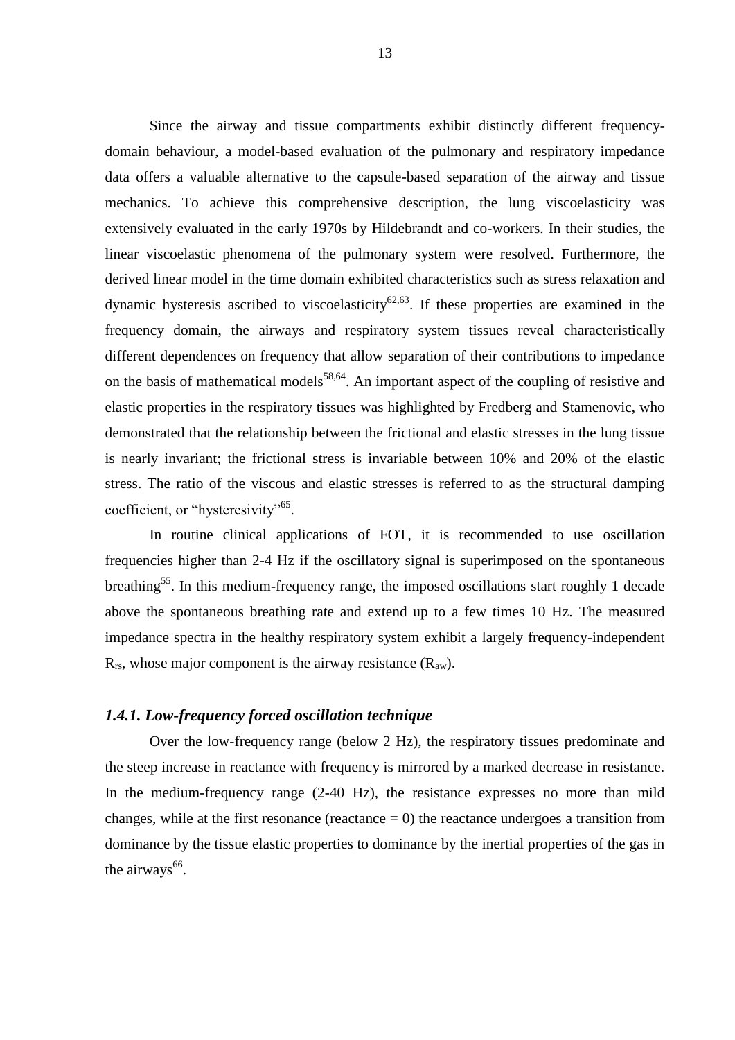Since the airway and tissue compartments exhibit distinctly different frequency-domain behaviour, a model-based evaluation of the pulmonary and respiratory impedance data offers a valuable alternative to the capsule-based separation of the airway and tissue mechanics. To achieve this comprehensive description, the lung viscoelasticity was extensively evaluated in the early 1970s by Hildebrandt and co-workers. In their studies, the linear viscoelastic phenomena of the pulmonary system were resolved. Furthermore, the derived linear model in the time domain exhibited characteristics such as stress relaxation and dynamic hysteresis ascribed to viscoelasticity[62,63]. If these properties are examined in the frequency domain, the airways and respiratory system tissues reveal characteristically different dependences on frequency that allow separation of their contributions to impedance on the basis of mathematical models[58,64]. An important aspect of the coupling of resistive and elastic properties in the respiratory tissues was highlighted by Fredberg and Stamenovic, who demonstrated that the relationship between the frictional and elastic stresses in the lung tissue is nearly invariant; the frictional stress is invariable between 10% and 20% of the elastic stress. The ratio of the viscous and elastic stresses is referred to as the structural damping coefficient, or "hysteresivity"[65].

In routine clinical applications of FOT, it is recommended to use oscillation frequencies higher than 2-4 Hz if the oscillatory signal is superimposed on the spontaneous breathing[55]. In this medium-frequency range, the imposed oscillations start roughly 1 decade above the spontaneous breathing rate and extend up to a few times 10 Hz. The measured impedance spectra in the healthy respiratory system exhibit a largely frequency-independent $R_{rs}$, whose major component is the airway resistance ($R_{aw}$).

### *1.4.1. Low-frequency forced oscillation technique*

Over the low-frequency range (below 2 Hz), the respiratory tissues predominate and the steep increase in reactance with frequency is mirrored by a marked decrease in resistance. In the medium-frequency range (2-40 Hz), the resistance expresses no more than mild changes, while at the first resonance (reactance = 0) the reactance undergoes a transition from dominance by the tissue elastic properties to dominance by the inertial properties of the gas in the airways[66].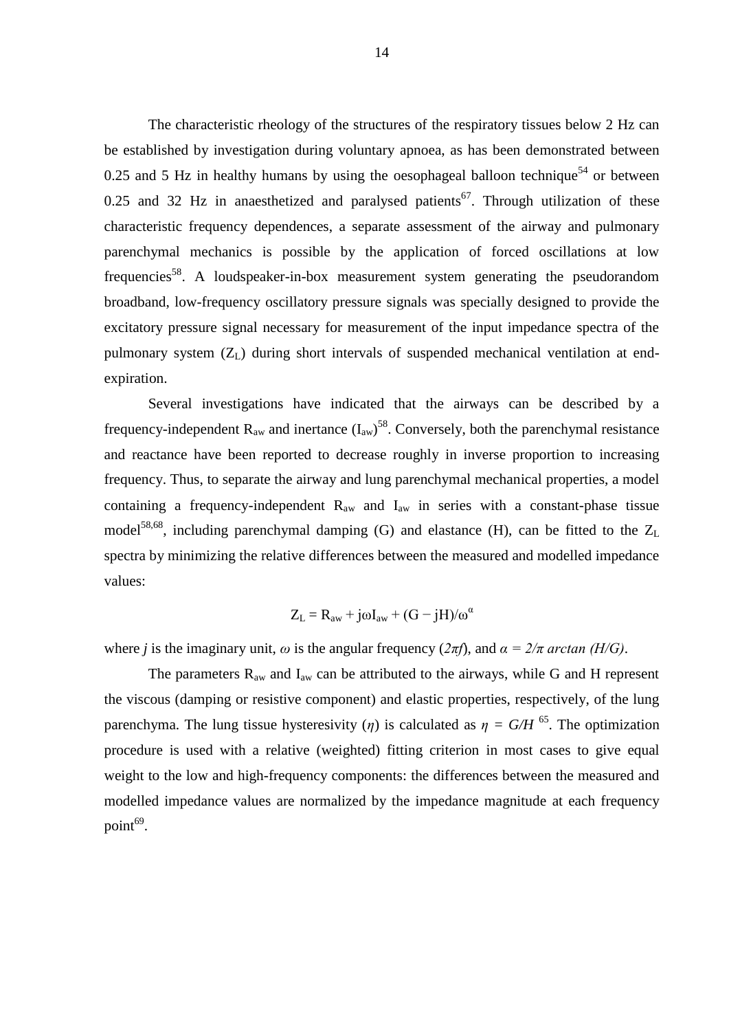The characteristic rheology of the structures of the respiratory tissues below 2 Hz can be established by investigation during voluntary apnoea, as has been demonstrated between 0.25 and 5 Hz in healthy humans by using the oesophageal balloon technique[54] or between 0.25 and 32 Hz in anaesthetized and paralysed patients[67]. Through utilization of these characteristic frequency dependences, a separate assessment of the airway and pulmonary parenchymal mechanics is possible by the application of forced oscillations at low frequencies[58]. A loudspeaker-in-box measurement system generating the pseudorandom broadband, low-frequency oscillatory pressure signals was specially designed to provide the excitatory pressure signal necessary for measurement of the input impedance spectra of the pulmonary system ($Z_L$) during short intervals of suspended mechanical ventilation at end-expiration.

Several investigations have indicated that the airways can be described by a frequency-independent $R_{aw}$ and inertance ($I_{aw}$)[58]. Conversely, both the parenchymal resistance and reactance have been reported to decrease roughly in inverse proportion to increasing frequency. Thus, to separate the airway and lung parenchymal mechanical properties, a model containing a frequency-independent $R_{aw}$ and $I_{aw}$ in series with a constant-phase tissue model[58,68], including parenchymal damping (G) and elastance (H), can be fitted to the $Z_L$ spectra by minimizing the relative differences between the measured and modelled impedance values:

$$Z_L = R_{aw} + j\omega I_{aw} + (G - jH)/\omega^{\alpha}$$

where *j* is the imaginary unit, $\omega$ is the angular frequency ($2\pi f$), and $\alpha = 2/\pi \arctan (H/G)$.

The parameters $R_{aw}$ and $I_{aw}$ can be attributed to the airways, while G and H represent the viscous (damping or resistive component) and elastic properties, respectively, of the lung parenchyma. The lung tissue hysteresivity ($\eta$) is calculated as $\eta = G/H$ [65]. The optimization procedure is used with a relative (weighted) fitting criterion in most cases to give equal weight to the low and high-frequency components: the differences between the measured and modelled impedance values are normalized by the impedance magnitude at each frequency point[69].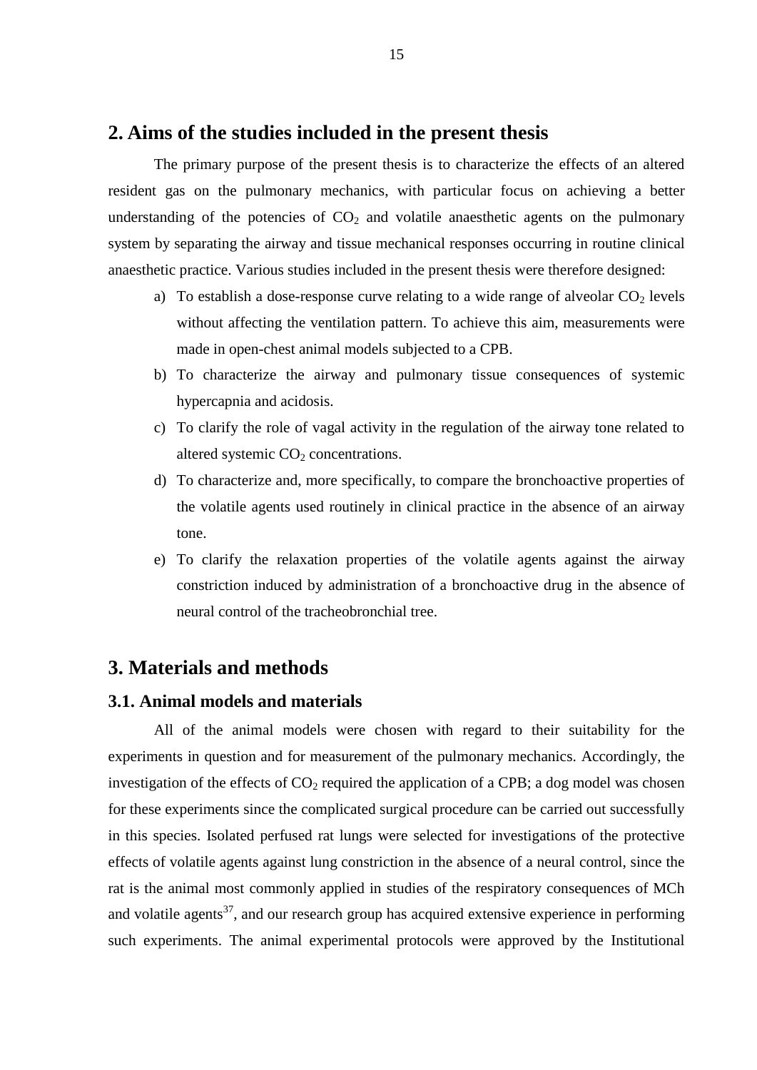## 2. Aims of the studies included in the present thesis

The primary purpose of the present thesis is to characterize the effects of an altered resident gas on the pulmonary mechanics, with particular focus on achieving a better understanding of the potencies of $CO_2$ and volatile anaesthetic agents on the pulmonary system by separating the airway and tissue mechanical responses occurring in routine clinical anaesthetic practice. Various studies included in the present thesis were therefore designed:

a) To establish a dose-response curve relating to a wide range of alveolar $CO_2$ levels without affecting the ventilation pattern. To achieve this aim, measurements were made in open-chest animal models subjected to a CPB.
b) To characterize the airway and pulmonary tissue consequences of systemic hypercapnia and acidosis.
c) To clarify the role of vagal activity in the regulation of the airway tone related to altered systemic $CO_2$ concentrations.
d) To characterize and, more specifically, to compare the bronchoactive properties of the volatile agents used routinely in clinical practice in the absence of an airway tone.
e) To clarify the relaxation properties of the volatile agents against the airway constriction induced by administration of a bronchoactive drug in the absence of neural control of the tracheobronchial tree.

## 3. Materials and methods

### 3.1. Animal models and materials

All of the animal models were chosen with regard to their suitability for the experiments in question and for measurement of the pulmonary mechanics. Accordingly, the investigation of the effects of $CO_2$ required the application of a CPB; a dog model was chosen for these experiments since the complicated surgical procedure can be carried out successfully in this species. Isolated perfused rat lungs were selected for investigations of the protective effects of volatile agents against lung constriction in the absence of a neural control, since the rat is the animal most commonly applied in studies of the respiratory consequences of MCh and volatile agents[37], and our research group has acquired extensive experience in performing such experiments. The animal experimental protocols were approved by the Institutional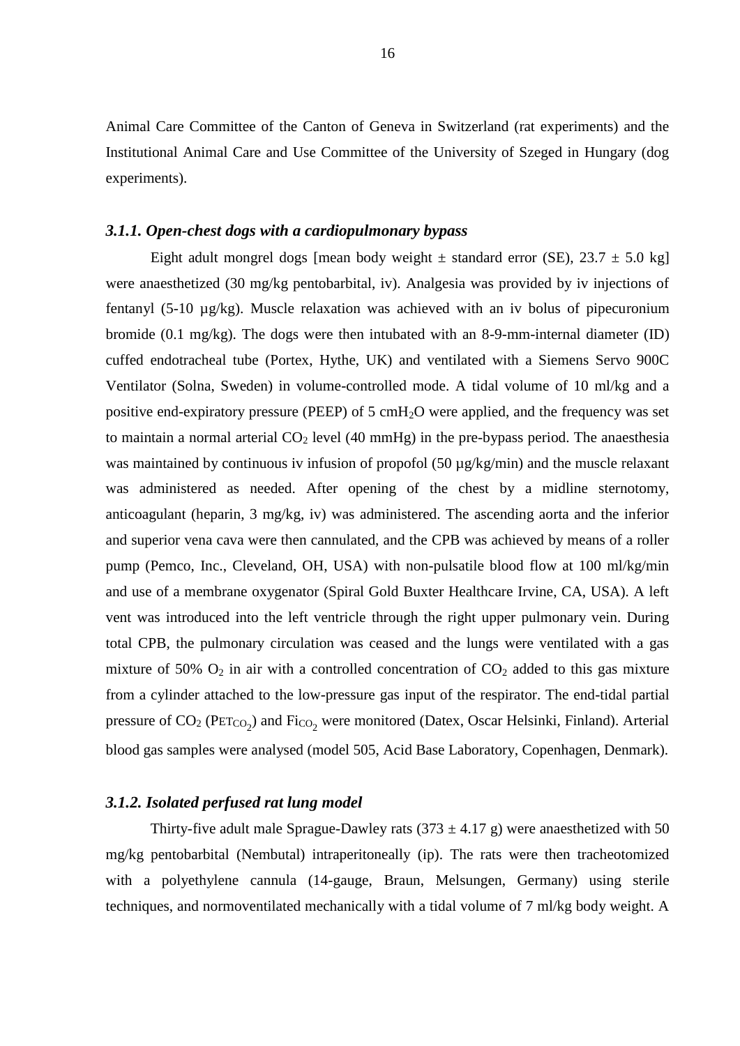Animal Care Committee of the Canton of Geneva in Switzerland (rat experiments) and the Institutional Animal Care and Use Committee of the University of Szeged in Hungary (dog experiments).

### *3.1.1. Open-chest dogs with a cardiopulmonary bypass*

Eight adult mongrel dogs [mean body weight ± standard error (SE), 23.7 ± 5.0 kg] were anaesthetized (30 mg/kg pentobarbital, iv). Analgesia was provided by iv injections of fentanyl (5-10 µg/kg). Muscle relaxation was achieved with an iv bolus of pipecuronium bromide (0.1 mg/kg). The dogs were then intubated with an 8-9-mm-internal diameter (ID) cuffed endotracheal tube (Portex, Hythe, UK) and ventilated with a Siemens Servo 900C Ventilator (Solna, Sweden) in volume-controlled mode. A tidal volume of 10 ml/kg and a positive end-expiratory pressure (PEEP) of 5 cm$H_2O$ were applied, and the frequency was set to maintain a normal arterial $CO_2$ level (40 mmHg) in the pre-bypass period. The anaesthesia was maintained by continuous iv infusion of propofol (50 µg/kg/min) and the muscle relaxant was administered as needed. After opening of the chest by a midline sternotomy, anticoagulant (heparin, 3 mg/kg, iv) was administered. The ascending aorta and the inferior and superior vena cava were then cannulated, and the CPB was achieved by means of a roller pump (Pemco, Inc., Cleveland, OH, USA) with non-pulsatile blood flow at 100 ml/kg/min and use of a membrane oxygenator (Spiral Gold Buxter Healthcare Irvine, CA, USA). A left vent was introduced into the left ventricle through the right upper pulmonary vein. During total CPB, the pulmonary circulation was ceased and the lungs were ventilated with a gas mixture of 50% $O_2$ in air with a controlled concentration of $CO_2$ added to this gas mixture from a cylinder attached to the low-pressure gas input of the respirator. The end-tidal partial pressure of $CO_2$ ($P_{ET_{CO_2}}$) and $Fi_{CO_2}$ were monitored (Datex, Oscar Helsinki, Finland). Arterial blood gas samples were analysed (model 505, Acid Base Laboratory, Copenhagen, Denmark).

### *3.1.2. Isolated perfused rat lung model*

Thirty-five adult male Sprague-Dawley rats (373 ± 4.17 g) were anaesthetized with 50 mg/kg pentobarbital (Nembutal) intraperitoneally (ip). The rats were then tracheotomized with a polyethylene cannula (14-gauge, Braun, Melsungen, Germany) using sterile techniques, and normoventilated mechanically with a tidal volume of 7 ml/kg body weight. A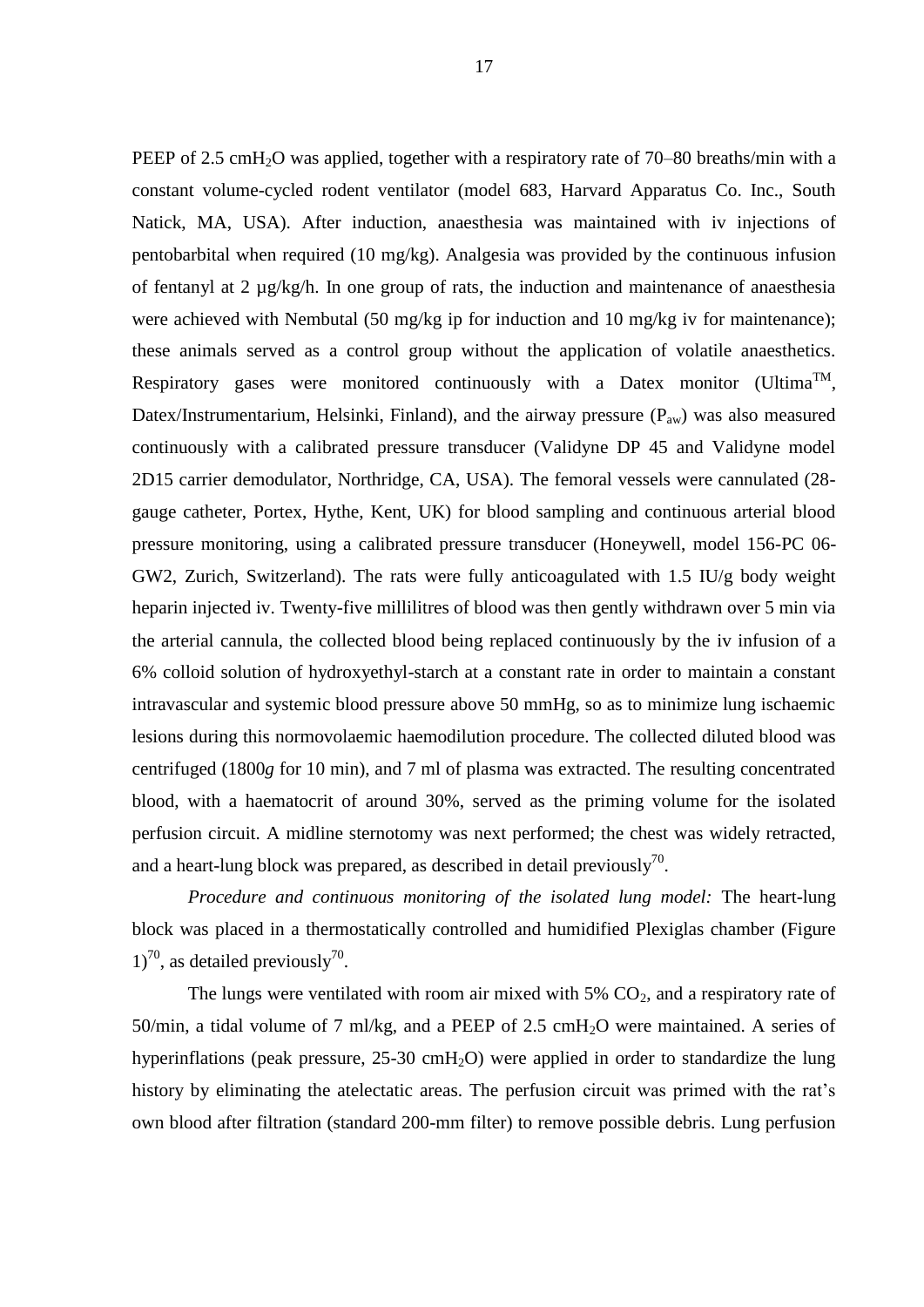PEEP of 2.5 $cmH_2O$ was applied, together with a respiratory rate of 70–80 breaths/min with a constant volume-cycled rodent ventilator (model 683, Harvard Apparatus Co. Inc., South Natick, MA, USA). After induction, anaesthesia was maintained with iv injections of pentobarbital when required (10 mg/kg). Analgesia was provided by the continuous infusion of fentanyl at 2 µg/kg/h. In one group of rats, the induction and maintenance of anaesthesia were achieved with Nembutal (50 mg/kg ip for induction and 10 mg/kg iv for maintenance); these animals served as a control group without the application of volatile anaesthetics. Respiratory gases were monitored continuously with a Datex monitor (Ultima™, Datex/Instrumentarium, Helsinki, Finland), and the airway pressure ($P_{aw}$) was also measured continuously with a calibrated pressure transducer (Validyne DP 45 and Validyne model 2D15 carrier demodulator, Northridge, CA, USA). The femoral vessels were cannulated (28-gauge catheter, Portex, Hythe, Kent, UK) for blood sampling and continuous arterial blood pressure monitoring, using a calibrated pressure transducer (Honeywell, model 156-PC 06-GW2, Zurich, Switzerland). The rats were fully anticoagulated with 1.5 IU/g body weight heparin injected iv. Twenty-five millilitres of blood was then gently withdrawn over 5 min via the arterial cannula, the collected blood being replaced continuously by the iv infusion of a 6% colloid solution of hydroxyethyl-starch at a constant rate in order to maintain a constant intravascular and systemic blood pressure above 50 mmHg, so as to minimize lung ischaemic lesions during this normovolaemic haemodilution procedure. The collected diluted blood was centrifuged (1800*g* for 10 min), and 7 ml of plasma was extracted. The resulting concentrated blood, with a haematocrit of around 30%, served as the priming volume for the isolated perfusion circuit. A midline sternotomy was next performed; the chest was widely retracted, and a heart-lung block was prepared, as described in detail previously[70].

*Procedure and continuous monitoring of the isolated lung model:* The heart-lung block was placed in a thermostatically controlled and humidified Plexiglas chamber (Figure 1)[70], as detailed previously[70].

The lungs were ventilated with room air mixed with 5% $CO_2$, and a respiratory rate of 50/min, a tidal volume of 7 ml/kg, and a PEEP of 2.5 $cmH_2O$ were maintained. A series of hyperinflations (peak pressure, 25-30 $cmH_2O$) were applied in order to standardize the lung history by eliminating the atelectatic areas. The perfusion circuit was primed with the rat's own blood after filtration (standard 200-mm filter) to remove possible debris. Lung perfusion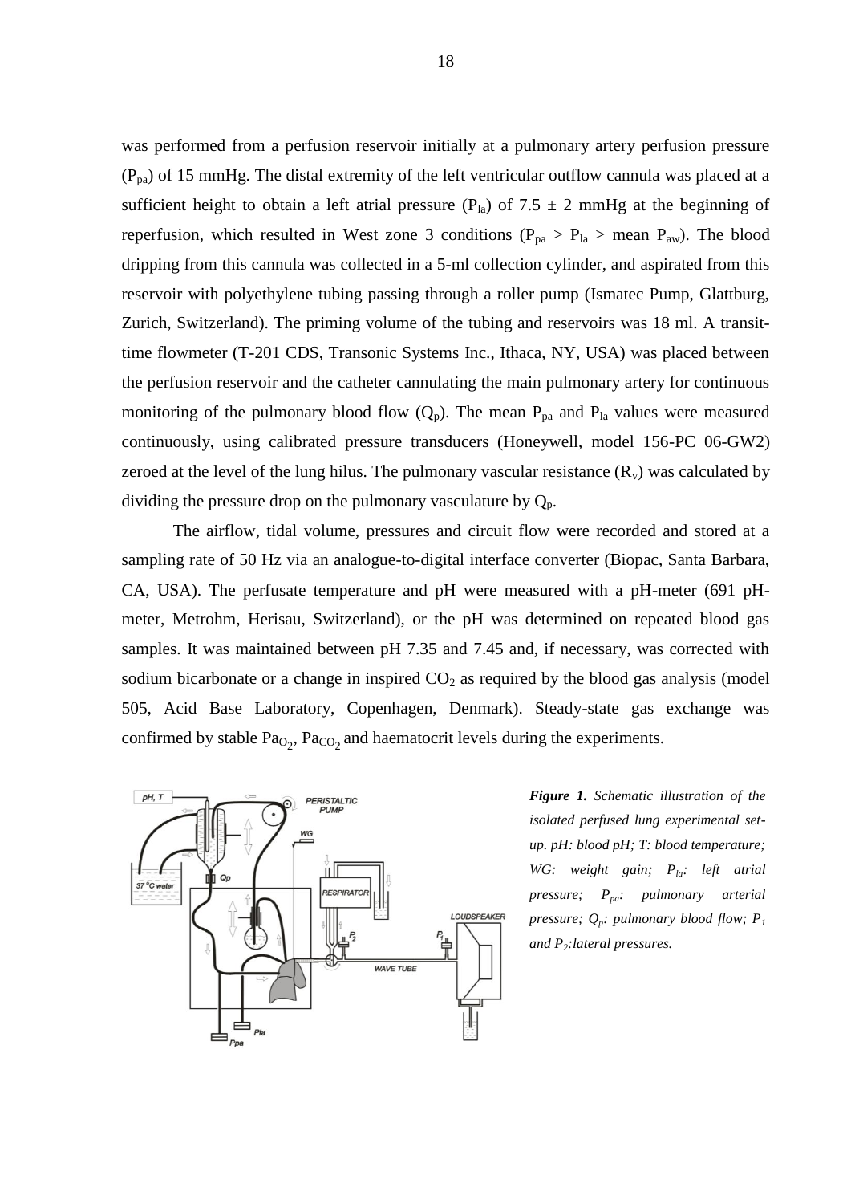was performed from a perfusion reservoir initially at a pulmonary artery perfusion pressure ($P_{pa}$) of 15 mmHg. The distal extremity of the left ventricular outflow cannula was placed at a sufficient height to obtain a left atrial pressure ($P_{la}$) of 7.5 ± 2 mmHg at the beginning of reperfusion, which resulted in West zone 3 conditions ($P_{pa}$ > $P_{la}$ > mean $P_{aw}$). The blood dripping from this cannula was collected in a 5-ml collection cylinder, and aspirated from this reservoir with polyethylene tubing passing through a roller pump (Ismatec Pump, Glattburg, Zurich, Switzerland). The priming volume of the tubing and reservoirs was 18 ml. A transit-time flowmeter (T-201 CDS, Transonic Systems Inc., Ithaca, NY, USA) was placed between the perfusion reservoir and the catheter cannulating the main pulmonary artery for continuous monitoring of the pulmonary blood flow ($Q_p$). The mean $P_{pa}$ and $P_{la}$ values were measured continuously, using calibrated pressure transducers (Honeywell, model 156-PC 06-GW2) zeroed at the level of the lung hilus. The pulmonary vascular resistance ($R_v$) was calculated by dividing the pressure drop on the pulmonary vasculature by $Q_p$.

The airflow, tidal volume, pressures and circuit flow were recorded and stored at a sampling rate of 50 Hz via an analogue-to-digital interface converter (Biopac, Santa Barbara, CA, USA). The perfusate temperature and pH were measured with a pH-meter (691 pH-meter, Metrohm, Herisau, Switzerland), or the pH was determined on repeated blood gas samples. It was maintained between pH 7.35 and 7.45 and, if necessary, was corrected with sodium bicarbonate or a change in inspired $CO_2$ as required by the blood gas analysis (model 505, Acid Base Laboratory, Copenhagen, Denmark). Steady-state gas exchange was confirmed by stable $Pa_{O_2}$, $Pa_{CO_2}$ and haematocrit levels during the experiments.

***Figure 1.*** *Schematic illustration of the isolated perfused lung experimental set-up. pH: blood pH; T: blood temperature; WG: weight gain; $P_{la}$: left atrial pressure; $P_{pa}$: pulmonary arterial pressure; $Q_p$: pulmonary blood flow; $P_1$ and $P_2$: lateral pressures.*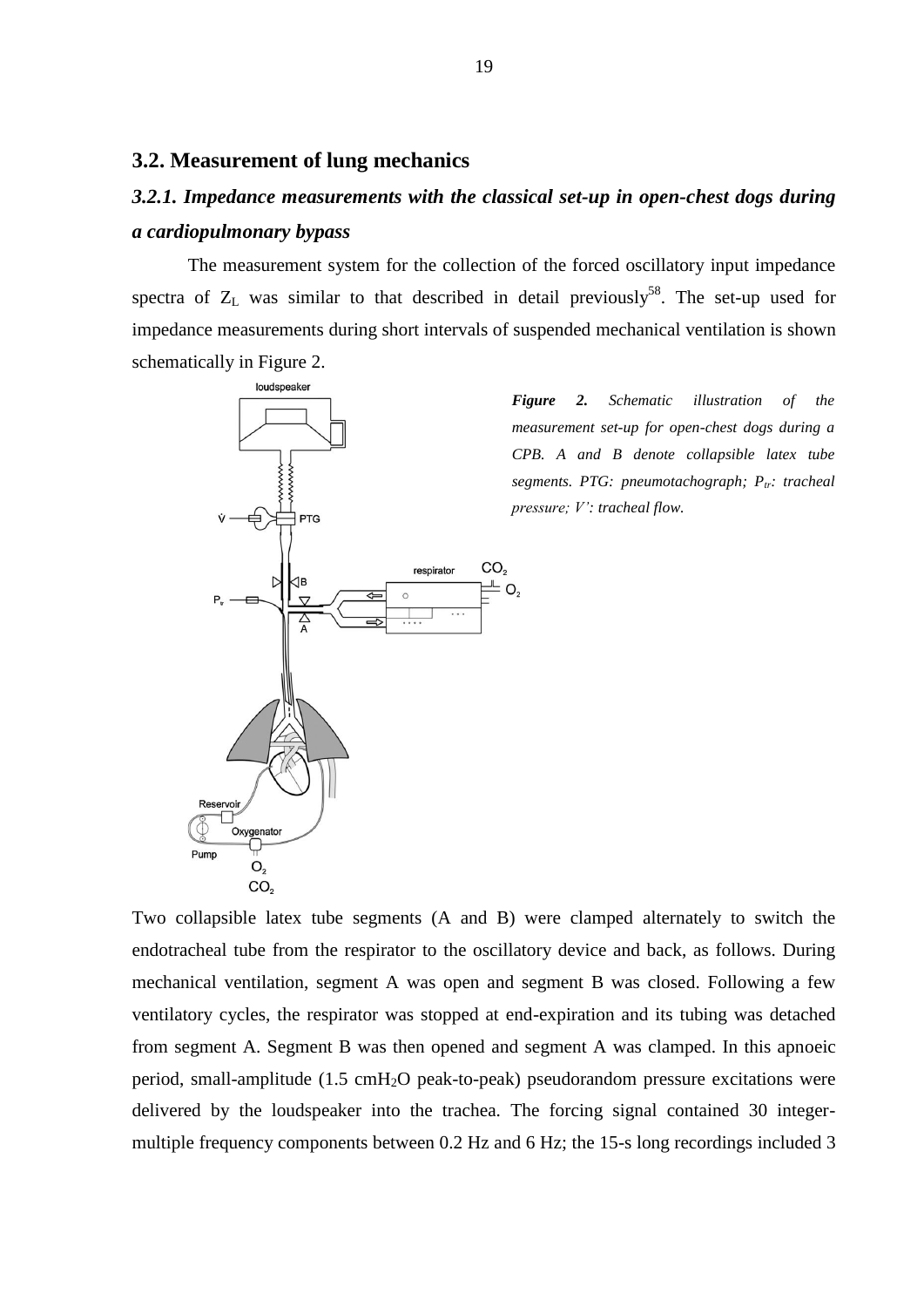## 3.2. Measurement of lung mechanics

### *3.2.1. Impedance measurements with the classical set-up in open-chest dogs during a cardiopulmonary bypass*

The measurement system for the collection of the forced oscillatory input impedance spectra of $Z_L$ was similar to that described in detail previously[58]. The set-up used for impedance measurements during short intervals of suspended mechanical ventilation is shown schematically in Figure 2.

***Figure 2.** Schematic illustration of the measurement set-up for open-chest dogs during a CPB. A and B denote collapsible latex tube segments. PTG: pneumotachograph; $P_{tr}$: tracheal pressure; V': tracheal flow.*

Two collapsible latex tube segments (A and B) were clamped alternately to switch the endotracheal tube from the respirator to the oscillatory device and back, as follows. During mechanical ventilation, segment A was open and segment B was closed. Following a few ventilatory cycles, the respirator was stopped at end-expiration and its tubing was detached from segment A. Segment B was then opened and segment A was clamped. In this apnoeic period, small-amplitude (1.5 $cmH_2O$ peak-to-peak) pseudorandom pressure excitations were delivered by the loudspeaker into the trachea. The forcing signal contained 30 integer-multiple frequency components between 0.2 Hz and 6 Hz; the 15-s long recordings included 3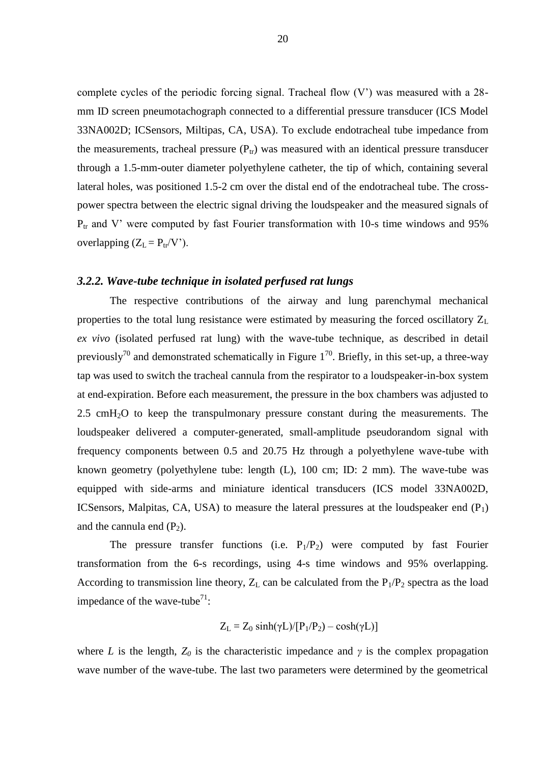complete cycles of the periodic forcing signal. Tracheal flow (V') was measured with a 28-mm ID screen pneumotachograph connected to a differential pressure transducer (ICS Model 33NA002D; ICSensors, Miltipas, CA, USA). To exclude endotracheal tube impedance from the measurements, tracheal pressure ($P_{tr}$) was measured with an identical pressure transducer through a 1.5-mm-outer diameter polyethylene catheter, the tip of which, containing several lateral holes, was positioned 1.5-2 cm over the distal end of the endotracheal tube. The cross-power spectra between the electric signal driving the loudspeaker and the measured signals of $P_{tr}$ and V' were computed by fast Fourier transformation with 10-s time windows and 95% overlapping ($Z_L = P_{tr}/V'$).

### *3.2.2. Wave-tube technique in isolated perfused rat lungs*

The respective contributions of the airway and lung parenchymal mechanical properties to the total lung resistance were estimated by measuring the forced oscillatory $Z_L$ *ex vivo* (isolated perfused rat lung) with the wave-tube technique, as described in detail previously[70] and demonstrated schematically in Figure 1[70]. Briefly, in this set-up, a three-way tap was used to switch the tracheal cannula from the respirator to a loudspeaker-in-box system at end-expiration. Before each measurement, the pressure in the box chambers was adjusted to 2.5 $cmH_2O$ to keep the transpulmonary pressure constant during the measurements. The loudspeaker delivered a computer-generated, small-amplitude pseudorandom signal with frequency components between 0.5 and 20.75 Hz through a polyethylene wave-tube with known geometry (polyethylene tube: length (L), 100 cm; ID: 2 mm). The wave-tube was equipped with side-arms and miniature identical transducers (ICS model 33NA002D, ICSensors, Malpitas, CA, USA) to measure the lateral pressures at the loudspeaker end ($P_1$) and the cannula end ($P_2$).

The pressure transfer functions (i.e. $P_1/P_2$) were computed by fast Fourier transformation from the 6-s recordings, using 4-s time windows and 95% overlapping. According to transmission line theory, $Z_L$ can be calculated from the $P_1/P_2$ spectra as the load impedance of the wave-tube[71]:

$$Z_L = Z_0 \sinh(\gamma L)/[P_1/P_2) - \cosh(\gamma L)]$$

where *L* is the length, $Z_0$ is the characteristic impedance and $\gamma$ is the complex propagation wave number of the wave-tube. The last two parameters were determined by the geometrical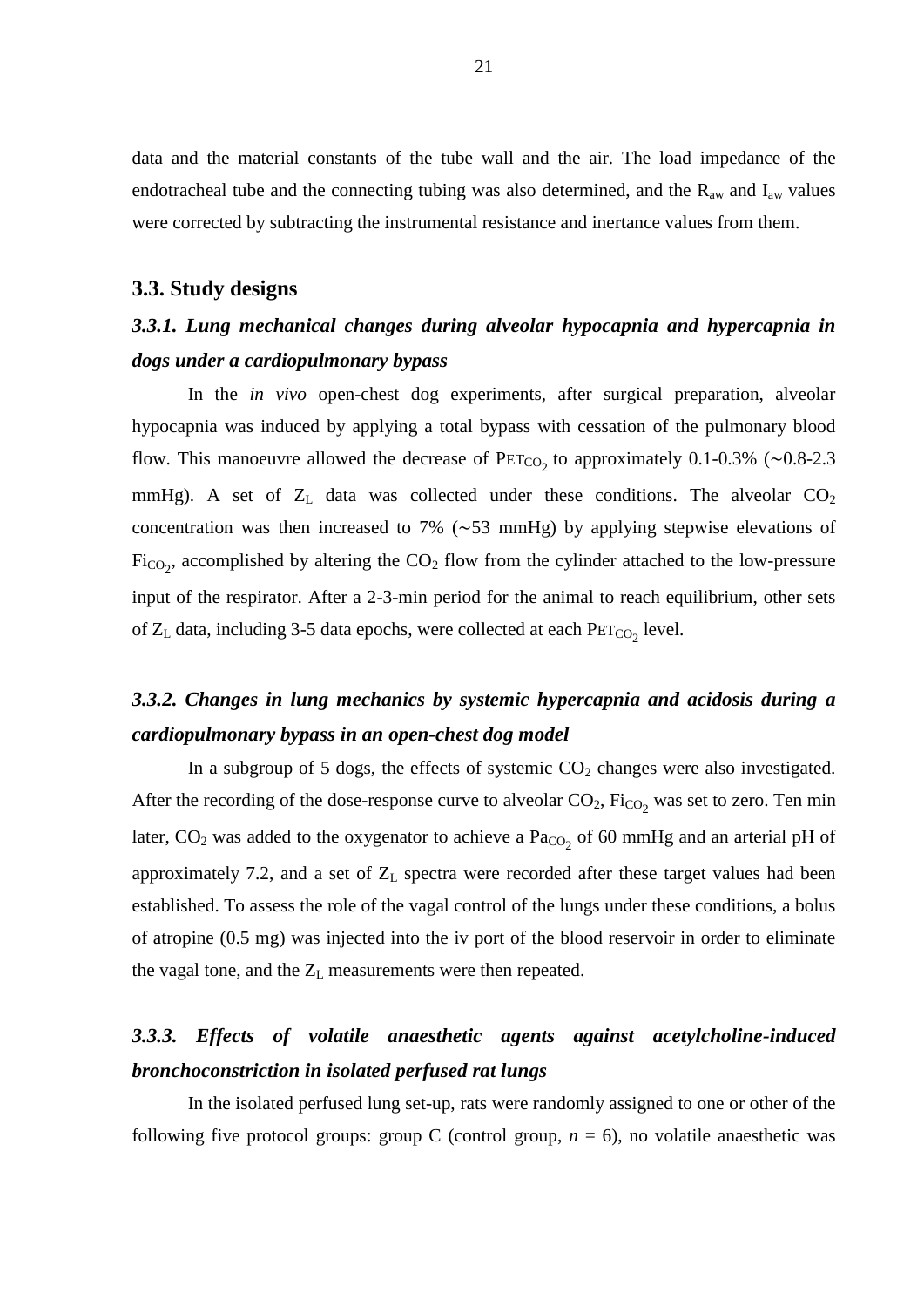data and the material constants of the tube wall and the air. The load impedance of the endotracheal tube and the connecting tubing was also determined, and the $R_{aw}$ and $I_{aw}$ values were corrected by subtracting the instrumental resistance and inertance values from them.

## 3.3. Study designs

### *3.3.1. Lung mechanical changes during alveolar hypocapnia and hypercapnia in dogs under a cardiopulmonary bypass*

In the *in vivo* open-chest dog experiments, after surgical preparation, alveolar hypocapnia was induced by applying a total bypass with cessation of the pulmonary blood flow. This manoeuvre allowed the decrease of $P_{ETCO_2}$ to approximately 0.1-0.3% (∼0.8-2.3 mmHg). A set of $Z_L$ data was collected under these conditions. The alveolar $CO_2$ concentration was then increased to 7% (∼53 mmHg) by applying stepwise elevations of $Fi_{CO_2}$, accomplished by altering the $CO_2$ flow from the cylinder attached to the low-pressure input of the respirator. After a 2-3-min period for the animal to reach equilibrium, other sets of $Z_L$ data, including 3-5 data epochs, were collected at each $P_{ETCO_2}$ level.

### *3.3.2. Changes in lung mechanics by systemic hypercapnia and acidosis during a cardiopulmonary bypass in an open-chest dog model*

In a subgroup of 5 dogs, the effects of systemic $CO_2$ changes were also investigated. After the recording of the dose-response curve to alveolar $CO_2$, $Fi_{CO_2}$ was set to zero. Ten min later, $CO_2$ was added to the oxygenator to achieve a $Pa_{CO_2}$ of 60 mmHg and an arterial pH of approximately 7.2, and a set of $Z_L$ spectra were recorded after these target values had been established. To assess the role of the vagal control of the lungs under these conditions, a bolus of atropine (0.5 mg) was injected into the iv port of the blood reservoir in order to eliminate the vagal tone, and the $Z_L$ measurements were then repeated.

### *3.3.3. Effects of volatile anaesthetic agents against acetylcholine-induced bronchoconstriction in isolated perfused rat lungs*

In the isolated perfused lung set-up, rats were randomly assigned to one or other of the following five protocol groups: group C (control group, $n = 6$), no volatile anaesthetic was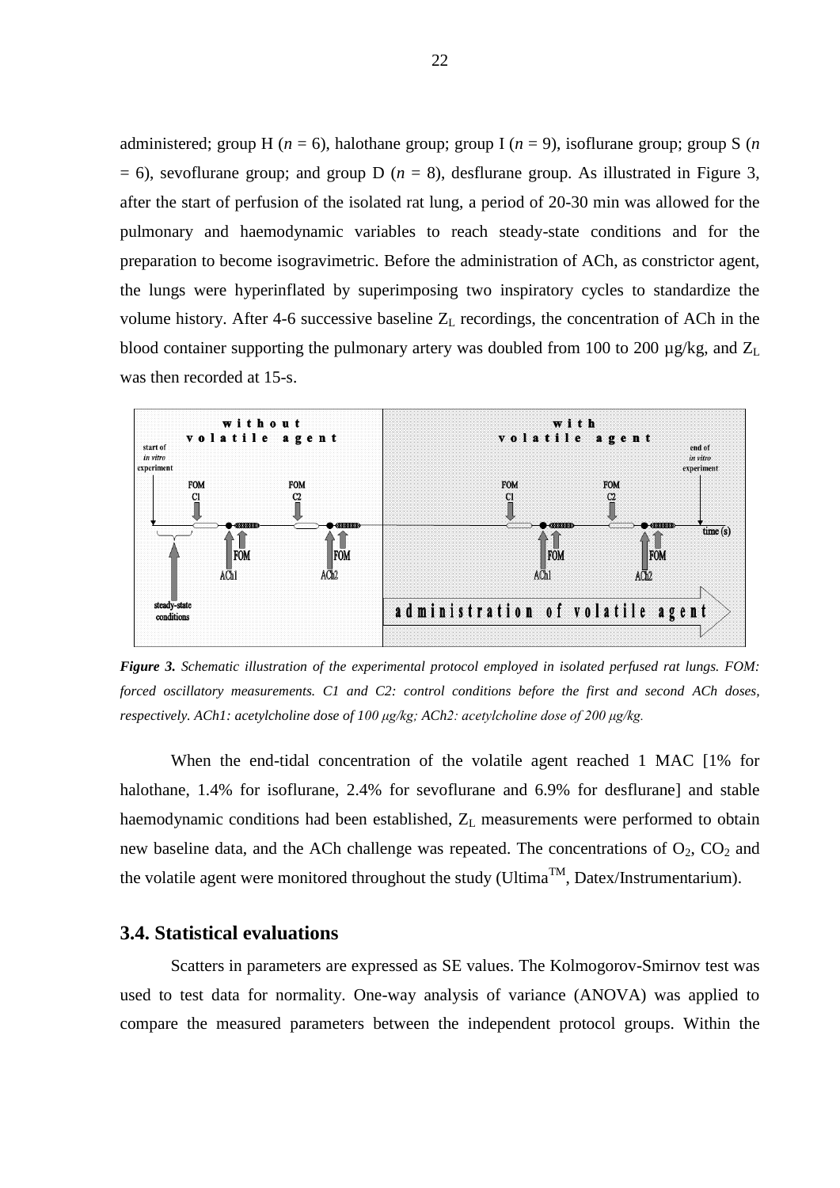administered; group H ($n$ = 6), halothane group; group I ($n$ = 9), isoflurane group; group S ($n$ = 6), sevoflurane group; and group D ($n$ = 8), desflurane group. As illustrated in Figure 3, after the start of perfusion of the isolated rat lung, a period of 20-30 min was allowed for the pulmonary and haemodynamic variables to reach steady-state conditions and for the preparation to become isogravimetric. Before the administration of ACh, as constrictor agent, the lungs were hyperinflated by superimposing two inspiratory cycles to standardize the volume history. After 4-6 successive baseline $Z_L$ recordings, the concentration of ACh in the blood container supporting the pulmonary artery was doubled from 100 to 200 µg/kg, and $Z_L$ was then recorded at 15-s.

***Figure 3.*** *Schematic illustration of the experimental protocol employed in isolated perfused rat lungs. FOM: forced oscillatory measurements. C1 and C2: control conditions before the first and second ACh doses, respectively. ACh1: acetylcholine dose of 100 µg/kg; ACh2: acetylcholine dose of 200 µg/kg.*

When the end-tidal concentration of the volatile agent reached 1 MAC [1% for halothane, 1.4% for isoflurane, 2.4% for sevoflurane and 6.9% for desflurane] and stable haemodynamic conditions had been established, $Z_L$ measurements were performed to obtain new baseline data, and the ACh challenge was repeated. The concentrations of $O_2$, $CO_2$ and the volatile agent were monitored throughout the study (Ultima™, Datex/Instrumentarium).

### 3.4. Statistical evaluations

Scatters in parameters are expressed as SE values. The Kolmogorov-Smirnov test was used to test data for normality. One-way analysis of variance (ANOVA) was applied to compare the measured parameters between the independent protocol groups. Within the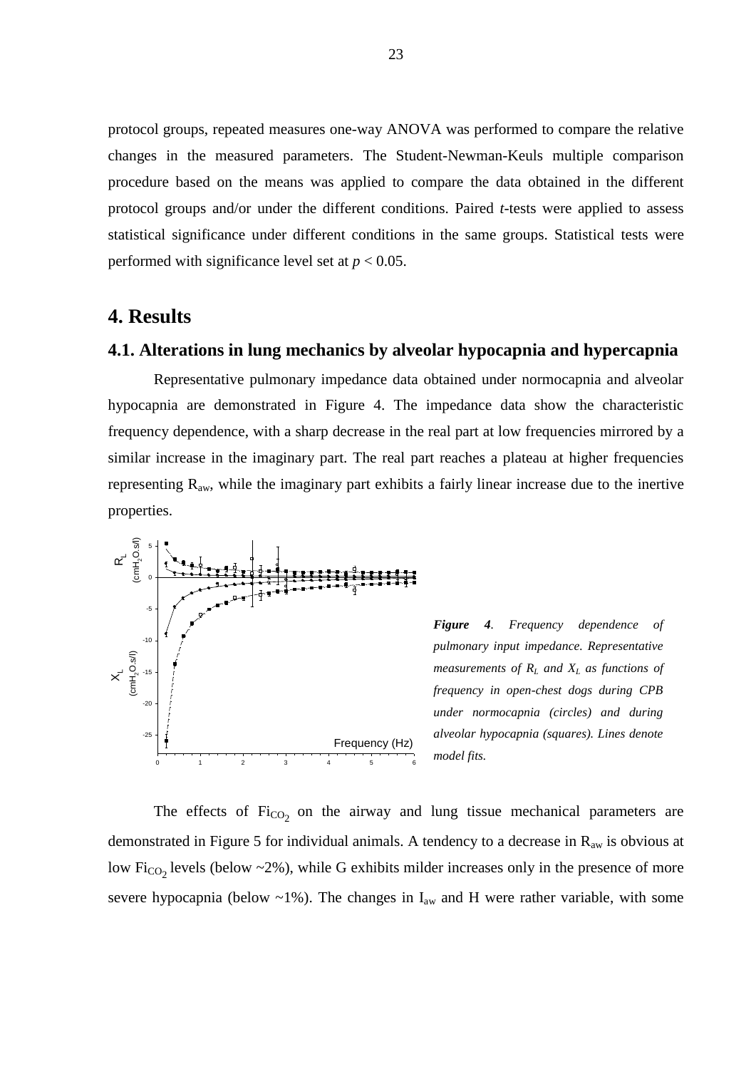protocol groups, repeated measures one-way ANOVA was performed to compare the relative changes in the measured parameters. The Student-Newman-Keuls multiple comparison procedure based on the means was applied to compare the data obtained in the different protocol groups and/or under the different conditions. Paired *t*-tests were applied to assess statistical significance under different conditions in the same groups. Statistical tests were performed with significance level set at $p < 0.05$.

# 4. Results

## 4.1. Alterations in lung mechanics by alveolar hypocapnia and hypercapnia

Representative pulmonary impedance data obtained under normocapnia and alveolar hypocapnia are demonstrated in Figure 4. The impedance data show the characteristic frequency dependence, with a sharp decrease in the real part at low frequencies mirrored by a similar increase in the imaginary part. The real part reaches a plateau at higher frequencies representing $R_{aw}$, while the imaginary part exhibits a fairly linear increase due to the inertive properties.

***Figure 4**. Frequency dependence of pulmonary input impedance. Representative measurements of $R_L$ and $X_L$ as functions of frequency in open-chest dogs during CPB under normocapnia (circles) and during alveolar hypocapnia (squares). Lines denote model fits.*

The effects of $Fi_{CO_2}$ on the airway and lung tissue mechanical parameters are demonstrated in Figure 5 for individual animals. A tendency to a decrease in $R_{aw}$ is obvious at low $Fi_{CO_2}$ levels (below ~2%), while G exhibits milder increases only in the presence of more severe hypocapnia (below ~1%). The changes in $I_{aw}$ and H were rather variable, with some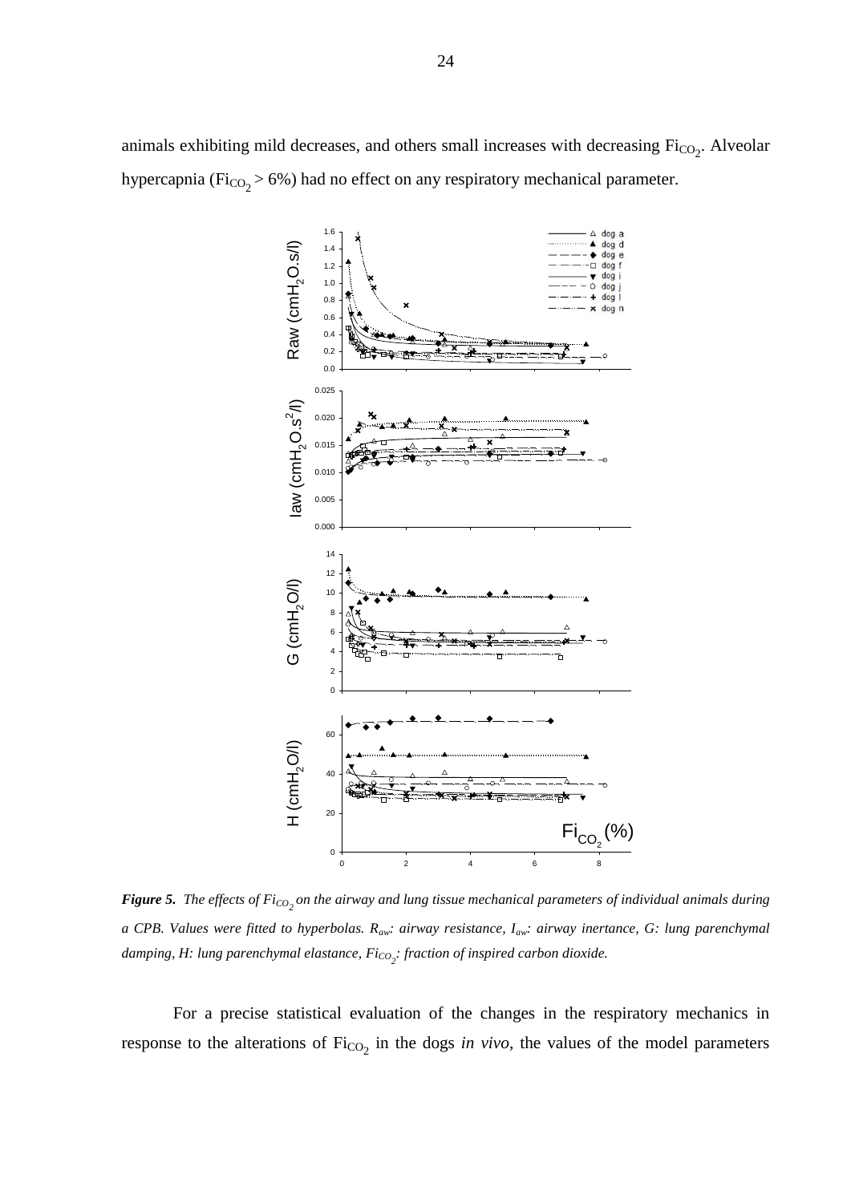animals exhibiting mild decreases, and others small increases with decreasing $Fi_{CO_2}$. Alveolar hypercapnia ($Fi_{CO_2}$ > 6%) had no effect on any respiratory mechanical parameter.

***Figure 5.*** *The effects of $Fi_{CO_2}$ on the airway and lung tissue mechanical parameters of individual animals during a CPB. Values were fitted to hyperbolas. $R_{aw}$: airway resistance, $I_{aw}$: airway inertance, G: lung parenchymal damping, H: lung parenchymal elastance, $Fi_{CO_2}$: fraction of inspired carbon dioxide.*

For a precise statistical evaluation of the changes in the respiratory mechanics in response to the alterations of $Fi_{CO_2}$ in the dogs *in vivo*, the values of the model parameters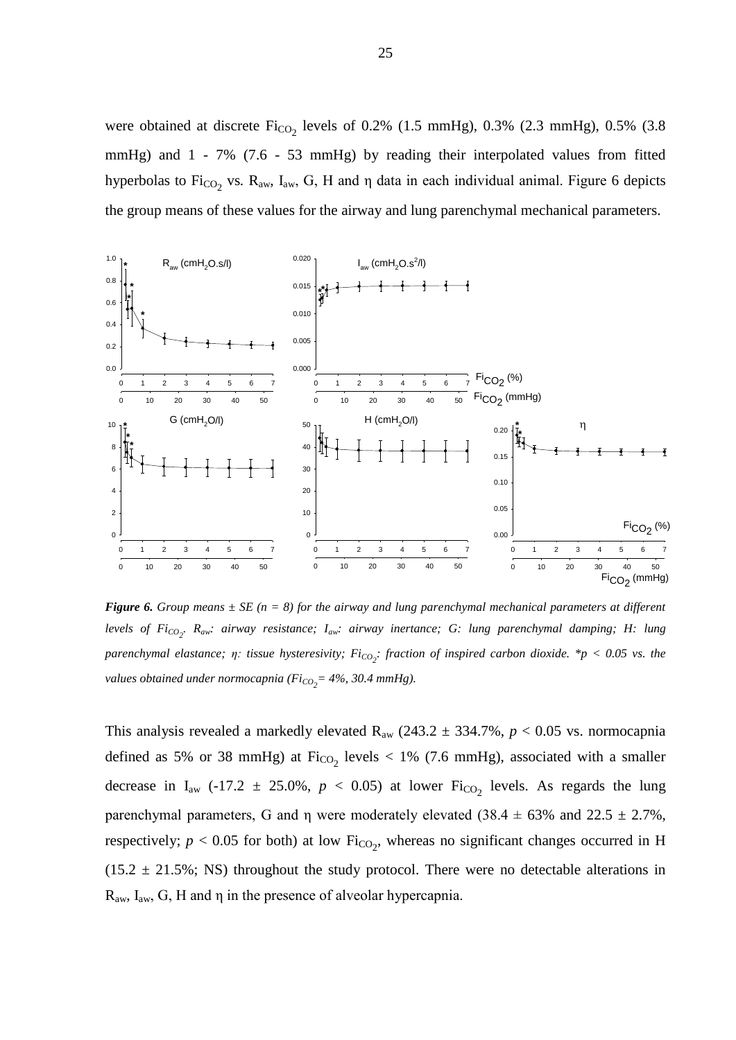were obtained at discrete $Fi_{CO_2}$ levels of 0.2% (1.5 mmHg), 0.3% (2.3 mmHg), 0.5% (3.8 mmHg) and 1 - 7% (7.6 - 53 mmHg) by reading their interpolated values from fitted hyperbolas to $Fi_{CO_2}$ vs. $R_{aw}$, $I_{aw}$, G, H and η data in each individual animal. Figure 6 depicts the group means of these values for the airway and lung parenchymal mechanical parameters.

***Figure 6.*** *Group means ± SE (n = 8) for the airway and lung parenchymal mechanical parameters at different levels of $Fi_{CO_2}$. $R_{aw}$: airway resistance; $I_{aw}$: airway inertance; G: lung parenchymal damping; H: lung parenchymal elastance; η: tissue hysteresivity; $Fi_{CO_2}$: fraction of inspired carbon dioxide. *p < 0.05 vs. the values obtained under normocapnia ($Fi_{CO_2}$= 4%, 30.4 mmHg).*

This analysis revealed a markedly elevated $R_{aw}$ (243.2 ± 334.7%, $p < 0.05$ vs. normocapnia defined as 5% or 38 mmHg) at $Fi_{CO_2}$ levels < 1% (7.6 mmHg), associated with a smaller decrease in $I_{aw}$ (-17.2 ± 25.0%, $p < 0.05$) at lower $Fi_{CO_2}$ levels. As regards the lung parenchymal parameters, G and η were moderately elevated (38.4 ± 63% and 22.5 ± 2.7%, respectively; $p < 0.05$ for both) at low $Fi_{CO_2}$, whereas no significant changes occurred in H (15.2 ± 21.5%; NS) throughout the study protocol. There were no detectable alterations in $R_{aw}$, $I_{aw}$, G, H and η in the presence of alveolar hypercapnia.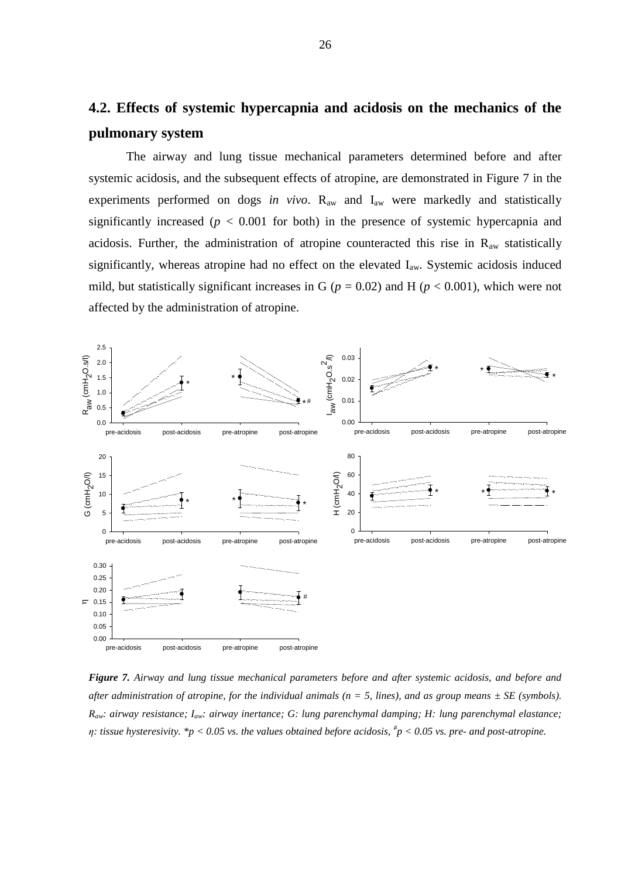## 4.2. Effects of systemic hypercapnia and acidosis on the mechanics of the pulmonary system

The airway and lung tissue mechanical parameters determined before and after systemic acidosis, and the subsequent effects of atropine, are demonstrated in Figure 7 in the experiments performed on dogs *in vivo*. $R_{aw}$ and $I_{aw}$ were markedly and statistically significantly increased ($p < 0.001$ for both) in the presence of systemic hypercapnia and acidosis. Further, the administration of atropine counteracted this rise in $R_{aw}$ statistically significantly, whereas atropine had no effect on the elevated $I_{aw}$. Systemic acidosis induced mild, but statistically significant increases in G ($p = 0.02$) and H ($p < 0.001$), which were not affected by the administration of atropine.

***Figure 7.*** *Airway and lung tissue mechanical parameters before and after systemic acidosis, and before and after administration of atropine, for the individual animals (n = 5, lines), and as group means ± SE (symbols).* $R_{aw}$*: airway resistance;* $I_{aw}$*: airway inertance; G: lung parenchymal damping; H: lung parenchymal elastance;* $\eta$*: tissue hysteresivity.* *$p < 0.05$ *vs. the values obtained before acidosis,* $^{\#}p < 0.05$ *vs. pre- and post-atropine.*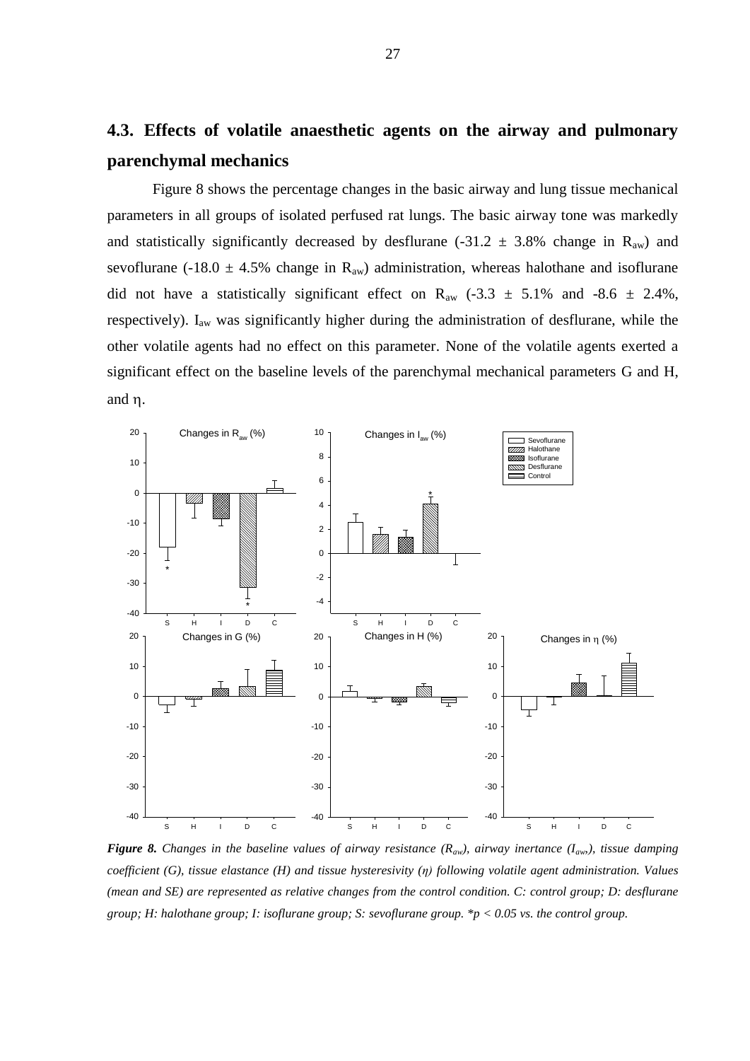## 4.3. Effects of volatile anaesthetic agents on the airway and pulmonary parenchymal mechanics

Figure 8 shows the percentage changes in the basic airway and lung tissue mechanical parameters in all groups of isolated perfused rat lungs. The basic airway tone was markedly and statistically significantly decreased by desflurane (-31.2 ± 3.8% change in $R_{aw}$) and sevoflurane (-18.0 ± 4.5% change in $R_{aw}$) administration, whereas halothane and isoflurane did not have a statistically significant effect on $R_{aw}$ (-3.3 ± 5.1% and -8.6 ± 2.4%, respectively). $I_{aw}$ was significantly higher during the administration of desflurane, while the other volatile agents had no effect on this parameter. None of the volatile agents exerted a significant effect on the baseline levels of the parenchymal mechanical parameters G and H, and η.

***Figure 8.*** *Changes in the baseline values of airway resistance ($R_{aw}$), airway inertance ($I_{aw}$), tissue damping coefficient (G), tissue elastance (H) and tissue hysteresivity (η) following volatile agent administration. Values (mean and SE) are represented as relative changes from the control condition. C: control group; D: desflurane group; H: halothane group; I: isoflurane group; S: sevoflurane group. *$p < 0.05$ vs. the control group.*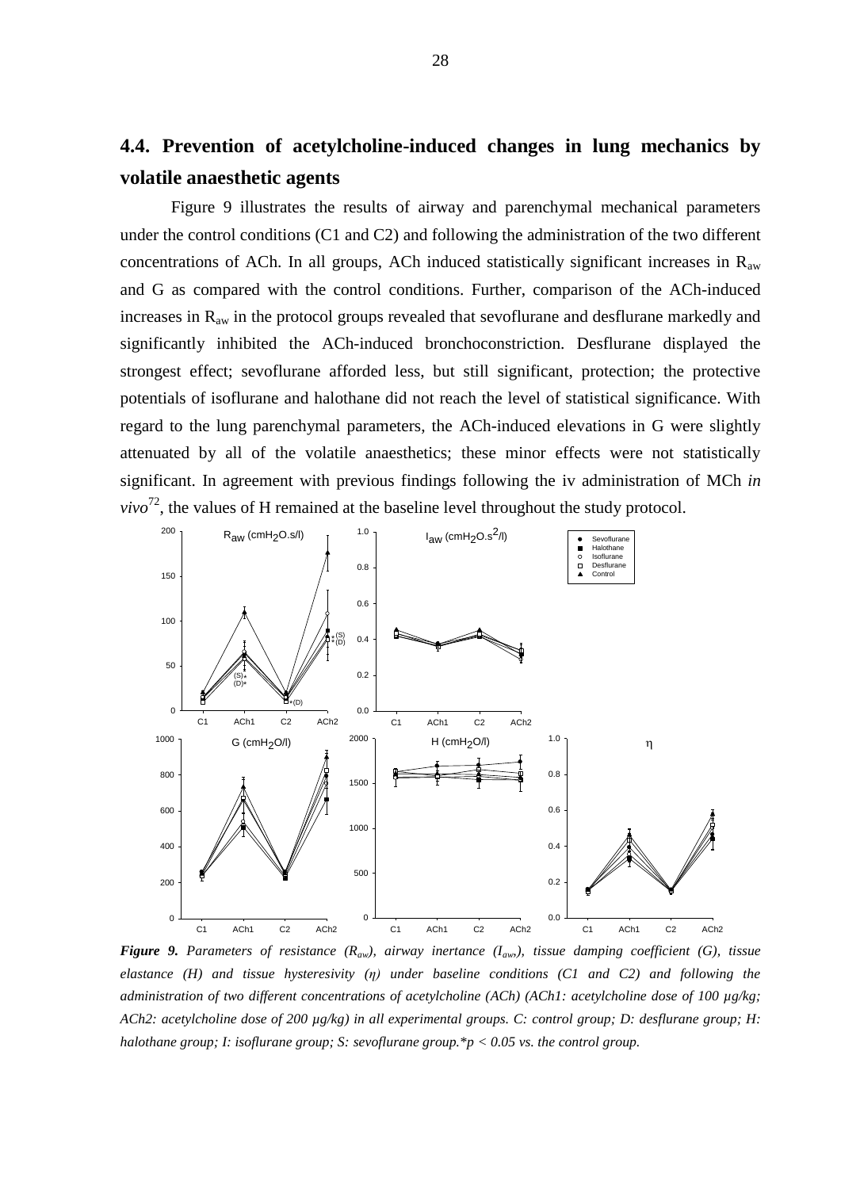## 4.4. Prevention of acetylcholine-induced changes in lung mechanics by volatile anaesthetic agents

Figure 9 illustrates the results of airway and parenchymal mechanical parameters under the control conditions (C1 and C2) and following the administration of the two different concentrations of ACh. In all groups, ACh induced statistically significant increases in $R_{aw}$ and G as compared with the control conditions. Further, comparison of the ACh-induced increases in $R_{aw}$ in the protocol groups revealed that sevoflurane and desflurane markedly and significantly inhibited the ACh-induced bronchoconstriction. Desflurane displayed the strongest effect; sevoflurane afforded less, but still significant, protection; the protective potentials of isoflurane and halothane did not reach the level of statistical significance. With regard to the lung parenchymal parameters, the ACh-induced elevations in G were slightly attenuated by all of the volatile anaesthetics; these minor effects were not statistically significant. In agreement with previous findings following the iv administration of MCh *in vivo*[72], the values of H remained at the baseline level throughout the study protocol.

***Figure 9.*** *Parameters of resistance ($R_{aw}$), airway inertance ($I_{aw}$), tissue damping coefficient (G), tissue elastance (H) and tissue hysteresivity (η) under baseline conditions (C1 and C2) and following the administration of two different concentrations of acetylcholine (ACh) (ACh1: acetylcholine dose of 100 µg/kg; ACh2: acetylcholine dose of 200 µg/kg) in all experimental groups. C: control group; D: desflurane group; H: halothane group; I: isoflurane group; S: sevoflurane group.\*p < 0.05 vs. the control group.*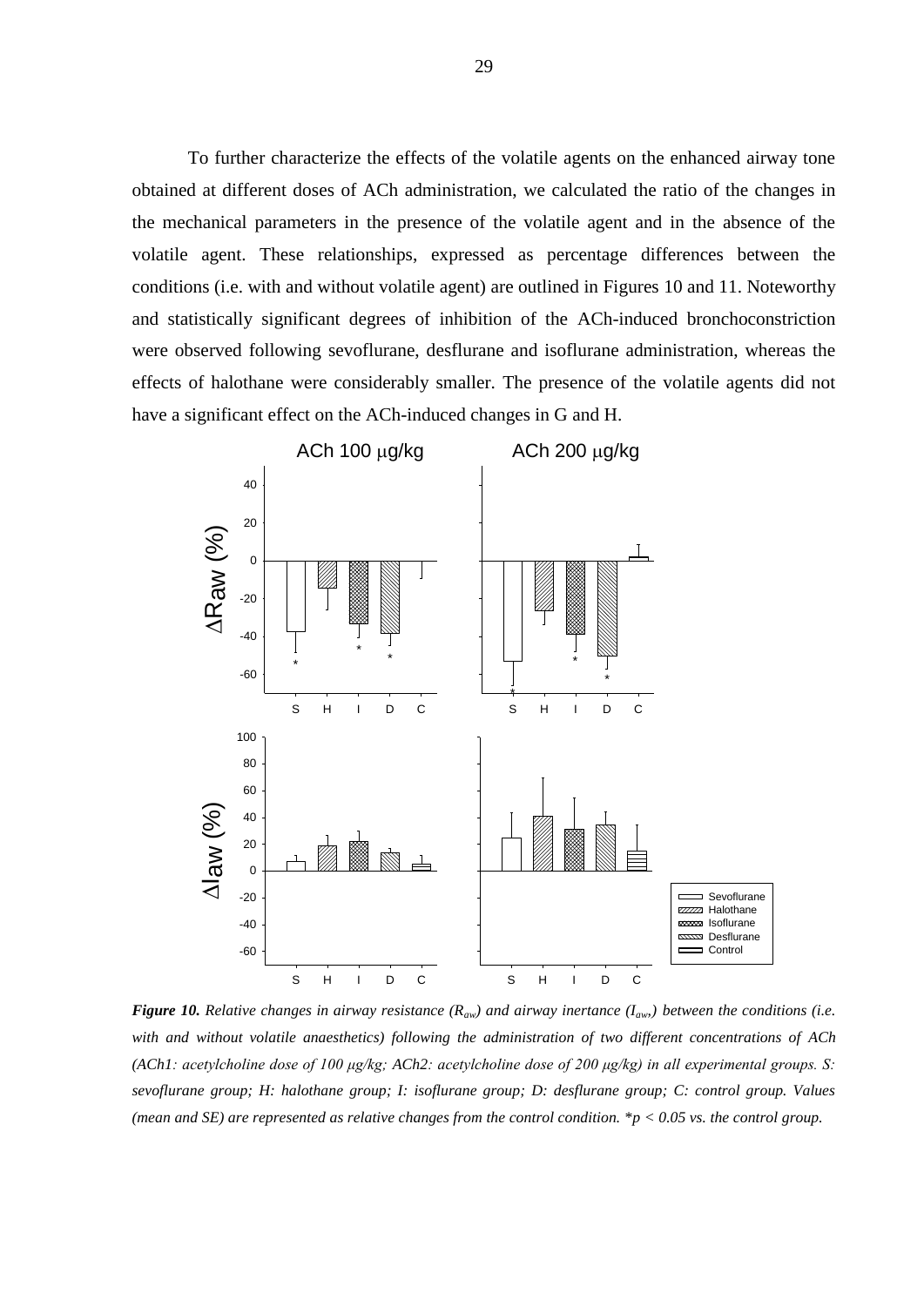To further characterize the effects of the volatile agents on the enhanced airway tone obtained at different doses of ACh administration, we calculated the ratio of the changes in the mechanical parameters in the presence of the volatile agent and in the absence of the volatile agent. These relationships, expressed as percentage differences between the conditions (i.e. with and without volatile agent) are outlined in Figures 10 and 11. Noteworthy and statistically significant degrees of inhibition of the ACh-induced bronchoconstriction were observed following sevoflurane, desflurane and isoflurane administration, whereas the effects of halothane were considerably smaller. The presence of the volatile agents did not have a significant effect on the ACh-induced changes in G and H.

***Figure 10.*** *Relative changes in airway resistance ($R_{aw}$) and airway inertance ($I_{aw}$) between the conditions (i.e. with and without volatile anaesthetics) following the administration of two different concentrations of ACh (ACh1: acetylcholine dose of 100 μg/kg; ACh2: acetylcholine dose of 200 μg/kg) in all experimental groups. S: sevoflurane group; H: halothane group; I: isoflurane group; D: desflurane group; C: control group. Values (mean and SE) are represented as relative changes from the control condition. *$p < 0.05$ vs. the control group.*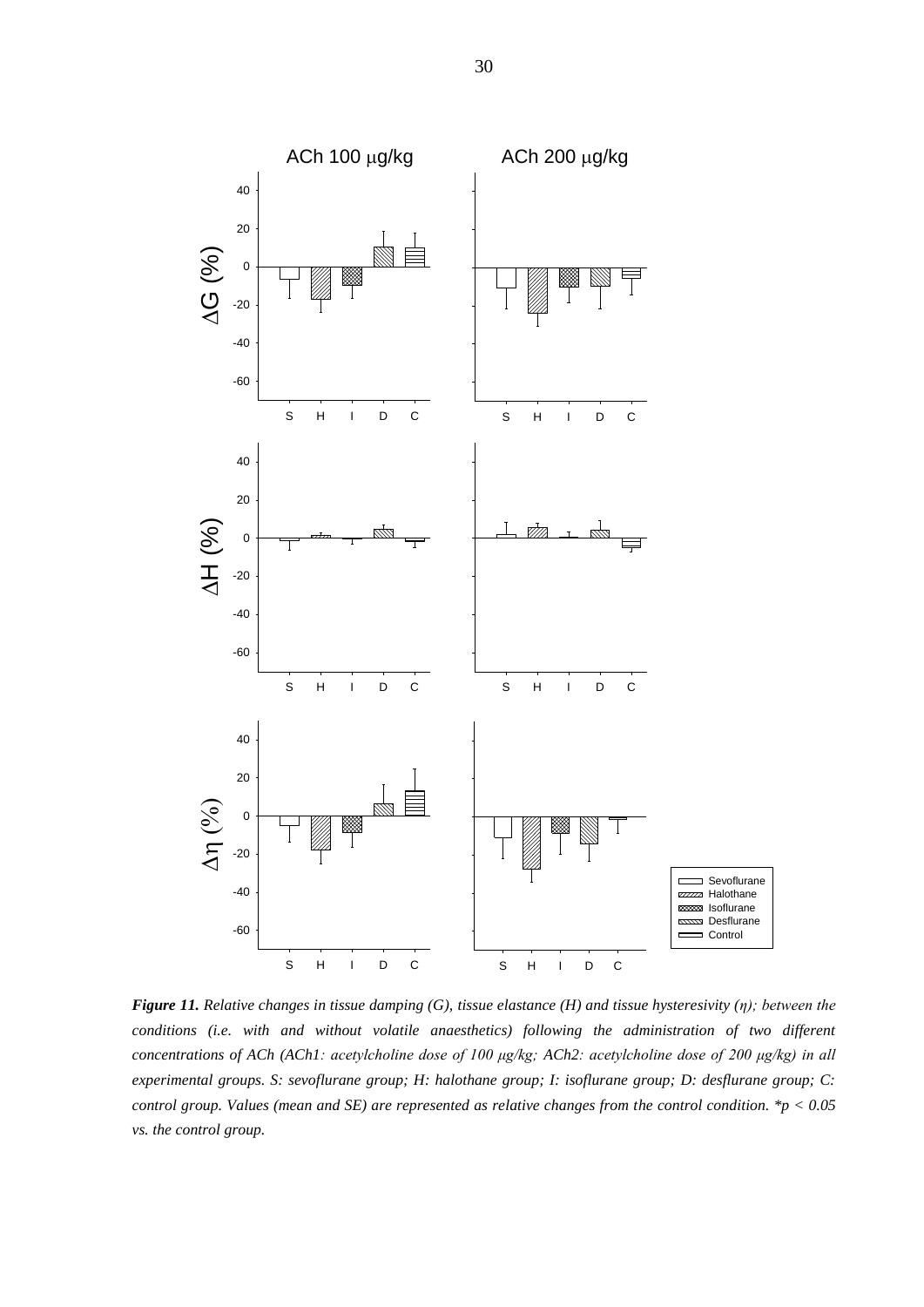***Figure 11.*** *Relative changes in tissue damping (G), tissue elastance (H) and tissue hysteresivity (η); between the conditions (i.e. with and without volatile anaesthetics) following the administration of two different concentrations of ACh (ACh1: acetylcholine dose of 100 μg/kg; ACh2: acetylcholine dose of 200 μg/kg) in all experimental groups. S: sevoflurane group; H: halothane group; I: isoflurane group; D: desflurane group; C: control group. Values (mean and SE) are represented as relative changes from the control condition. \*p < 0.05 vs. the control group.*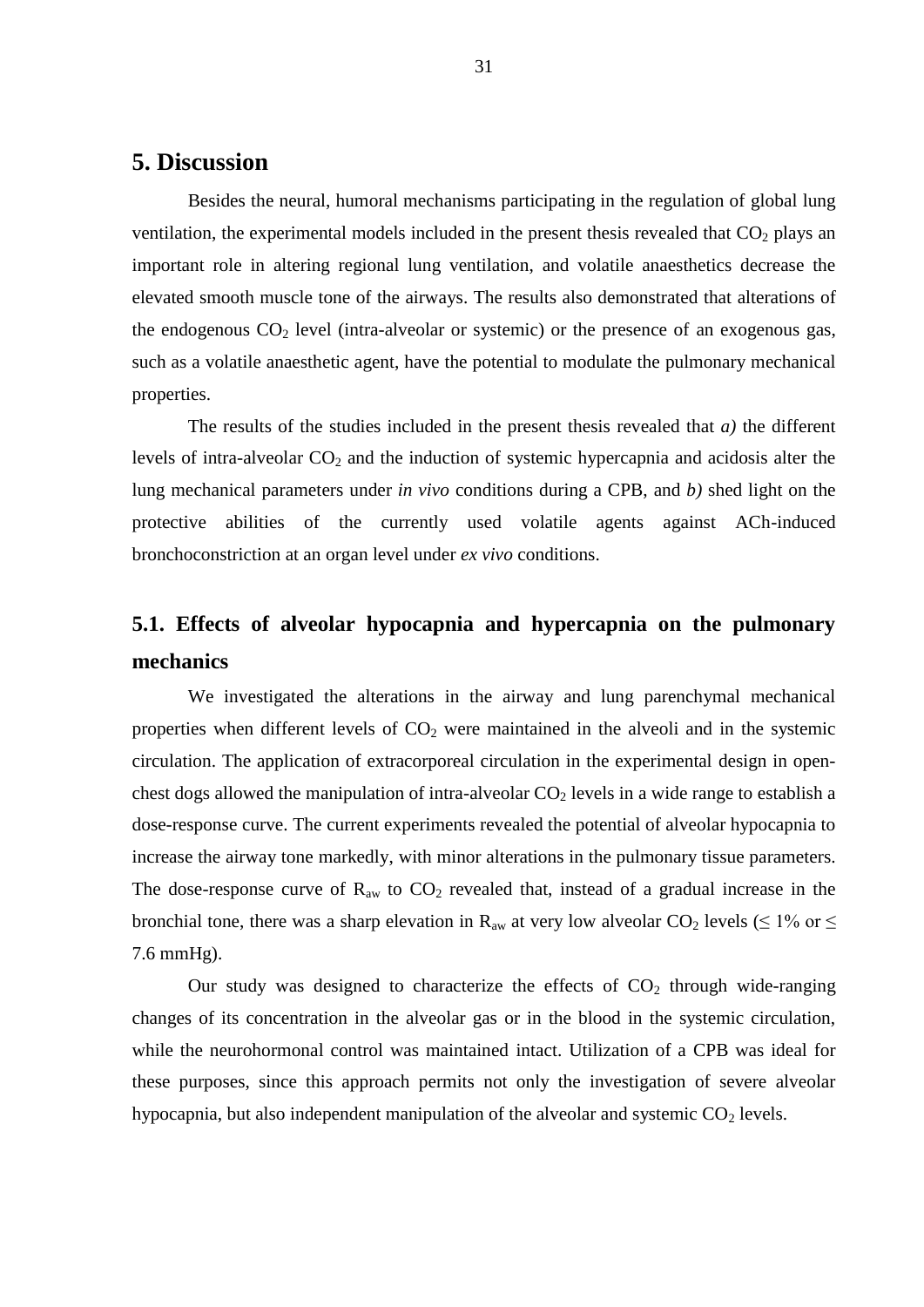# 5. Discussion

Besides the neural, humoral mechanisms participating in the regulation of global lung ventilation, the experimental models included in the present thesis revealed that $CO_2$ plays an important role in altering regional lung ventilation, and volatile anaesthetics decrease the elevated smooth muscle tone of the airways. The results also demonstrated that alterations of the endogenous $CO_2$ level (intra-alveolar or systemic) or the presence of an exogenous gas, such as a volatile anaesthetic agent, have the potential to modulate the pulmonary mechanical properties.

The results of the studies included in the present thesis revealed that *a)* the different levels of intra-alveolar $CO_2$ and the induction of systemic hypercapnia and acidosis alter the lung mechanical parameters under *in vivo* conditions during a CPB, and *b)* shed light on the protective abilities of the currently used volatile agents against ACh-induced bronchoconstriction at an organ level under *ex vivo* conditions.

## 5.1. Effects of alveolar hypocapnia and hypercapnia on the pulmonary mechanics

We investigated the alterations in the airway and lung parenchymal mechanical properties when different levels of $CO_2$ were maintained in the alveoli and in the systemic circulation. The application of extracorporeal circulation in the experimental design in open-chest dogs allowed the manipulation of intra-alveolar $CO_2$ levels in a wide range to establish a dose-response curve. The current experiments revealed the potential of alveolar hypocapnia to increase the airway tone markedly, with minor alterations in the pulmonary tissue parameters. The dose-response curve of $R_{aw}$ to $CO_2$ revealed that, instead of a gradual increase in the bronchial tone, there was a sharp elevation in $R_{aw}$ at very low alveolar $CO_2$ levels ($\leq$ 1% or $\leq$ 7.6 mmHg).

Our study was designed to characterize the effects of $CO_2$ through wide-ranging changes of its concentration in the alveolar gas or in the blood in the systemic circulation, while the neurohormonal control was maintained intact. Utilization of a CPB was ideal for these purposes, since this approach permits not only the investigation of severe alveolar hypocapnia, but also independent manipulation of the alveolar and systemic $CO_2$ levels.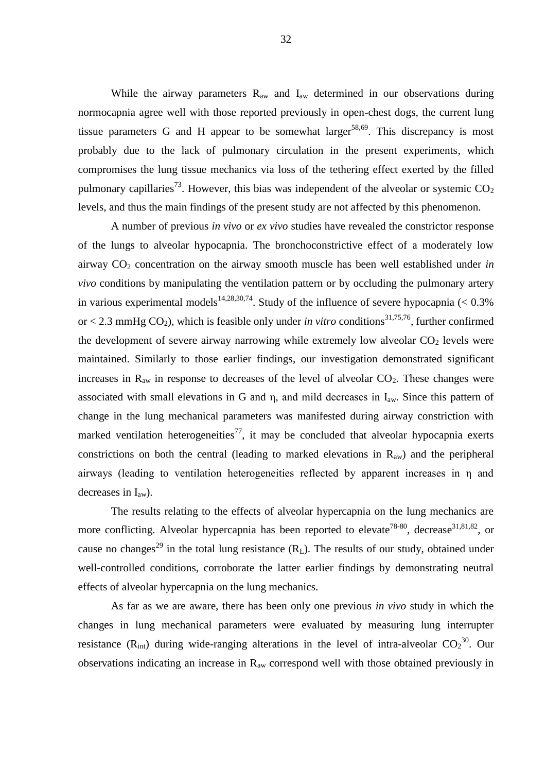While the airway parameters $R_{aw}$ and $I_{aw}$ determined in our observations during normocapnia agree well with those reported previously in open-chest dogs, the current lung tissue parameters G and H appear to be somewhat larger[58,69]. This discrepancy is most probably due to the lack of pulmonary circulation in the present experiments, which compromises the lung tissue mechanics via loss of the tethering effect exerted by the filled pulmonary capillaries[73]. However, this bias was independent of the alveolar or systemic $CO_2$ levels, and thus the main findings of the present study are not affected by this phenomenon.

A number of previous *in vivo* or *ex vivo* studies have revealed the constrictor response of the lungs to alveolar hypocapnia. The bronchoconstrictive effect of a moderately low airway $CO_2$ concentration on the airway smooth muscle has been well established under *in vivo* conditions by manipulating the ventilation pattern or by occluding the pulmonary artery in various experimental models[14,28,30,74]. Study of the influence of severe hypocapnia ($< 0.3\%$ or $< 2.3$ mmHg $CO_2$), which is feasible only under *in vitro* conditions[31,75,76], further confirmed the development of severe airway narrowing while extremely low alveolar $CO_2$ levels were maintained. Similarly to those earlier findings, our investigation demonstrated significant increases in $R_{aw}$ in response to decreases of the level of alveolar $CO_2$. These changes were associated with small elevations in G and $\eta$, and mild decreases in $I_{aw}$. Since this pattern of change in the lung mechanical parameters was manifested during airway constriction with marked ventilation heterogeneities[77], it may be concluded that alveolar hypocapnia exerts constrictions on both the central (leading to marked elevations in $R_{aw}$) and the peripheral airways (leading to ventilation heterogeneities reflected by apparent increases in $\eta$ and decreases in $I_{aw}$).

The results relating to the effects of alveolar hypercapnia on the lung mechanics are more conflicting. Alveolar hypercapnia has been reported to elevate[78-80], decrease[31,81,82], or cause no changes[29] in the total lung resistance ($R_L$). The results of our study, obtained under well-controlled conditions, corroborate the latter earlier findings by demonstrating neutral effects of alveolar hypercapnia on the lung mechanics.

As far as we are aware, there has been only one previous *in vivo* study in which the changes in lung mechanical parameters were evaluated by measuring lung interrupter resistance ($R_{int}$) during wide-ranging alterations in the level of intra-alveolar $CO_2$[30]. Our observations indicating an increase in $R_{aw}$ correspond well with those obtained previously in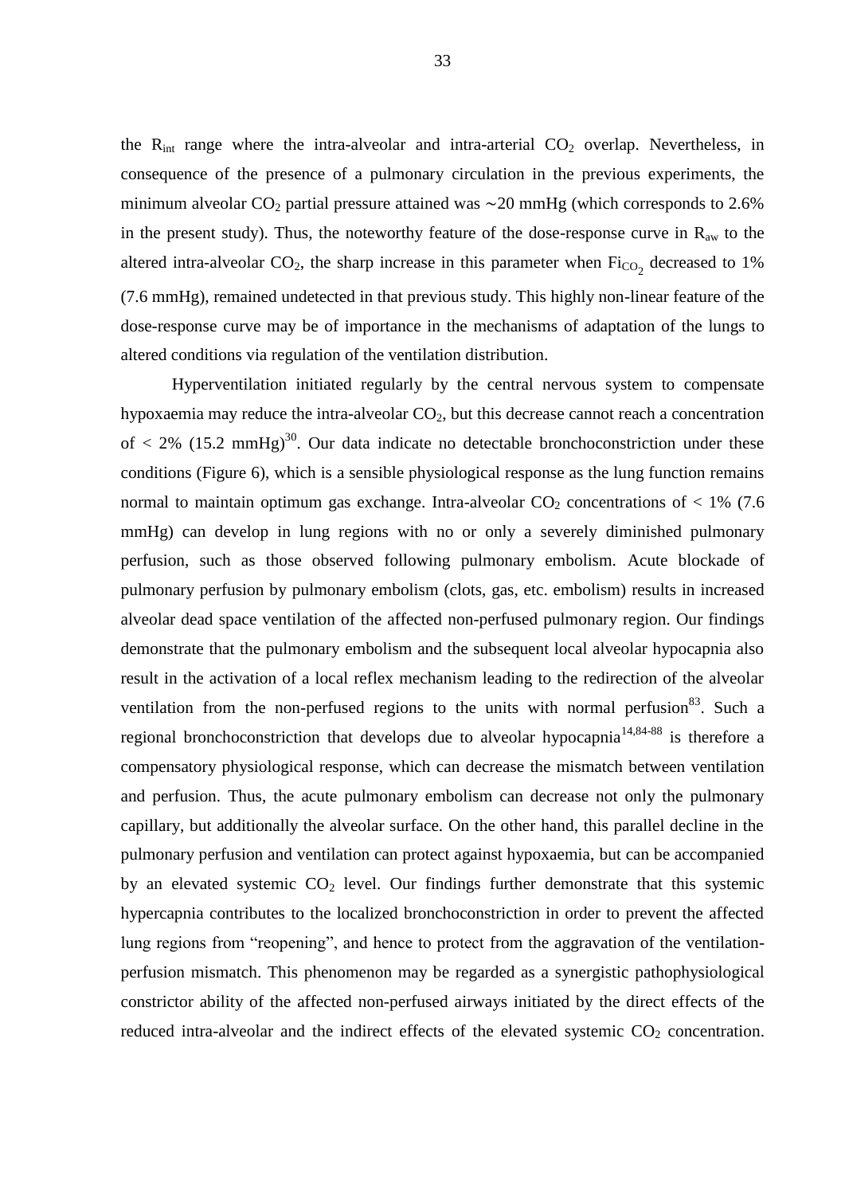the $R_{int}$ range where the intra-alveolar and intra-arterial $CO_2$ overlap. Nevertheless, in consequence of the presence of a pulmonary circulation in the previous experiments, the minimum alveolar $CO_2$ partial pressure attained was ∼20 mmHg (which corresponds to 2.6% in the present study). Thus, the noteworthy feature of the dose-response curve in $R_{aw}$ to the altered intra-alveolar $CO_2$, the sharp increase in this parameter when $Fi_{CO_2}$ decreased to 1% (7.6 mmHg), remained undetected in that previous study. This highly non-linear feature of the dose-response curve may be of importance in the mechanisms of adaptation of the lungs to altered conditions via regulation of the ventilation distribution.

Hyperventilation initiated regularly by the central nervous system to compensate hypoxaemia may reduce the intra-alveolar $CO_2$, but this decrease cannot reach a concentration of < 2% (15.2 mmHg)[30]. Our data indicate no detectable bronchoconstriction under these conditions (Figure 6), which is a sensible physiological response as the lung function remains normal to maintain optimum gas exchange. Intra-alveolar $CO_2$ concentrations of < 1% (7.6 mmHg) can develop in lung regions with no or only a severely diminished pulmonary perfusion, such as those observed following pulmonary embolism. Acute blockade of pulmonary perfusion by pulmonary embolism (clots, gas, etc. embolism) results in increased alveolar dead space ventilation of the affected non-perfused pulmonary region. Our findings demonstrate that the pulmonary embolism and the subsequent local alveolar hypocapnia also result in the activation of a local reflex mechanism leading to the redirection of the alveolar ventilation from the non-perfused regions to the units with normal perfusion[83]. Such a regional bronchoconstriction that develops due to alveolar hypocapnia[14,84-88] is therefore a compensatory physiological response, which can decrease the mismatch between ventilation and perfusion. Thus, the acute pulmonary embolism can decrease not only the pulmonary capillary, but additionally the alveolar surface. On the other hand, this parallel decline in the pulmonary perfusion and ventilation can protect against hypoxaemia, but can be accompanied by an elevated systemic $CO_2$ level. Our findings further demonstrate that this systemic hypercapnia contributes to the localized bronchoconstriction in order to prevent the affected lung regions from "reopening", and hence to protect from the aggravation of the ventilation-perfusion mismatch. This phenomenon may be regarded as a synergistic pathophysiological constrictor ability of the affected non-perfused airways initiated by the direct effects of the reduced intra-alveolar and the indirect effects of the elevated systemic $CO_2$ concentration.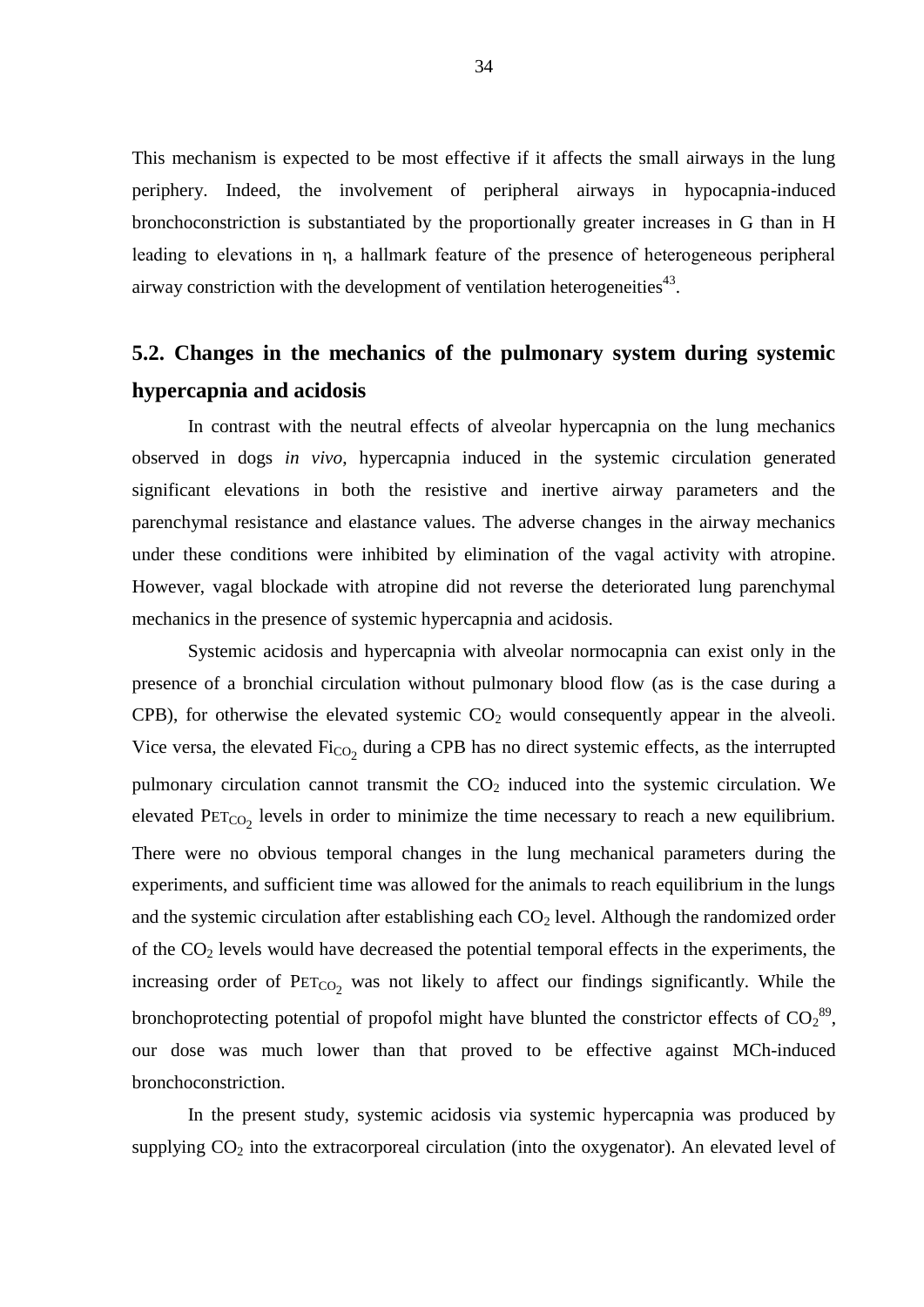This mechanism is expected to be most effective if it affects the small airways in the lung periphery. Indeed, the involvement of peripheral airways in hypocapnia-induced bronchoconstriction is substantiated by the proportionally greater increases in G than in H leading to elevations in $\eta$, a hallmark feature of the presence of heterogeneous peripheral airway constriction with the development of ventilation heterogeneities[43].

## 5.2. Changes in the mechanics of the pulmonary system during systemic hypercapnia and acidosis

In contrast with the neutral effects of alveolar hypercapnia on the lung mechanics observed in dogs *in vivo*, hypercapnia induced in the systemic circulation generated significant elevations in both the resistive and inertive airway parameters and the parenchymal resistance and elastance values. The adverse changes in the airway mechanics under these conditions were inhibited by elimination of the vagal activity with atropine. However, vagal blockade with atropine did not reverse the deteriorated lung parenchymal mechanics in the presence of systemic hypercapnia and acidosis.

Systemic acidosis and hypercapnia with alveolar normocapnia can exist only in the presence of a bronchial circulation without pulmonary blood flow (as is the case during a CPB), for otherwise the elevated systemic $CO_2$ would consequently appear in the alveoli. Vice versa, the elevated $Fi_{CO_2}$ during a CPB has no direct systemic effects, as the interrupted pulmonary circulation cannot transmit the $CO_2$ induced into the systemic circulation. We elevated $PET_{CO_2}$ levels in order to minimize the time necessary to reach a new equilibrium. There were no obvious temporal changes in the lung mechanical parameters during the experiments, and sufficient time was allowed for the animals to reach equilibrium in the lungs and the systemic circulation after establishing each $CO_2$ level. Although the randomized order of the $CO_2$ levels would have decreased the potential temporal effects in the experiments, the increasing order of $PET_{CO_2}$ was not likely to affect our findings significantly. While the bronchoprotecting potential of propofol might have blunted the constrictor effects of $CO_2$[89], our dose was much lower than that proved to be effective against MCh-induced bronchoconstriction.

In the present study, systemic acidosis via systemic hypercapnia was produced by supplying $CO_2$ into the extracorporeal circulation (into the oxygenator). An elevated level of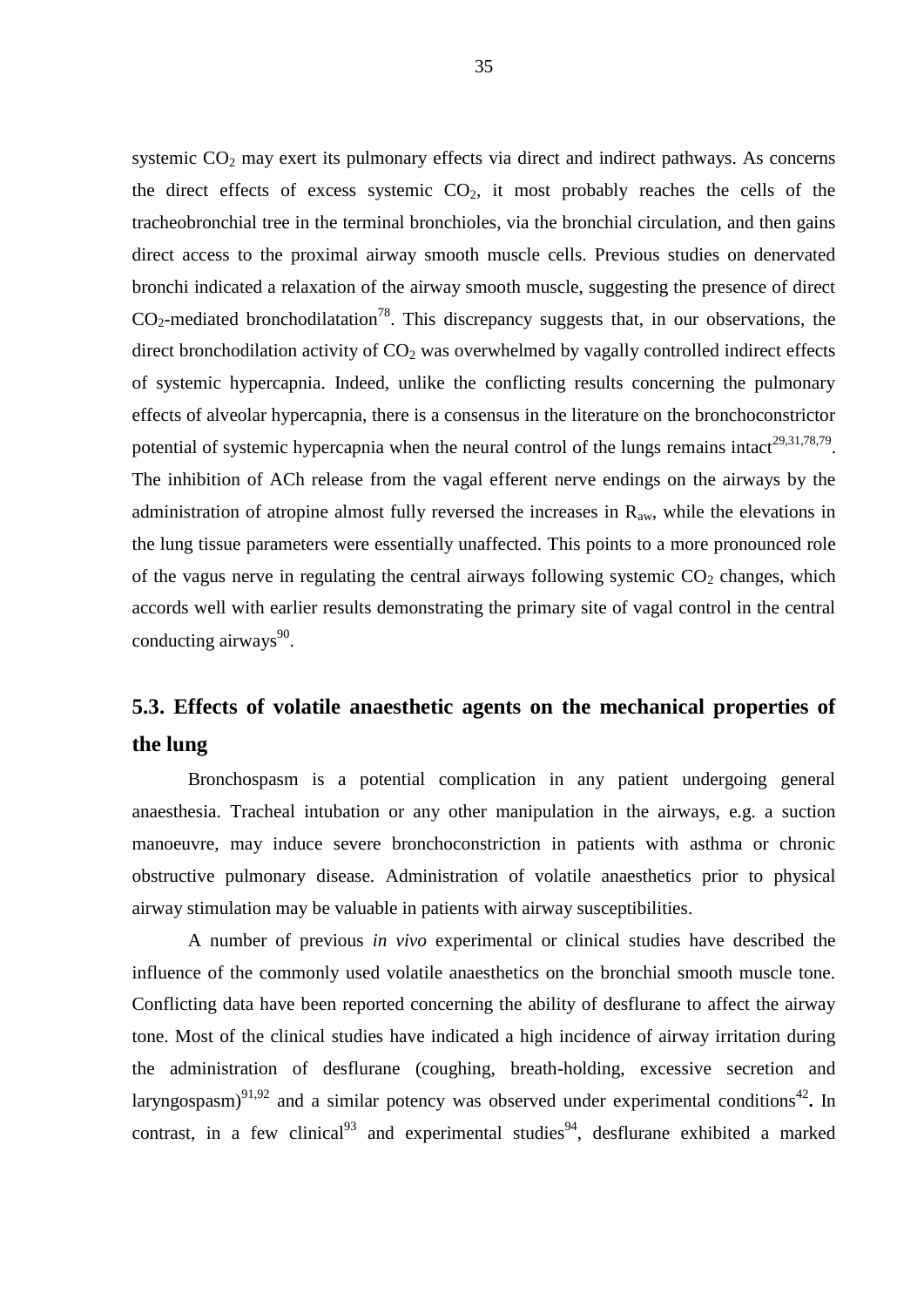systemic $CO_2$ may exert its pulmonary effects via direct and indirect pathways. As concerns the direct effects of excess systemic $CO_2$, it most probably reaches the cells of the tracheobronchial tree in the terminal bronchioles, via the bronchial circulation, and then gains direct access to the proximal airway smooth muscle cells. Previous studies on denervated bronchi indicated a relaxation of the airway smooth muscle, suggesting the presence of direct $CO_2$-mediated bronchodilatation[78]. This discrepancy suggests that, in our observations, the direct bronchodilation activity of $CO_2$ was overwhelmed by vagally controlled indirect effects of systemic hypercapnia. Indeed, unlike the conflicting results concerning the pulmonary effects of alveolar hypercapnia, there is a consensus in the literature on the bronchoconstrictor potential of systemic hypercapnia when the neural control of the lungs remains intact[29,31,78,79]. The inhibition of ACh release from the vagal efferent nerve endings on the airways by the administration of atropine almost fully reversed the increases in $R_{aw}$, while the elevations in the lung tissue parameters were essentially unaffected. This points to a more pronounced role of the vagus nerve in regulating the central airways following systemic $CO_2$ changes, which accords well with earlier results demonstrating the primary site of vagal control in the central conducting airways[90].

## 5.3. Effects of volatile anaesthetic agents on the mechanical properties of the lung

Bronchospasm is a potential complication in any patient undergoing general anaesthesia. Tracheal intubation or any other manipulation in the airways, e.g. a suction manoeuvre, may induce severe bronchoconstriction in patients with asthma or chronic obstructive pulmonary disease. Administration of volatile anaesthetics prior to physical airway stimulation may be valuable in patients with airway susceptibilities.

A number of previous *in vivo* experimental or clinical studies have described the influence of the commonly used volatile anaesthetics on the bronchial smooth muscle tone. Conflicting data have been reported concerning the ability of desflurane to affect the airway tone. Most of the clinical studies have indicated a high incidence of airway irritation during the administration of desflurane (coughing, breath-holding, excessive secretion and laryngospasm)[91,92] and a similar potency was observed under experimental conditions[42]**.** In contrast, in a few clinical[93] and experimental studies[94], desflurane exhibited a marked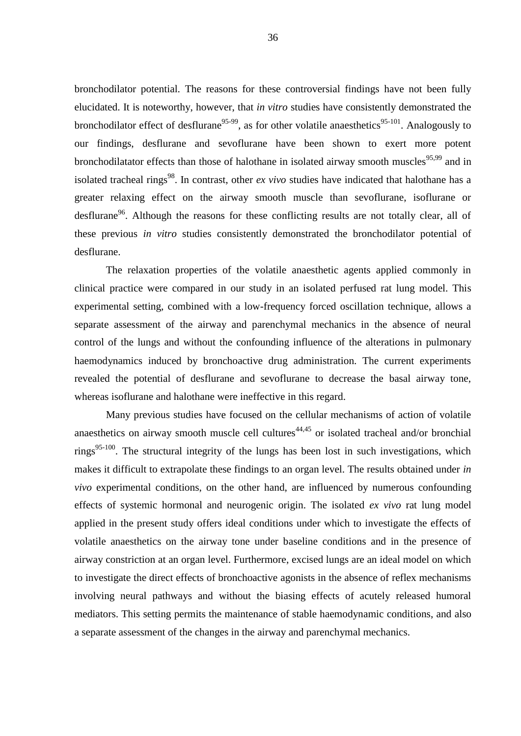bronchodilator potential. The reasons for these controversial findings have not been fully elucidated. It is noteworthy, however, that *in vitro* studies have consistently demonstrated the bronchodilator effect of desflurane[95-99], as for other volatile anaesthetics[95-101]. Analogously to our findings, desflurane and sevoflurane have been shown to exert more potent bronchodilatator effects than those of halothane in isolated airway smooth muscles[95,99] and in isolated tracheal rings[98]. In contrast, other *ex vivo* studies have indicated that halothane has a greater relaxing effect on the airway smooth muscle than sevoflurane, isoflurane or desflurane[96]. Although the reasons for these conflicting results are not totally clear, all of these previous *in vitro* studies consistently demonstrated the bronchodilator potential of desflurane.

The relaxation properties of the volatile anaesthetic agents applied commonly in clinical practice were compared in our study in an isolated perfused rat lung model. This experimental setting, combined with a low-frequency forced oscillation technique, allows a separate assessment of the airway and parenchymal mechanics in the absence of neural control of the lungs and without the confounding influence of the alterations in pulmonary haemodynamics induced by bronchoactive drug administration. The current experiments revealed the potential of desflurane and sevoflurane to decrease the basal airway tone, whereas isoflurane and halothane were ineffective in this regard.

Many previous studies have focused on the cellular mechanisms of action of volatile anaesthetics on airway smooth muscle cell cultures[44,45] or isolated tracheal and/or bronchial rings[95-100]. The structural integrity of the lungs has been lost in such investigations, which makes it difficult to extrapolate these findings to an organ level. The results obtained under *in vivo* experimental conditions, on the other hand, are influenced by numerous confounding effects of systemic hormonal and neurogenic origin. The isolated *ex vivo* rat lung model applied in the present study offers ideal conditions under which to investigate the effects of volatile anaesthetics on the airway tone under baseline conditions and in the presence of airway constriction at an organ level. Furthermore, excised lungs are an ideal model on which to investigate the direct effects of bronchoactive agonists in the absence of reflex mechanisms involving neural pathways and without the biasing effects of acutely released humoral mediators. This setting permits the maintenance of stable haemodynamic conditions, and also a separate assessment of the changes in the airway and parenchymal mechanics.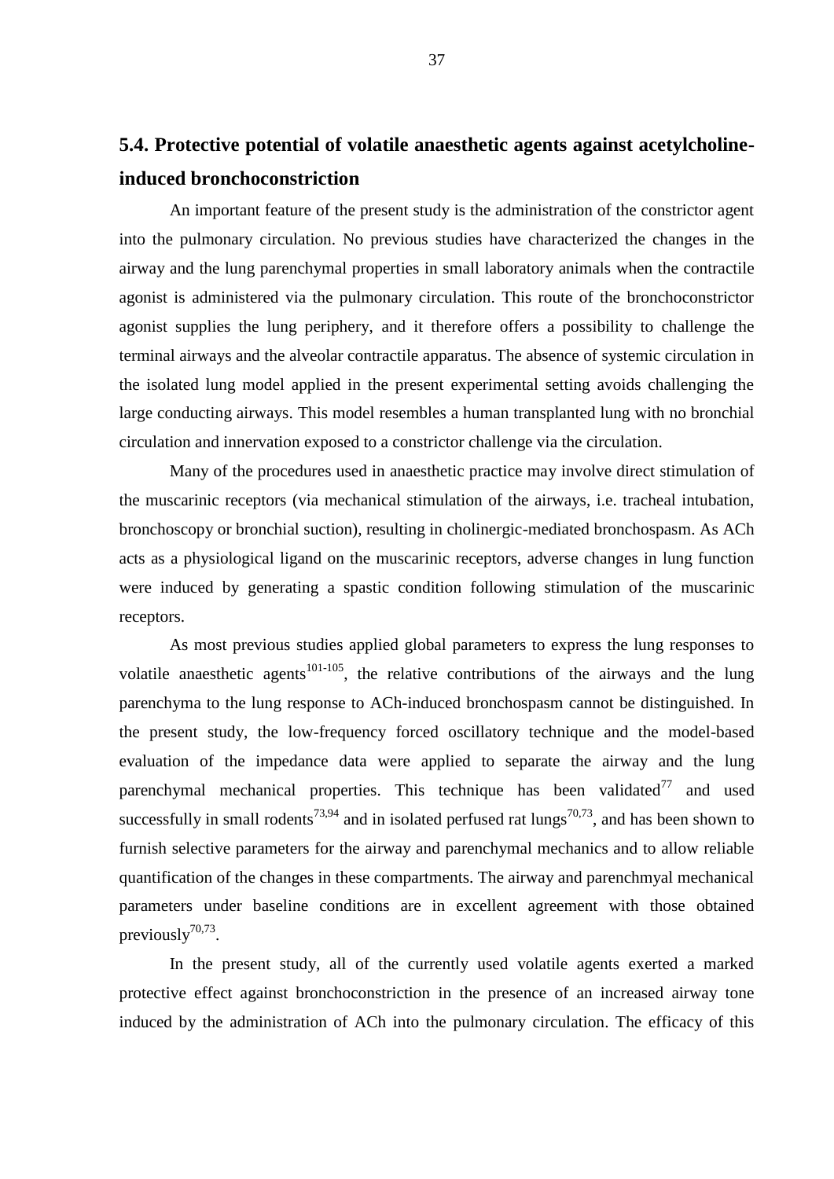## 5.4. Protective potential of volatile anaesthetic agents against acetylcholine-induced bronchoconstriction

An important feature of the present study is the administration of the constrictor agent into the pulmonary circulation. No previous studies have characterized the changes in the airway and the lung parenchymal properties in small laboratory animals when the contractile agonist is administered via the pulmonary circulation. This route of the bronchoconstrictor agonist supplies the lung periphery, and it therefore offers a possibility to challenge the terminal airways and the alveolar contractile apparatus. The absence of systemic circulation in the isolated lung model applied in the present experimental setting avoids challenging the large conducting airways. This model resembles a human transplanted lung with no bronchial circulation and innervation exposed to a constrictor challenge via the circulation.

Many of the procedures used in anaesthetic practice may involve direct stimulation of the muscarinic receptors (via mechanical stimulation of the airways, i.e. tracheal intubation, bronchoscopy or bronchial suction), resulting in cholinergic-mediated bronchospasm. As ACh acts as a physiological ligand on the muscarinic receptors, adverse changes in lung function were induced by generating a spastic condition following stimulation of the muscarinic receptors.

As most previous studies applied global parameters to express the lung responses to volatile anaesthetic agents[101-105], the relative contributions of the airways and the lung parenchyma to the lung response to ACh-induced bronchospasm cannot be distinguished. In the present study, the low-frequency forced oscillatory technique and the model-based evaluation of the impedance data were applied to separate the airway and the lung parenchymal mechanical properties. This technique has been validated[77] and used successfully in small rodents[73,94] and in isolated perfused rat lungs[70,73], and has been shown to furnish selective parameters for the airway and parenchymal mechanics and to allow reliable quantification of the changes in these compartments. The airway and parenchmyal mechanical parameters under baseline conditions are in excellent agreement with those obtained previously[70,73].

In the present study, all of the currently used volatile agents exerted a marked protective effect against bronchoconstriction in the presence of an increased airway tone induced by the administration of ACh into the pulmonary circulation. The efficacy of this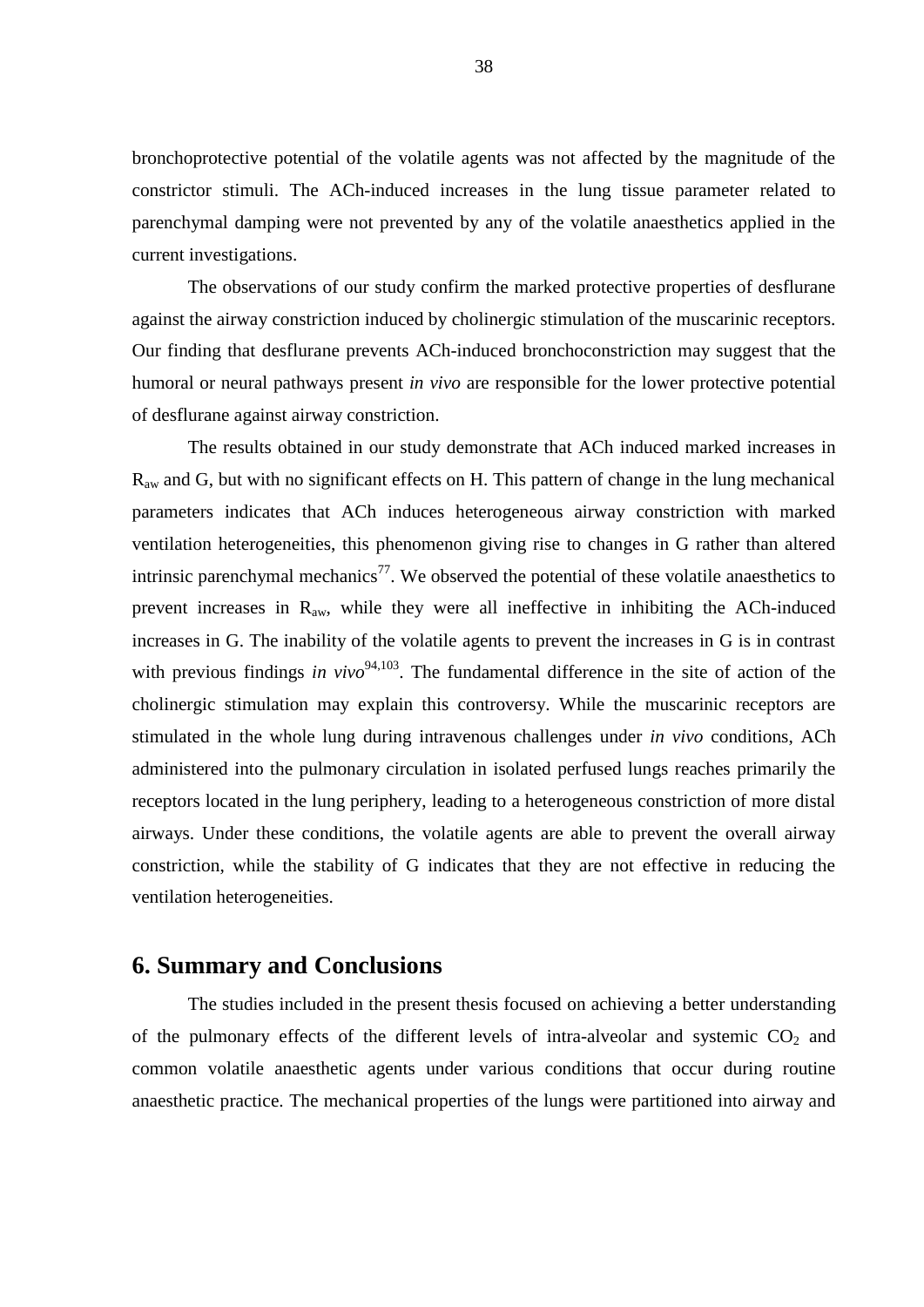bronchoprotective potential of the volatile agents was not affected by the magnitude of the constrictor stimuli. The ACh-induced increases in the lung tissue parameter related to parenchymal damping were not prevented by any of the volatile anaesthetics applied in the current investigations.

The observations of our study confirm the marked protective properties of desflurane against the airway constriction induced by cholinergic stimulation of the muscarinic receptors. Our finding that desflurane prevents ACh-induced bronchoconstriction may suggest that the humoral or neural pathways present *in vivo* are responsible for the lower protective potential of desflurane against airway constriction.

The results obtained in our study demonstrate that ACh induced marked increases in $R_{aw}$ and G, but with no significant effects on H. This pattern of change in the lung mechanical parameters indicates that ACh induces heterogeneous airway constriction with marked ventilation heterogeneities, this phenomenon giving rise to changes in G rather than altered intrinsic parenchymal mechanics[77]. We observed the potential of these volatile anaesthetics to prevent increases in $R_{aw}$, while they were all ineffective in inhibiting the ACh-induced increases in G. The inability of the volatile agents to prevent the increases in G is in contrast with previous findings *in vivo*[94,103]. The fundamental difference in the site of action of the cholinergic stimulation may explain this controversy. While the muscarinic receptors are stimulated in the whole lung during intravenous challenges under *in vivo* conditions, ACh administered into the pulmonary circulation in isolated perfused lungs reaches primarily the receptors located in the lung periphery, leading to a heterogeneous constriction of more distal airways. Under these conditions, the volatile agents are able to prevent the overall airway constriction, while the stability of G indicates that they are not effective in reducing the ventilation heterogeneities.

## 6. Summary and Conclusions

The studies included in the present thesis focused on achieving a better understanding of the pulmonary effects of the different levels of intra-alveolar and systemic $CO_2$ and common volatile anaesthetic agents under various conditions that occur during routine anaesthetic practice. The mechanical properties of the lungs were partitioned into airway and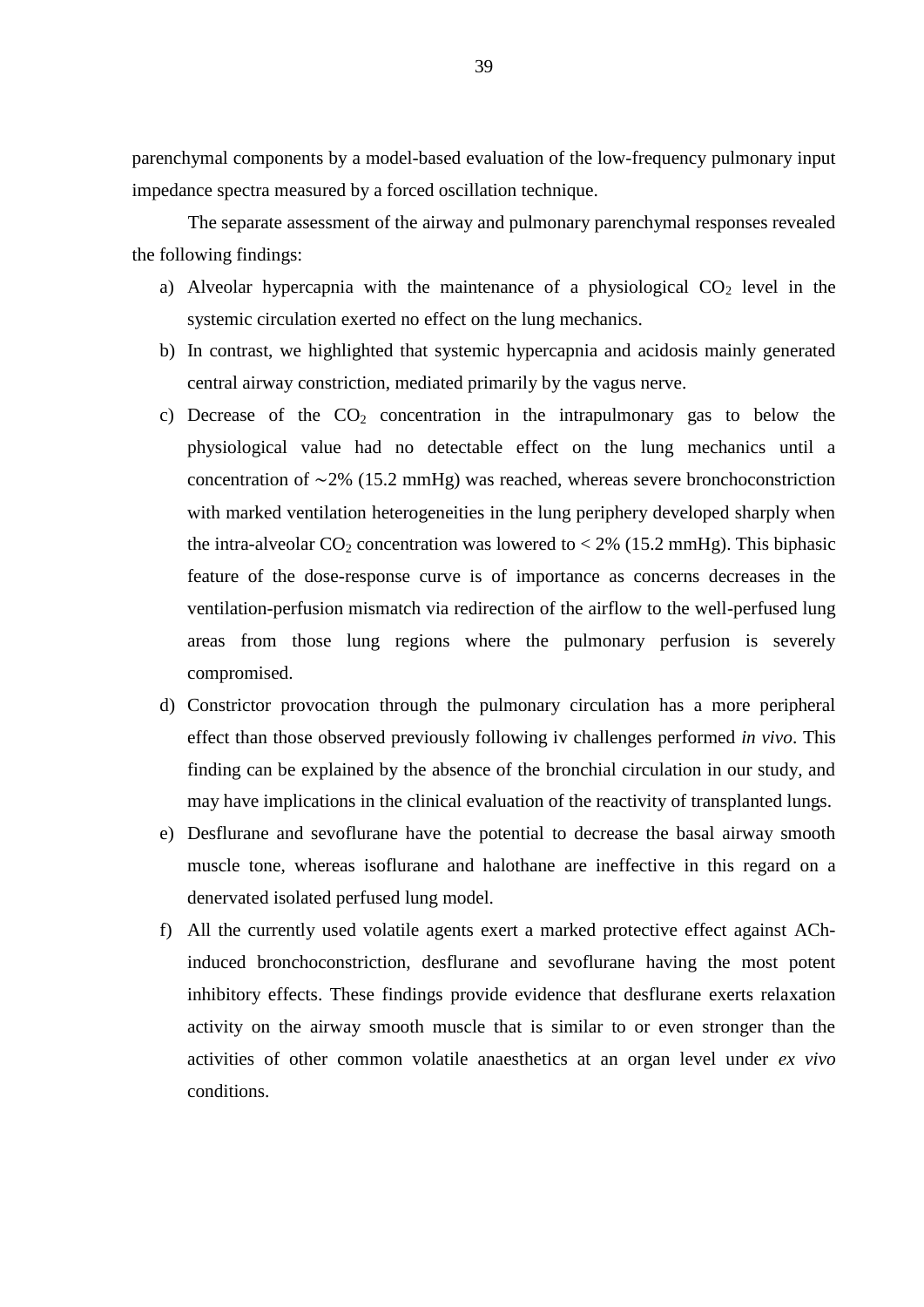parenchymal components by a model-based evaluation of the low-frequency pulmonary input impedance spectra measured by a forced oscillation technique.

The separate assessment of the airway and pulmonary parenchymal responses revealed the following findings:

a) Alveolar hypercapnia with the maintenance of a physiological $CO_2$ level in the systemic circulation exerted no effect on the lung mechanics.
b) In contrast, we highlighted that systemic hypercapnia and acidosis mainly generated central airway constriction, mediated primarily by the vagus nerve.
c) Decrease of the $CO_2$ concentration in the intrapulmonary gas to below the physiological value had no detectable effect on the lung mechanics until a concentration of ∼2% (15.2 mmHg) was reached, whereas severe bronchoconstriction with marked ventilation heterogeneities in the lung periphery developed sharply when the intra-alveolar $CO_2$ concentration was lowered to < 2% (15.2 mmHg). This biphasic feature of the dose-response curve is of importance as concerns decreases in the ventilation-perfusion mismatch via redirection of the airflow to the well-perfused lung areas from those lung regions where the pulmonary perfusion is severely compromised.
d) Constrictor provocation through the pulmonary circulation has a more peripheral effect than those observed previously following iv challenges performed *in vivo*. This finding can be explained by the absence of the bronchial circulation in our study, and may have implications in the clinical evaluation of the reactivity of transplanted lungs.
e) Desflurane and sevoflurane have the potential to decrease the basal airway smooth muscle tone, whereas isoflurane and halothane are ineffective in this regard on a denervated isolated perfused lung model.
f) All the currently used volatile agents exert a marked protective effect against ACh-induced bronchoconstriction, desflurane and sevoflurane having the most potent inhibitory effects. These findings provide evidence that desflurane exerts relaxation activity on the airway smooth muscle that is similar to or even stronger than the activities of other common volatile anaesthetics at an organ level under *ex vivo* conditions.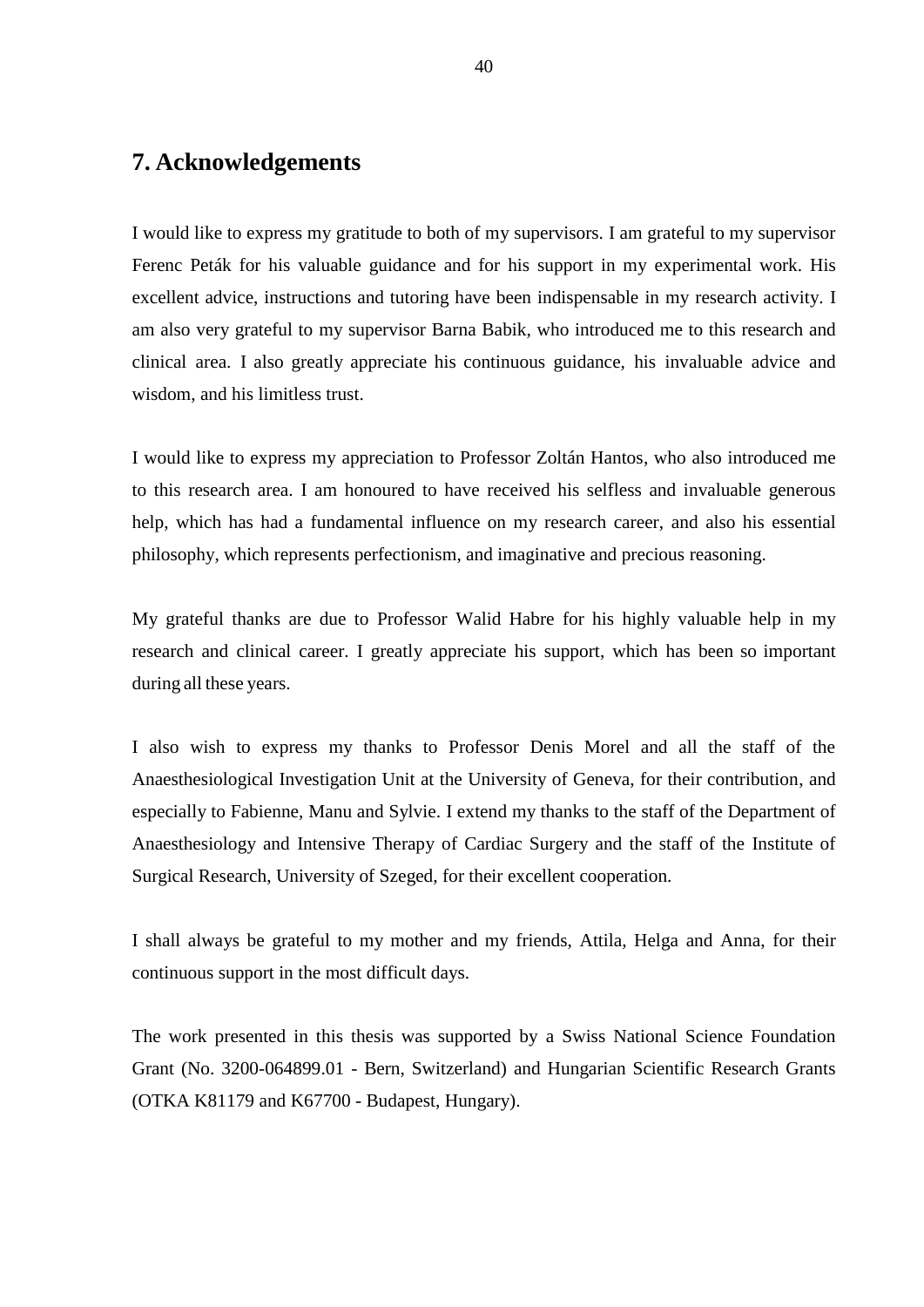# 7. Acknowledgements

I would like to express my gratitude to both of my supervisors. I am grateful to my supervisor Ferenc Peták for his valuable guidance and for his support in my experimental work. His excellent advice, instructions and tutoring have been indispensable in my research activity. I am also very grateful to my supervisor Barna Babik, who introduced me to this research and clinical area. I also greatly appreciate his continuous guidance, his invaluable advice and wisdom, and his limitless trust.

I would like to express my appreciation to Professor Zoltán Hantos, who also introduced me to this research area. I am honoured to have received his selfless and invaluable generous help, which has had a fundamental influence on my research career, and also his essential philosophy, which represents perfectionism, and imaginative and precious reasoning.

My grateful thanks are due to Professor Walid Habre for his highly valuable help in my research and clinical career. I greatly appreciate his support, which has been so important during all these years.

I also wish to express my thanks to Professor Denis Morel and all the staff of the Anaesthesiological Investigation Unit at the University of Geneva, for their contribution, and especially to Fabienne, Manu and Sylvie. I extend my thanks to the staff of the Department of Anaesthesiology and Intensive Therapy of Cardiac Surgery and the staff of the Institute of Surgical Research, University of Szeged, for their excellent cooperation.

I shall always be grateful to my mother and my friends, Attila, Helga and Anna, for their continuous support in the most difficult days.

The work presented in this thesis was supported by a Swiss National Science Foundation Grant (No. 3200-064899.01 - Bern, Switzerland) and Hungarian Scientific Research Grants (OTKA K81179 and K67700 - Budapest, Hungary).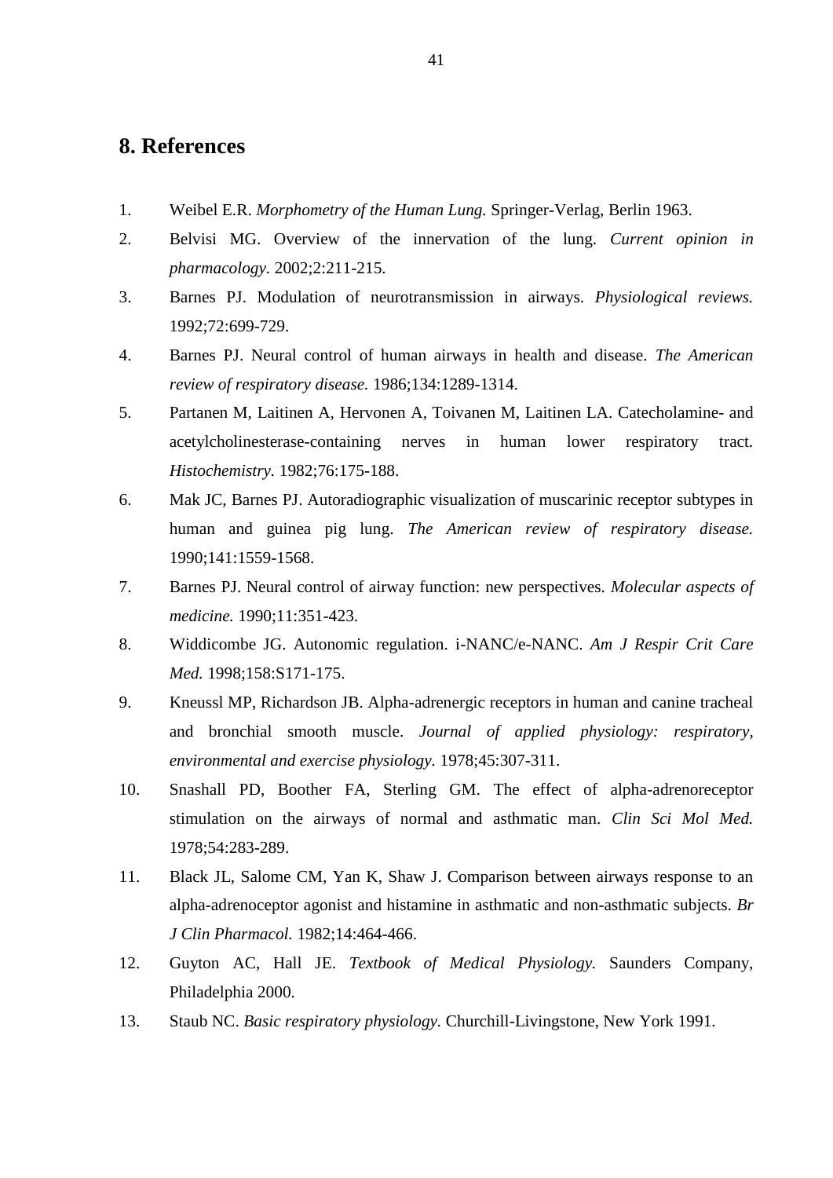## 8. References

1. Weibel E.R. *Morphometry of the Human Lung.* Springer-Verlag, Berlin 1963.
2. Belvisi MG. Overview of the innervation of the lung. *Current opinion in pharmacology.* 2002;2:211-215.
3. Barnes PJ. Modulation of neurotransmission in airways. *Physiological reviews.* 1992;72:699-729.
4. Barnes PJ. Neural control of human airways in health and disease. *The American review of respiratory disease.* 1986;134:1289-1314.
5. Partanen M, Laitinen A, Hervonen A, Toivanen M, Laitinen LA. Catecholamine- and acetylcholinesterase-containing nerves in human lower respiratory tract. *Histochemistry.* 1982;76:175-188.
6. Mak JC, Barnes PJ. Autoradiographic visualization of muscarinic receptor subtypes in human and guinea pig lung. *The American review of respiratory disease.* 1990;141:1559-1568.
7. Barnes PJ. Neural control of airway function: new perspectives. *Molecular aspects of medicine.* 1990;11:351-423.
8. Widdicombe JG. Autonomic regulation. i-NANC/e-NANC. *Am J Respir Crit Care Med.* 1998;158:S171-175.
9. Kneussl MP, Richardson JB. Alpha-adrenergic receptors in human and canine tracheal and bronchial smooth muscle. *Journal of applied physiology: respiratory, environmental and exercise physiology.* 1978;45:307-311.
10. Snashall PD, Boother FA, Sterling GM. The effect of alpha-adrenoreceptor stimulation on the airways of normal and asthmatic man. *Clin Sci Mol Med.* 1978;54:283-289.
11. Black JL, Salome CM, Yan K, Shaw J. Comparison between airways response to an alpha-adrenoceptor agonist and histamine in asthmatic and non-asthmatic subjects. *Br J Clin Pharmacol.* 1982;14:464-466.
12. Guyton AC, Hall JE. *Textbook of Medical Physiology.* Saunders Company, Philadelphia 2000.
13. Staub NC. *Basic respiratory physiology.* Churchill-Livingstone, New York 1991.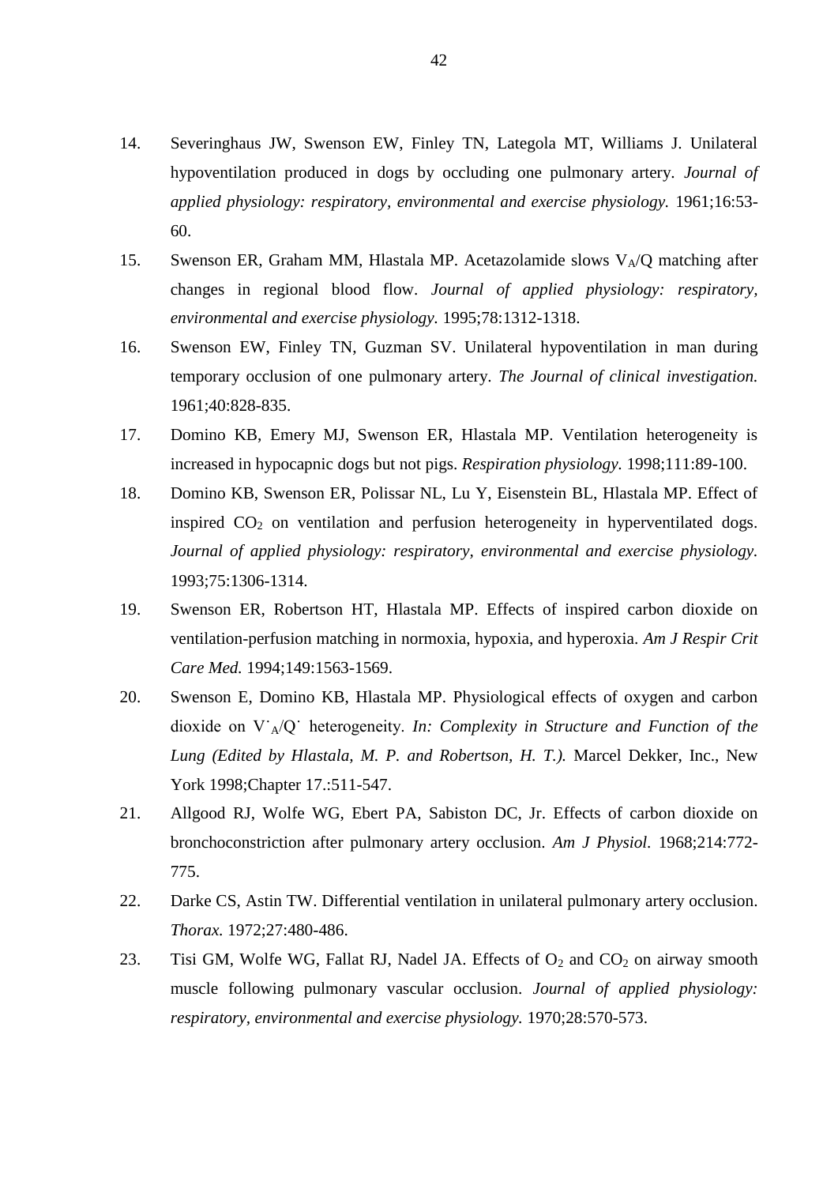14. Severinghaus JW, Swenson EW, Finley TN, Lategola MT, Williams J. Unilateral hypoventilation produced in dogs by occluding one pulmonary artery. *Journal of applied physiology: respiratory, environmental and exercise physiology.* 1961;16:53-60.

15. Swenson ER, Graham MM, Hlastala MP. Acetazolamide slows $V_A/Q$ matching after changes in regional blood flow. *Journal of applied physiology: respiratory, environmental and exercise physiology.* 1995;78:1312-1318.

16. Swenson EW, Finley TN, Guzman SV. Unilateral hypoventilation in man during temporary occlusion of one pulmonary artery. *The Journal of clinical investigation.* 1961;40:828-835.

17. Domino KB, Emery MJ, Swenson ER, Hlastala MP. Ventilation heterogeneity is increased in hypocapnic dogs but not pigs. *Respiration physiology.* 1998;111:89-100.

18. Domino KB, Swenson ER, Polissar NL, Lu Y, Eisenstein BL, Hlastala MP. Effect of inspired $CO_2$ on ventilation and perfusion heterogeneity in hyperventilated dogs. *Journal of applied physiology: respiratory, environmental and exercise physiology.* 1993;75:1306-1314.

19. Swenson ER, Robertson HT, Hlastala MP. Effects of inspired carbon dioxide on ventilation-perfusion matching in normoxia, hypoxia, and hyperoxia. *Am J Respir Crit Care Med.* 1994;149:1563-1569.

20. Swenson E, Domino KB, Hlastala MP. Physiological effects of oxygen and carbon dioxide on $\dot{V}_A/\dot{Q}$ heterogeneity. *In: Complexity in Structure and Function of the Lung (Edited by Hlastala, M. P. and Robertson, H. T.).* Marcel Dekker, Inc., New York 1998;Chapter 17.:511-547.

21. Allgood RJ, Wolfe WG, Ebert PA, Sabiston DC, Jr. Effects of carbon dioxide on bronchoconstriction after pulmonary artery occlusion. *Am J Physiol.* 1968;214:772-775.

22. Darke CS, Astin TW. Differential ventilation in unilateral pulmonary artery occlusion. *Thorax.* 1972;27:480-486.

23. Tisi GM, Wolfe WG, Fallat RJ, Nadel JA. Effects of $O_2$ and $CO_2$ on airway smooth muscle following pulmonary vascular occlusion. *Journal of applied physiology: respiratory, environmental and exercise physiology.* 1970;28:570-573.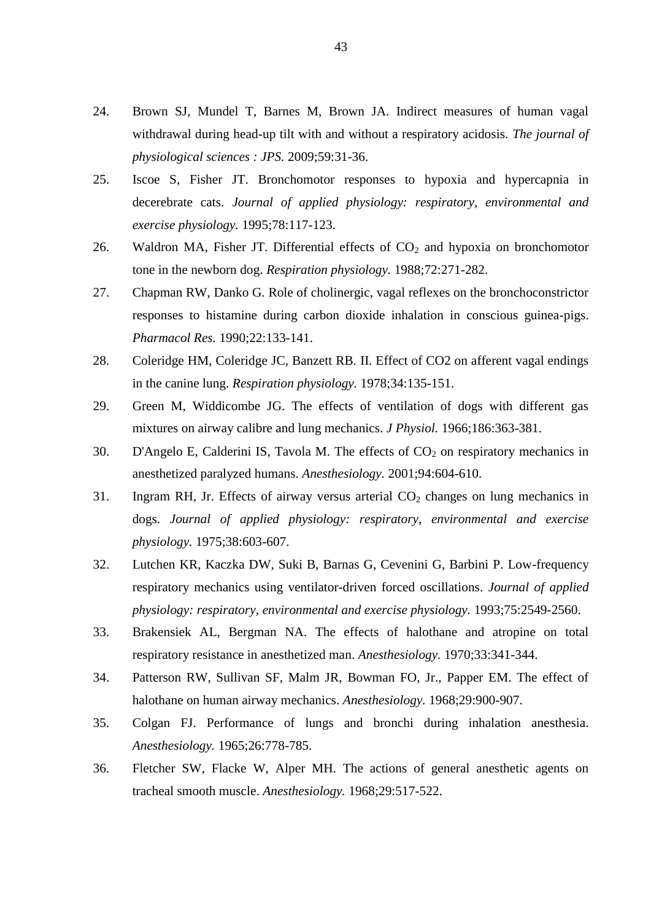24. Brown SJ, Mundel T, Barnes M, Brown JA. Indirect measures of human vagal withdrawal during head-up tilt with and without a respiratory acidosis. *The journal of physiological sciences : JPS.* 2009;59:31-36.
25. Iscoe S, Fisher JT. Bronchomotor responses to hypoxia and hypercapnia in decerebrate cats. *Journal of applied physiology: respiratory, environmental and exercise physiology.* 1995;78:117-123.
26. Waldron MA, Fisher JT. Differential effects of $CO_2$ and hypoxia on bronchomotor tone in the newborn dog. *Respiration physiology.* 1988;72:271-282.
27. Chapman RW, Danko G. Role of cholinergic, vagal reflexes on the bronchoconstrictor responses to histamine during carbon dioxide inhalation in conscious guinea-pigs. *Pharmacol Res.* 1990;22:133-141.
28. Coleridge HM, Coleridge JC, Banzett RB. II. Effect of CO2 on afferent vagal endings in the canine lung. *Respiration physiology.* 1978;34:135-151.
29. Green M, Widdicombe JG. The effects of ventilation of dogs with different gas mixtures on airway calibre and lung mechanics. *J Physiol.* 1966;186:363-381.
30. D'Angelo E, Calderini IS, Tavola M. The effects of $CO_2$ on respiratory mechanics in anesthetized paralyzed humans. *Anesthesiology.* 2001;94:604-610.
31. Ingram RH, Jr. Effects of airway versus arterial $CO_2$ changes on lung mechanics in dogs. *Journal of applied physiology: respiratory, environmental and exercise physiology.* 1975;38:603-607.
32. Lutchen KR, Kaczka DW, Suki B, Barnas G, Cevenini G, Barbini P. Low-frequency respiratory mechanics using ventilator-driven forced oscillations. *Journal of applied physiology: respiratory, environmental and exercise physiology.* 1993;75:2549-2560.
33. Brakensiek AL, Bergman NA. The effects of halothane and atropine on total respiratory resistance in anesthetized man. *Anesthesiology.* 1970;33:341-344.
34. Patterson RW, Sullivan SF, Malm JR, Bowman FO, Jr., Papper EM. The effect of halothane on human airway mechanics. *Anesthesiology.* 1968;29:900-907.
35. Colgan FJ. Performance of lungs and bronchi during inhalation anesthesia. *Anesthesiology.* 1965;26:778-785.
36. Fletcher SW, Flacke W, Alper MH. The actions of general anesthetic agents on tracheal smooth muscle. *Anesthesiology.* 1968;29:517-522.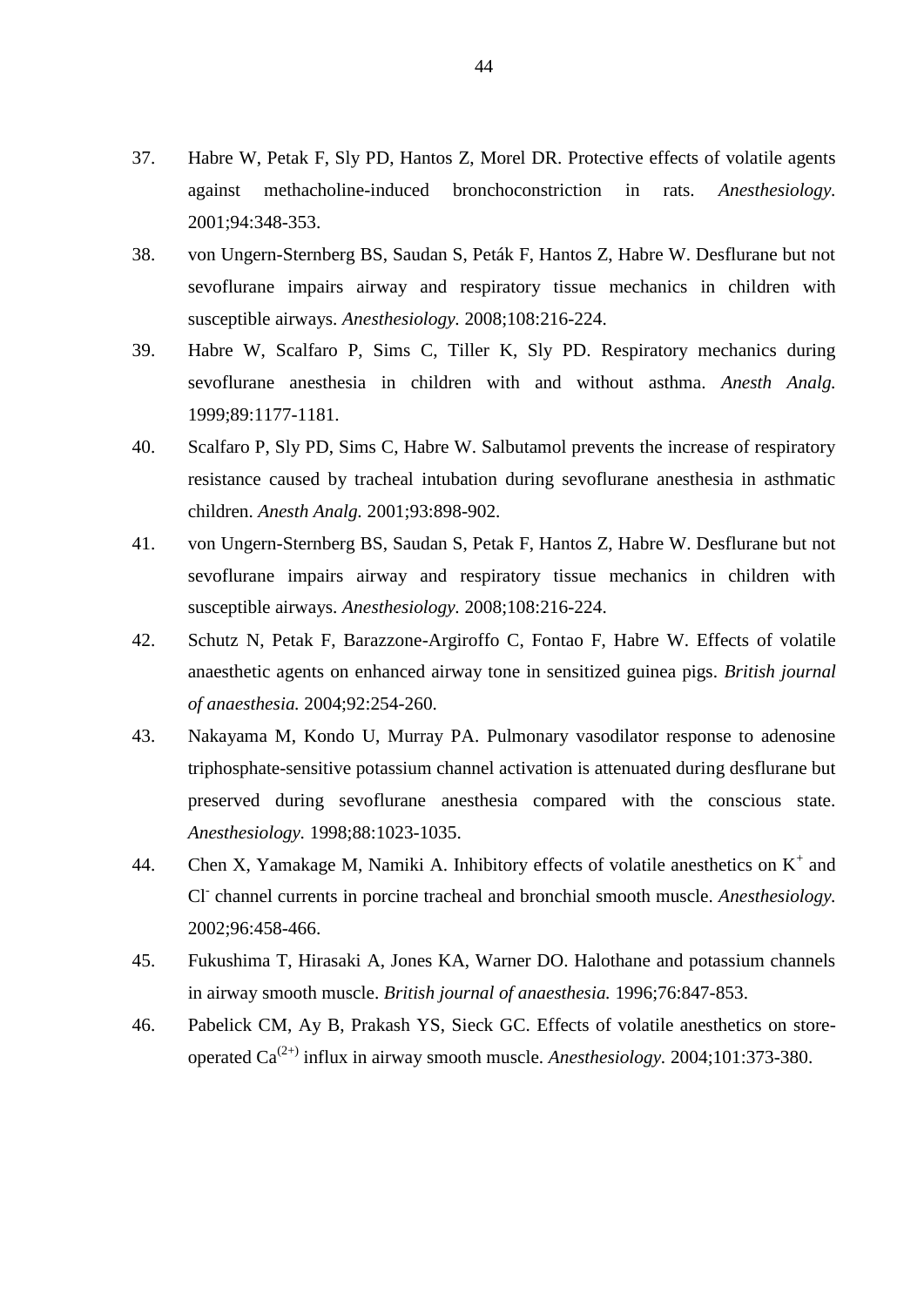37. Habre W, Petak F, Sly PD, Hantos Z, Morel DR. Protective effects of volatile agents against methacholine-induced bronchoconstriction in rats. *Anesthesiology.* 2001;94:348-353.
38. von Ungern-Sternberg BS, Saudan S, Peták F, Hantos Z, Habre W. Desflurane but not sevoflurane impairs airway and respiratory tissue mechanics in children with susceptible airways. *Anesthesiology.* 2008;108:216-224.
39. Habre W, Scalfaro P, Sims C, Tiller K, Sly PD. Respiratory mechanics during sevoflurane anesthesia in children with and without asthma. *Anesth Analg.* 1999;89:1177-1181.
40. Scalfaro P, Sly PD, Sims C, Habre W. Salbutamol prevents the increase of respiratory resistance caused by tracheal intubation during sevoflurane anesthesia in asthmatic children. *Anesth Analg.* 2001;93:898-902.
41. von Ungern-Sternberg BS, Saudan S, Petak F, Hantos Z, Habre W. Desflurane but not sevoflurane impairs airway and respiratory tissue mechanics in children with susceptible airways. *Anesthesiology.* 2008;108:216-224.
42. Schutz N, Petak F, Barazzone-Argiroffo C, Fontao F, Habre W. Effects of volatile anaesthetic agents on enhanced airway tone in sensitized guinea pigs. *British journal of anaesthesia.* 2004;92:254-260.
43. Nakayama M, Kondo U, Murray PA. Pulmonary vasodilator response to adenosine triphosphate-sensitive potassium channel activation is attenuated during desflurane but preserved during sevoflurane anesthesia compared with the conscious state. *Anesthesiology.* 1998;88:1023-1035.
44. Chen X, Yamakage M, Namiki A. Inhibitory effects of volatile anesthetics on $K^+$ and $Cl^-$ channel currents in porcine tracheal and bronchial smooth muscle. *Anesthesiology.* 2002;96:458-466.
45. Fukushima T, Hirasaki A, Jones KA, Warner DO. Halothane and potassium channels in airway smooth muscle. *British journal of anaesthesia.* 1996;76:847-853.
46. Pabelick CM, Ay B, Prakash YS, Sieck GC. Effects of volatile anesthetics on store-operated $Ca^{(2+)}$ influx in airway smooth muscle. *Anesthesiology.* 2004;101:373-380.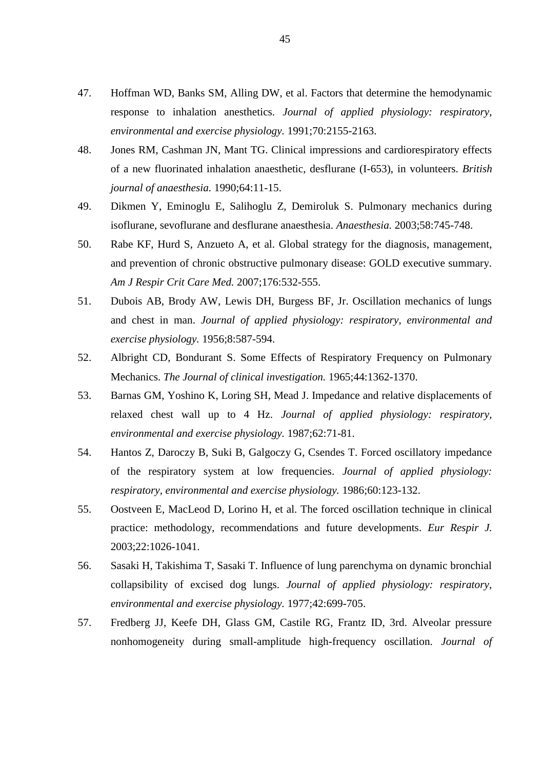47. Hoffman WD, Banks SM, Alling DW, et al. Factors that determine the hemodynamic response to inhalation anesthetics. *Journal of applied physiology: respiratory, environmental and exercise physiology.* 1991;70:2155-2163.
48. Jones RM, Cashman JN, Mant TG. Clinical impressions and cardiorespiratory effects of a new fluorinated inhalation anaesthetic, desflurane (I-653), in volunteers. *British journal of anaesthesia.* 1990;64:11-15.
49. Dikmen Y, Eminoglu E, Salihoglu Z, Demiroluk S. Pulmonary mechanics during isoflurane, sevoflurane and desflurane anaesthesia. *Anaesthesia.* 2003;58:745-748.
50. Rabe KF, Hurd S, Anzueto A, et al. Global strategy for the diagnosis, management, and prevention of chronic obstructive pulmonary disease: GOLD executive summary. *Am J Respir Crit Care Med.* 2007;176:532-555.
51. Dubois AB, Brody AW, Lewis DH, Burgess BF, Jr. Oscillation mechanics of lungs and chest in man. *Journal of applied physiology: respiratory, environmental and exercise physiology.* 1956;8:587-594.
52. Albright CD, Bondurant S. Some Effects of Respiratory Frequency on Pulmonary Mechanics. *The Journal of clinical investigation.* 1965;44:1362-1370.
53. Barnas GM, Yoshino K, Loring SH, Mead J. Impedance and relative displacements of relaxed chest wall up to 4 Hz. *Journal of applied physiology: respiratory, environmental and exercise physiology.* 1987;62:71-81.
54. Hantos Z, Daroczy B, Suki B, Galgoczy G, Csendes T. Forced oscillatory impedance of the respiratory system at low frequencies. *Journal of applied physiology: respiratory, environmental and exercise physiology.* 1986;60:123-132.
55. Oostveen E, MacLeod D, Lorino H, et al. The forced oscillation technique in clinical practice: methodology, recommendations and future developments. *Eur Respir J.* 2003;22:1026-1041.
56. Sasaki H, Takishima T, Sasaki T. Influence of lung parenchyma on dynamic bronchial collapsibility of excised dog lungs. *Journal of applied physiology: respiratory, environmental and exercise physiology.* 1977;42:699-705.
57. Fredberg JJ, Keefe DH, Glass GM, Castile RG, Frantz ID, 3rd. Alveolar pressure nonhomogeneity during small-amplitude high-frequency oscillation. *Journal of*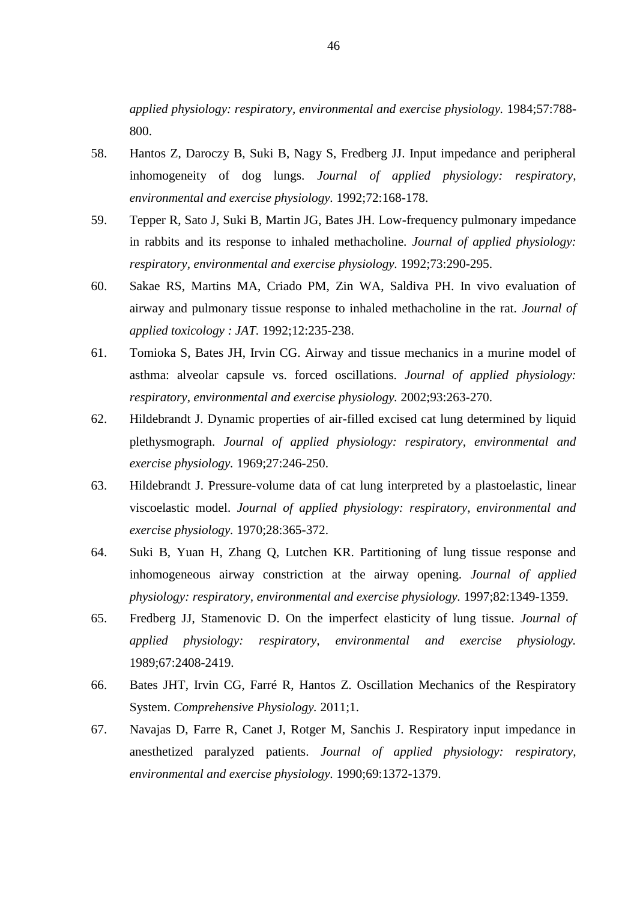*applied physiology: respiratory, environmental and exercise physiology.* 1984;57:788-800.

58. Hantos Z, Daroczy B, Suki B, Nagy S, Fredberg JJ. Input impedance and peripheral inhomogeneity of dog lungs. *Journal of applied physiology: respiratory, environmental and exercise physiology.* 1992;72:168-178.
59. Tepper R, Sato J, Suki B, Martin JG, Bates JH. Low-frequency pulmonary impedance in rabbits and its response to inhaled methacholine. *Journal of applied physiology: respiratory, environmental and exercise physiology.* 1992;73:290-295.
60. Sakae RS, Martins MA, Criado PM, Zin WA, Saldiva PH. In vivo evaluation of airway and pulmonary tissue response to inhaled methacholine in the rat. *Journal of applied toxicology : JAT.* 1992;12:235-238.
61. Tomioka S, Bates JH, Irvin CG. Airway and tissue mechanics in a murine model of asthma: alveolar capsule vs. forced oscillations. *Journal of applied physiology: respiratory, environmental and exercise physiology.* 2002;93:263-270.
62. Hildebrandt J. Dynamic properties of air-filled excised cat lung determined by liquid plethysmograph. *Journal of applied physiology: respiratory, environmental and exercise physiology.* 1969;27:246-250.
63. Hildebrandt J. Pressure-volume data of cat lung interpreted by a plastoelastic, linear viscoelastic model. *Journal of applied physiology: respiratory, environmental and exercise physiology.* 1970;28:365-372.
64. Suki B, Yuan H, Zhang Q, Lutchen KR. Partitioning of lung tissue response and inhomogeneous airway constriction at the airway opening. *Journal of applied physiology: respiratory, environmental and exercise physiology.* 1997;82:1349-1359.
65. Fredberg JJ, Stamenovic D. On the imperfect elasticity of lung tissue. *Journal of applied physiology: respiratory, environmental and exercise physiology.* 1989;67:2408-2419.
66. Bates JHT, Irvin CG, Farré R, Hantos Z. Oscillation Mechanics of the Respiratory System. *Comprehensive Physiology.* 2011;1.
67. Navajas D, Farre R, Canet J, Rotger M, Sanchis J. Respiratory input impedance in anesthetized paralyzed patients. *Journal of applied physiology: respiratory, environmental and exercise physiology.* 1990;69:1372-1379.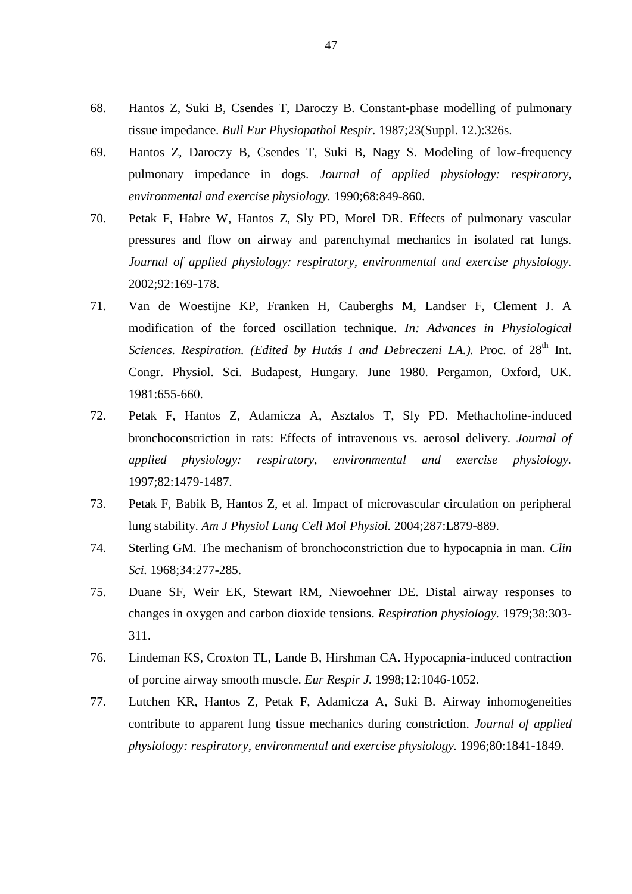68. Hantos Z, Suki B, Csendes T, Daroczy B. Constant-phase modelling of pulmonary tissue impedance. *Bull Eur Physiopathol Respir.* 1987;23(Suppl. 12.):326s.
69. Hantos Z, Daroczy B, Csendes T, Suki B, Nagy S. Modeling of low-frequency pulmonary impedance in dogs. *Journal of applied physiology: respiratory, environmental and exercise physiology.* 1990;68:849-860.
70. Petak F, Habre W, Hantos Z, Sly PD, Morel DR. Effects of pulmonary vascular pressures and flow on airway and parenchymal mechanics in isolated rat lungs. *Journal of applied physiology: respiratory, environmental and exercise physiology.* 2002;92:169-178.
71. Van de Woestijne KP, Franken H, Cauberghs M, Landser F, Clement J. A modification of the forced oscillation technique. *In: Advances in Physiological Sciences. Respiration. (Edited by Hutás I and Debreczeni LA.).* Proc. of 28th Int. Congr. Physiol. Sci. Budapest, Hungary. June 1980. Pergamon, Oxford, UK. 1981:655-660.
72. Petak F, Hantos Z, Adamicza A, Asztalos T, Sly PD. Methacholine-induced bronchoconstriction in rats: Effects of intravenous vs. aerosol delivery. *Journal of applied physiology: respiratory, environmental and exercise physiology.* 1997;82:1479-1487.
73. Petak F, Babik B, Hantos Z, et al. Impact of microvascular circulation on peripheral lung stability. *Am J Physiol Lung Cell Mol Physiol.* 2004;287:L879-889.
74. Sterling GM. The mechanism of bronchoconstriction due to hypocapnia in man. *Clin Sci.* 1968;34:277-285.
75. Duane SF, Weir EK, Stewart RM, Niewoehner DE. Distal airway responses to changes in oxygen and carbon dioxide tensions. *Respiration physiology.* 1979;38:303-311.
76. Lindeman KS, Croxton TL, Lande B, Hirshman CA. Hypocapnia-induced contraction of porcine airway smooth muscle. *Eur Respir J.* 1998;12:1046-1052.
77. Lutchen KR, Hantos Z, Petak F, Adamicza A, Suki B. Airway inhomogeneities contribute to apparent lung tissue mechanics during constriction. *Journal of applied physiology: respiratory, environmental and exercise physiology.* 1996;80:1841-1849.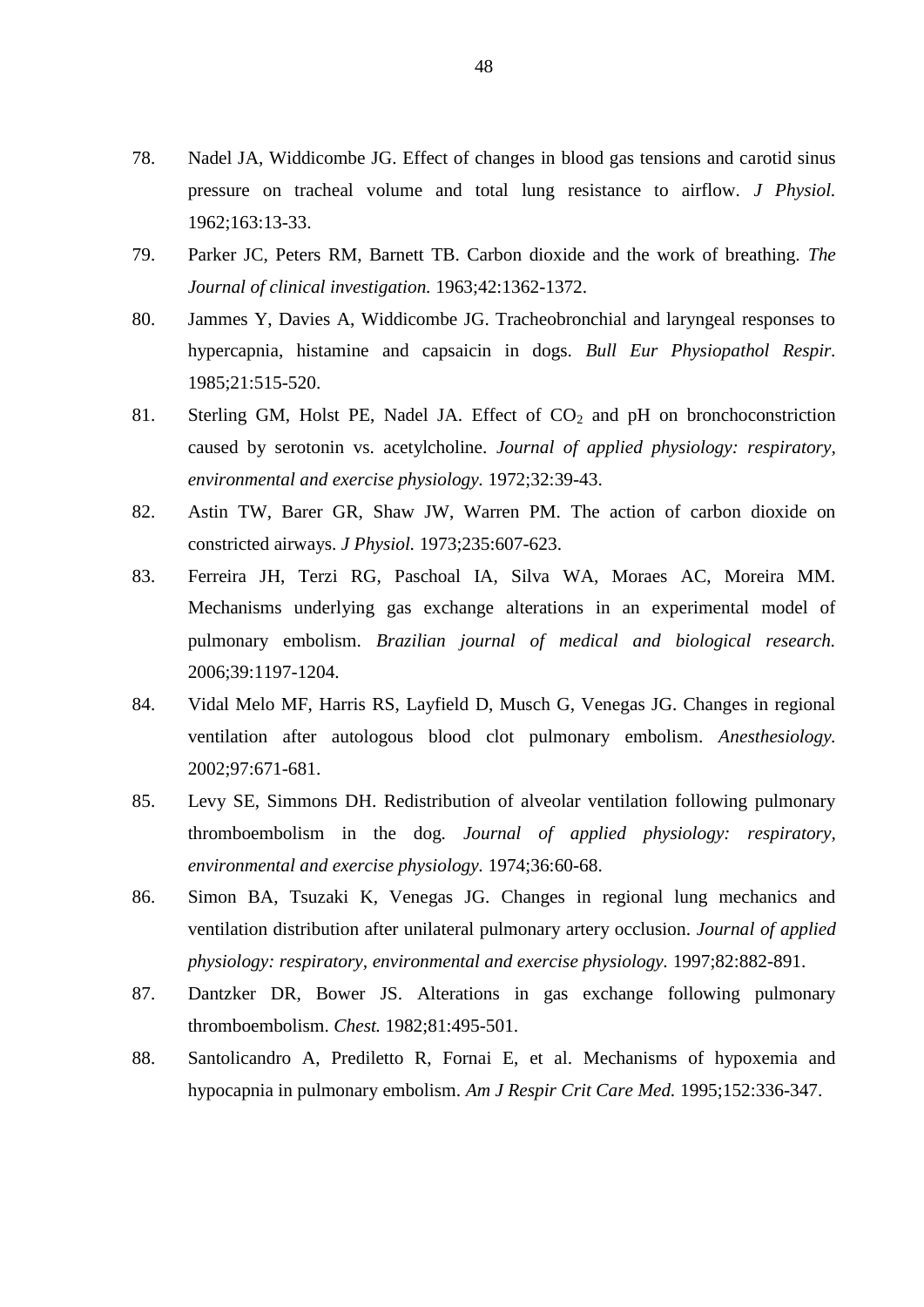78. Nadel JA, Widdicombe JG. Effect of changes in blood gas tensions and carotid sinus pressure on tracheal volume and total lung resistance to airflow. *J Physiol.* 1962;163:13-33.

79. Parker JC, Peters RM, Barnett TB. Carbon dioxide and the work of breathing. *The Journal of clinical investigation.* 1963;42:1362-1372.

80. Jammes Y, Davies A, Widdicombe JG. Tracheobronchial and laryngeal responses to hypercapnia, histamine and capsaicin in dogs. *Bull Eur Physiopathol Respir.* 1985;21:515-520.

81. Sterling GM, Holst PE, Nadel JA. Effect of $CO_2$ and pH on bronchoconstriction caused by serotonin vs. acetylcholine. *Journal of applied physiology: respiratory, environmental and exercise physiology.* 1972;32:39-43.

82. Astin TW, Barer GR, Shaw JW, Warren PM. The action of carbon dioxide on constricted airways. *J Physiol.* 1973;235:607-623.

83. Ferreira JH, Terzi RG, Paschoal IA, Silva WA, Moraes AC, Moreira MM. Mechanisms underlying gas exchange alterations in an experimental model of pulmonary embolism. *Brazilian journal of medical and biological research.* 2006;39:1197-1204.

84. Vidal Melo MF, Harris RS, Layfield D, Musch G, Venegas JG. Changes in regional ventilation after autologous blood clot pulmonary embolism. *Anesthesiology.* 2002;97:671-681.

85. Levy SE, Simmons DH. Redistribution of alveolar ventilation following pulmonary thromboembolism in the dog. *Journal of applied physiology: respiratory, environmental and exercise physiology.* 1974;36:60-68.

86. Simon BA, Tsuzaki K, Venegas JG. Changes in regional lung mechanics and ventilation distribution after unilateral pulmonary artery occlusion. *Journal of applied physiology: respiratory, environmental and exercise physiology.* 1997;82:882-891.

87. Dantzker DR, Bower JS. Alterations in gas exchange following pulmonary thromboembolism. *Chest.* 1982;81:495-501.

88. Santolicandro A, Prediletto R, Fornai E, et al. Mechanisms of hypoxemia and hypocapnia in pulmonary embolism. *Am J Respir Crit Care Med.* 1995;152:336-347.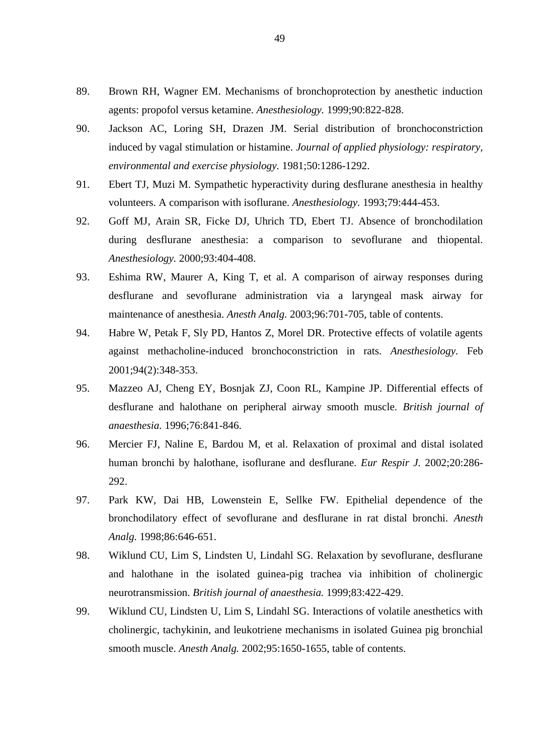89. Brown RH, Wagner EM. Mechanisms of bronchoprotection by anesthetic induction agents: propofol versus ketamine. *Anesthesiology.* 1999;90:822-828.
90. Jackson AC, Loring SH, Drazen JM. Serial distribution of bronchoconstriction induced by vagal stimulation or histamine. *Journal of applied physiology: respiratory, environmental and exercise physiology.* 1981;50:1286-1292.
91. Ebert TJ, Muzi M. Sympathetic hyperactivity during desflurane anesthesia in healthy volunteers. A comparison with isoflurane. *Anesthesiology.* 1993;79:444-453.
92. Goff MJ, Arain SR, Ficke DJ, Uhrich TD, Ebert TJ. Absence of bronchodilation during desflurane anesthesia: a comparison to sevoflurane and thiopental. *Anesthesiology.* 2000;93:404-408.
93. Eshima RW, Maurer A, King T, et al. A comparison of airway responses during desflurane and sevoflurane administration via a laryngeal mask airway for maintenance of anesthesia. *Anesth Analg.* 2003;96:701-705, table of contents.
94. Habre W, Petak F, Sly PD, Hantos Z, Morel DR. Protective effects of volatile agents against methacholine-induced bronchoconstriction in rats. *Anesthesiology.* Feb 2001;94(2):348-353.
95. Mazzeo AJ, Cheng EY, Bosnjak ZJ, Coon RL, Kampine JP. Differential effects of desflurane and halothane on peripheral airway smooth muscle. *British journal of anaesthesia.* 1996;76:841-846.
96. Mercier FJ, Naline E, Bardou M, et al. Relaxation of proximal and distal isolated human bronchi by halothane, isoflurane and desflurane. *Eur Respir J.* 2002;20:286-292.
97. Park KW, Dai HB, Lowenstein E, Sellke FW. Epithelial dependence of the bronchodilatory effect of sevoflurane and desflurane in rat distal bronchi. *Anesth Analg.* 1998;86:646-651.
98. Wiklund CU, Lim S, Lindsten U, Lindahl SG. Relaxation by sevoflurane, desflurane and halothane in the isolated guinea-pig trachea via inhibition of cholinergic neurotransmission. *British journal of anaesthesia.* 1999;83:422-429.
99. Wiklund CU, Lindsten U, Lim S, Lindahl SG. Interactions of volatile anesthetics with cholinergic, tachykinin, and leukotriene mechanisms in isolated Guinea pig bronchial smooth muscle. *Anesth Analg.* 2002;95:1650-1655, table of contents.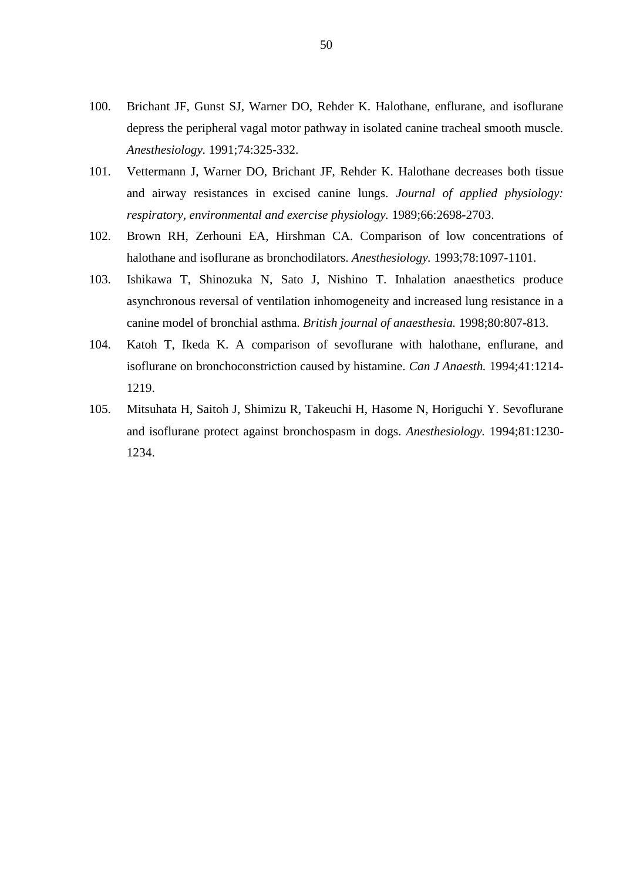100. Brichant JF, Gunst SJ, Warner DO, Rehder K. Halothane, enflurane, and isoflurane depress the peripheral vagal motor pathway in isolated canine tracheal smooth muscle. *Anesthesiology.* 1991;74:325-332.

101. Vettermann J, Warner DO, Brichant JF, Rehder K. Halothane decreases both tissue and airway resistances in excised canine lungs. *Journal of applied physiology: respiratory, environmental and exercise physiology.* 1989;66:2698-2703.

102. Brown RH, Zerhouni EA, Hirshman CA. Comparison of low concentrations of halothane and isoflurane as bronchodilators. *Anesthesiology.* 1993;78:1097-1101.

103. Ishikawa T, Shinozuka N, Sato J, Nishino T. Inhalation anaesthetics produce asynchronous reversal of ventilation inhomogeneity and increased lung resistance in a canine model of bronchial asthma. *British journal of anaesthesia.* 1998;80:807-813.

104. Katoh T, Ikeda K. A comparison of sevoflurane with halothane, enflurane, and isoflurane on bronchoconstriction caused by histamine. *Can J Anaesth.* 1994;41:1214-1219.

105. Mitsuhata H, Saitoh J, Shimizu R, Takeuchi H, Hasome N, Horiguchi Y. Sevoflurane and isoflurane protect against bronchospasm in dogs. *Anesthesiology.* 1994;81:1230-1234.